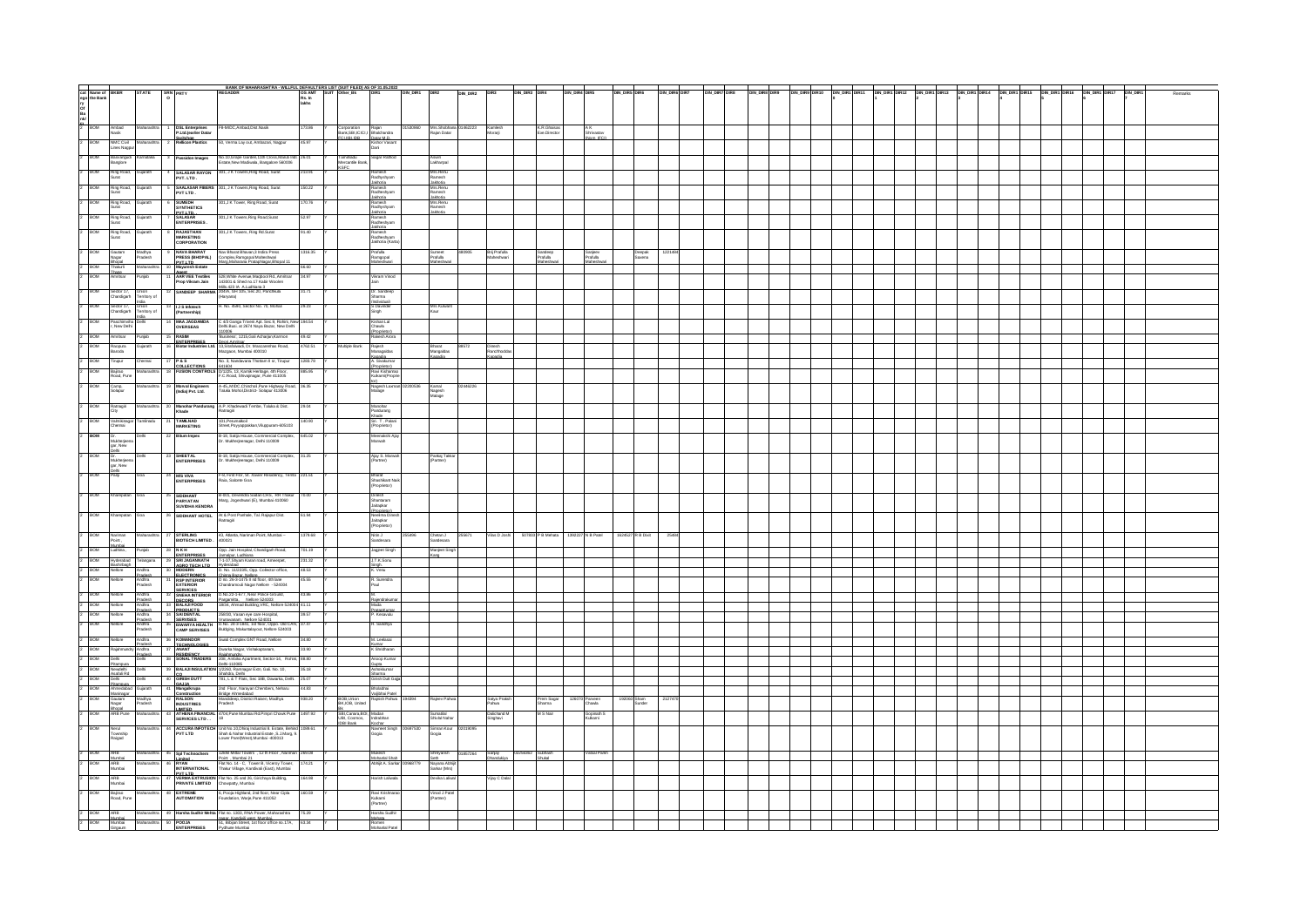# BANK OF MAHARASHTRA - WILLFUL DEFAULTERS LIST (SUIT FILED) AS OF 31.03.2022

| Category | Name of the Bank | BRANCH | STATE | SRNO | PRTY | REGADDR | OS AMT Rs. in lakhs | SUIT | Other_BK | DIR1 | DIN_DIR1 | DIR2 | DIN_DIR2 | DIR3 | DIN_DIR3 | DIR4 | DIN_DIR4 | DIR5 | DIN_DIR5 | DIR6 | DIN_DIR6 | DIR7 | DIN_DIR7 | DIR8 | DIN_DIR8 | DIR9 | DIN_DIR9 | DIR10 | DIN_DIR10 | DIR11 | DIN_DIR11 | DIR12 | DIN_DIR12 | DIR13 | DIN_DIR13 | DIR14 | DIN_DIR14 | DIR15 | DIN_DIR15 | DIR16 | DIN_DIR16 | DIR17 | DIN_DIR17 | Remarks |
|---|---|---|---|---|---|---|---|---|---|---|---|---|---|---|---|---|---|---|---|---|---|---|---|---|---|---|---|---|---|---|---|---|---|---|---|---|---|---|---|---|---|---|---|---|
| 2 | BOM | Ambad Nasik | Maharashtra | 1 | DSL Enterprises P Ltd (earlier Datar Switchgear) | F8 MIDC, Ambad, Dist.Nasik | 173.86 | Y | Corporation Bank, SBI (C.C), IDBI | Rajan Bhalchandra Datar M.D. | 00320960 | Mrs.Shobhana Rajan Datar | 01382223 | Kamlesh Moraji | | K.R.Ghaisas Exe.Director | | A.K. Shrivastav (Nomi. IFCI) | | | | | | | | | | | | | | | | | | | | | | | | | | |
| 2 | BOM | NMC Civil Lines Nagpur | Maharashtra | 2 | Hellcon Plastics | 50, Verma Lay out, Ambazari, Nagpur | 45.97 | Y | | Kishor Vasant Dani | | | | | | | | | | | | | | | | | | | | | | | | | | | | | | | | | | |
| 2 | BOM | Basavangudi Banglore | Karnataka | 3 | Pranidon Images | No.10 Empire Garden, 11th Cross, Mahalaxmi Estate, New Madiwala, Bangalore 560006 | 29.01 | Y | Tamilnadu Mercantile Bank, KSFC | Angel Rebbus | | Akash Lakhanpal | | | | | | | | | | | | | | | | | | | | | | | | | | | | | | | | |
| 2 | BOM | Ring Road, Surat | Gujarath | 4 | SALASAR RAYON PVT. LTD. | 301, J K Towers,Ring Road, Surat | 250.91 | Y | | Ramesh Radheshyam Jakhotia | | Mrs.Renu Ramesh Jakhotia | | | | | | | | | | | | | | | | | | | | | | | | | | | | | | | | |
| 2 | BOM | Ring Road, Surat | Gujarath | 5 | SAALASAR FIBERS PVT LTD. | 301, J K Towers,Ring Road, Surat | 190.22 | Y | | Ramesh Radheshyam Jakhotia | | Mrs.Renu Ramesh Jakhotia | | | | | | | | | | | | | | | | | | | | | | | | | | | | | | | | |
| 2 | BOM | Ring Road, Surat | Gujarath | 6 | SUMEDH SYNTHETICS PVT LTD. | 301,J K Tower, Ring Road, Surat | 170.79 | Y | | Ramesh Radheshyam Jakhotia | | Mrs.Renu Ramesh Jakhotia | | | | | | | | | | | | | | | | | | | | | | | | | | | | | | | | |
| 2 | BOM | Ring Road, Surat | Gujarath | 7 | SALASAR ENTERPRISES | 301,J K Towers,Ring Road,Surat | 52.97 | Y | | Ramesh Radheshyam Jakhotia | | | | | | | | | | | | | | | | | | | | | | | | | | | | | | | | | | |
| 2 | BOM | Ring Road, Surat | Gujarath | 8 | RAJASTHAN MARKETING CORPORATION | 301,J K Towers, Ring Rd.Surat | 91.40 | Y | | Ramesh Radheshyam Jakhotia (Karta) | | | | | | | | | | | | | | | | | | | | | | | | | | | | | | | | | | |
| 2 | BOM | Gautam Nagar Bhopal | Madhya Pradesh | 9 | NAVA BHARAT PRESS (BHOPAL) PVT LTD | Nav Bharat Bhavan,1 Indira Press Complex,Rangapuri Maheshwari Marg,Maharana PratapNagar,Bhopal 11 | 1316.35 | Y | | Praffula Ramgopal Maheshwari | | Suneet Praffula Maheshwari | 983965 | Brij Praffula Maheshwari | | Sandeep Praffula Maheshwari | | Sanjeev Praffula Maheshwari | | Deepak Saxena | 1221484 | | | | | | | | | | | | | | | | | | | | | | | |
| 2 | BOM | Thakurli Thane | Maharashtra | 10 | Mayuresh Estate Agent | | 66.60 | Y | | | | | | | | | | | | | | | | | | | | | | | | | | | | | | | | | | | | |
| 2 | BOM | Amritsar | Punjab | 11 | AAR VEE Textiles Prop Vikram Jain | 528 White Avenue,Majitool Rd, Amritsar 143001 & Shed no.17 Kadir Woolen Mills, G.T.R. A Ludhiana 3 | 34.97 | Y | | Vikram Vinod Jain | | | | | | | | | | | | | | | | | | | | | | | | | | | | | | | | | | |
| 2 | BOM | Sector 17, Chandigarh | Union Territory of India | 12 | SANDEEP SHARMA | 2081/K, 6th flrs, sec 20, Panchkula (Haryana) | 21.71 | Y | | Sh. Sandeep Sharma | | | | | | | | | | | | | | | | | | | | | | | | | | | | | | | | | | |
| 2 | BOM | Sector 17, Chandigarh | Union Territory of India | 13 | J J S Infotech (Partnership) | H. No. 3940, Sector No. 70, Mohali | 28.23 | Y | | S Davinder Singh | | Mrs Kulwant Kaur | | | | | | | | | | | | | | | | | | | | | | | | | | | | | | | | |
| 2 | BOM | Paschimvihar, New Delhi | Delhi | 14 | M/s JAGDAMBA OVERSEAS | C 4/3 Ganga Triveni Apt. Sec.9, Rohini, New Delhi Also at 2874 Naya Bazar, New Delhi 110006 | 156.54 | Y | | Kishan Lal Chawla (Proprietor) | | | | | | | | | | | | | | | | | | | | | | | | | | | | | | | | | | |
| 2 | BOM | Amritsar | Punjab | 15 | RASIM ENTERPRISES | Basawant, 1231,Gali Acharjan,Katra Desh,Amritsar | 49.42 | Y | | Rakesh Arora | | | | | | | | | | | | | | | | | | | | | | | | | | | | | | | | | | |
| 2 | BOM | Racepura Baroda | Gujarath | 16 | Batlar Industries Ltd. | 73,Sindhwadi, Dr. Mascarenhas Road, Mazgaon, Mumbai 400010 | 3762.51 | Y | Multiple Bank | Rajesh Mangaldas Kapadia | | Bharat Mangaldas Kapadia | 98572 | Dinesh Panchhoddas Kapadia | | | | | | | | | | | | | | | | | | | | | | | | | | | | | | |
| 2 | BOM | Tirupur | Chennai | 17 | P & S COLLECTIONS | No. 3, Nandavana Thottam II st, Tirupur 641604 | 1283.79 | Y | | A. Sivakumar (Proprietor) | | | | | | | | | | | | | | | | | | | | | | | | | | | | | | | | | | |
| 2 | BOM | Bajirao Road, Pune | Maharashtra | 18 | FUSION CONTROLS | 6/1(105, 13, Kumar Heritage, 4th Floor, F.C. Road, Shivajinagar, Pune 411005 | 586.55 | Y | | Ravi Kumarrao Kulkarni (Proprietor) | | | | | | | | | | | | | | | | | | | | | | | | | | | | | | | | | | |
| 2 | BOM | Camp, Solapur | Maharashtra | 19 | Manvat Engineers (India) Pvt. Ltd. | A-45, MIDC, Chincholi, Pune Highway Road, Taluka Mohol, District Solapur 413006 | 35.35 | Y | | Nagesh Laxman Malage | 02380536 | Kamal Nagesh Malage | 02449224 | | | | | | | | | | | | | | | | | | | | | | | | | | | | | | | |
| 2 | BOM | Ratnagiri City | Maharashtra | 20 | Manohar Pandurang Khade | A.P. Khadewadi Tembe, Taluka & Dist. Ratnagiri | 29.04 | Y | | Manohar Pandurang Khade | | | | | | | | | | | | | | | | | | | | | | | | | | | | | | | | | | |
| 2 | BOM | Vishnukangar Chennai | Tamilnadu | 21 | TAMILNAD MARKETING | 331,Perumalkoil Street,Poyyappakkam,Viluppuram-605103 | 140.90 | Y | | Sri. T. Palani (Proprietor) | | | | | | | | | | | | | | | | | | | | | | | | | | | | | | | | | | |
| 2 | BOM | Dr. Mukherjeenagar, New Delhi | Delhi | 22 | Bitun Impex | B-19, Satija House, Commercial Complex, Dr. Mukherjeenagar, Delhi 110009 | 645.02 | Y | | Meenakshi Ajay Marwah | | | | | | | | | | | | | | | | | | | | | | | | | | | | | | | | | | |
| 2 | BOM | Dr. Mukherjeenagar, New Delhi | Delhi | 23 | SHEETAL ENTERPRISES | B-19, Satija House, Commercial Complex, Dr. Mukherjeenagar, Delhi 110009 | 21.25 | Y | | Ajay S. Marwah (Partner) | | Pankaj Takkar (Partner) | | | | | | | | | | | | | | | | | | | | | | | | | | | | | | | | |
| 2 | BOM | Ponda | Goa | 24 | SRI VIVA ENTERPRISES | F-II, First Flor, St. Xavier Residency, Tembi Road, Salcete Goa | 221.51 | Y | | Bharat Shashikant Naik (Proprietor) | | | | | | | | | | | | | | | | | | | | | | | | | | | | | | | | | | |
| 2 | BOM | Khanapatan | Goa | 25 | SIDDHANT PARYATAN SUVIDHA KENDRA | B-3/3, Devendra Sadan CHS, MH Thakur Marg, Jogeshwari (E), Mumbai 400060 | 78.00 | Y | | Dinesh Shantaram Jadugkar (Proprietor) | | | | | | | | | | | | | | | | | | | | | | | | | | | | | | | | | | |
| 2 | BOM | Khanapatan | Goa | 26 | SIDDHANT HOTEL | At & Post Pathale, Tal. Rajapur Dist. Ratnagiri | 61.94 | Y | | Neelima Dinesh Jadugkar (Proprietor) | | | | | | | | | | | | | | | | | | | | | | | | | | | | | | | | | | |
| 2 | BOM | Nariman Point, Mumbai | Maharashtra | 27 | STERLING BIOTECH LIMITED. | 43, Atlanta, Nariman Point, Mumbai – 400021 | 1379.49 | Y | | Nitin J Sandesara | 250496 | Chetan J Sandesara | 255671 | Vilas D Joshi | 307833 | P B Mehata | 1392227 | N B Patel | 1626527 | R B Dixit | 25496 | | | | | | | | | | | | | | | | | | | | | | | |
| 2 | BOM | Ludhiana | Punjab | 28 | N K M ENTERPRISES | Opp. Jain Hospital, Chandigarh Road, Jamalpur, Ludhiana | 781.19 | Y | | Jaggam Singh | | Manjeet Singh Kang | | | | | | | | | | | | | | | | | | | | | | | | | | | | | | | | |
| 2 | BOM | Hyderabad Bashirbagh | Telangana | 29 | SRI JAGANNATH AGRO TECH LTD | 7-1-27,Shyam Karan road, Ameerpet, Hyderabad | 231.32 | Y | | J T K Sona Singh | | | | | | | | | | | | | | | | | | | | | | | | | | | | | | | | | | |
| 2 | BOM | Nellore | Andhra Pradesh | 30 | MODERN ELECTRONICS | D. No. 11/2/205, Opp. Collector office, Chinna Bazar, Nellore | 48.53 | Y | | K. Vinna | | | | | | | | | | | | | | | | | | | | | | | | | | | | | | | | | | |
| 2 | BOM | Nellore | Andhra Pradesh | 31 | RSP INTERIOR EXTERIOR SERVICES | D.No. 26-3-1476 II nd floor, 4th lane, Chandramouli Nagar Nellore - 524004 | 45.55 | Y | | R. Surendra Paul | | | | | | | | | | | | | | | | | | | | | | | | | | | | | | | | | | |
| 2 | BOM | Nellore | Andhra Pradesh | 32 | SNEHA INTERIOR DECORS | D.No.23-5-477, Near Police Outpost, Pogathota, Nellore 524002 | 43.86 | Y | | M. Rajendrakumar Reddy | | | | | | | | | | | | | | | | | | | | | | | | | | | | | | | | | | |
| 2 | BOM | Nellore | Andhra Pradesh | 33 | BALAJI FOOD PRODUCTS | 18/34, Ahmad Building,VRC, Nellore 524001 | 41.11 | Y | | Pasupuleti | | | | | | | | | | | | | | | | | | | | | | | | | | | | | | | | | | |
| 2 | BOM | Nellore | Andhra Pradesh | 34 | SAI DENTAL SERVICES | 258/83, Vasan eye care Hospital, Vanavasam, Nellore 524001 | 39.57 | Y | | P. Keravalu | | | | | | | | | | | | | | | | | | | | | | | | | | | | | | | | | | |
| 2 | BOM | Nellore | Andhra Pradesh | 35 | DWARYA HEALTH CAMP SERVICES | D.No. 26-3-1881, 1st floor, Oppo. CBI LAN, Building, Nellore 524003 | 37.47 | Y | | R. Sandhya | | | | | | | | | | | | | | | | | | | | | | | | | | | | | | | | | | |
| 2 | BOM | Nellore | Andhra Pradesh | 36 | KOMANDOR TECHNOLOGIES | Swati Complex GNT Road, Nellore | 34.80 | Y | | M. Leelasai Kumar | | | | | | | | | | | | | | | | | | | | | | | | | | | | | | | | | | |
| 2 | BOM | Rajahmundry | Andhra Pradesh | 37 | ANANT RESIDENCY | Dwarka Nagar, Vishakapatnam, Rajahmundry | 33.90 | Y | | K Shridharan | | | | | | | | | | | | | | | | | | | | | | | | | | | | | | | | | | |
| 2 | BOM | Delhi Pitampura | Delhi | 38 | SONAL TRADERS | 208, Ambika Apartment, Sector-14, Rohini, Delhi 110085 | 69.80 | Y | | Anoop Kumar Gupta | | | | | | | | | | | | | | | | | | | | | | | | | | | | | | | | | | |
| 2 | BOM | Newdelhi Asafali Rd | Delhi | 39 | BALAJI INSULATION CO | 1/5260, Ramnagar Extn, Gali. No. 10, Shahdra, Delhi | 35.19 | Y | | Ashokkumar Sharma | | | | | | | | | | | | | | | | | | | | | | | | | | | | | | | | | | |
| 2 | BOM | Delhi Pitampura | Delhi | 40 | GIRISH DUTT GAUBA | 781, L & T Flats, Sec 108, Dwaraka, Delhi | 25.07 | Y | | Girish Dutt Gauba | | | | | | | | | | | | | | | | | | | | | | | | | | | | | | | | | | |
| 2 | BOM | Ahmedabad Navrangpura | Gujarath | 41 | Mangalkrupa Construction | 2nd Floor, Narayan Chambers, Nehru Bridge Ahmedabad | 44.83 | Y | | Bhaladhar Vajibhai Patel | | | | | | | | | | | | | | | | | | | | | | | | | | | | | | | | | | |
| 2 | BOM | Gautam Nagar Bhopal | Madhya Pradesh | 42 | RALSON INDUSTRIES LIMITED | Mandideep, District Raisen, Madhya Pradesh | 538.20 | Y | BOB, Union BK, OBL, United BK | Rajesh Pahwa | 194094 | Rajeev Pahwa | | Satya Prakash Pahwa | | Prem Sagar Sharma | 126070 | Parveen Chawla | 192062 | Shan Sunder | 2127473 | | | | | | | | | | | | | | | | | | | | | | | |
| 2 | BOM | ARB Pune | Maharashtra | 43 | ATHENA FINANCIAL SERVICES LTD. | 1704,Pune Mumbai Rd,Pimpri Chowk Pune 18 | 1407.92 | Y | SBI, Canara, BOI, CBI, Cosmos, IDBI Bank | Madan Induldasi Kochar | | Sunsadan Shivasheker | | Dalichand M Singhavi | | M S Nair | | Gopinath S Kulkarni | | | | | | | | | | | | | | | | | | | | | | | | | | |
| 2 | BOM | Nerul Township Raigad | Maharashtra | 44 | ACCURA INFOTECH PVT LTD | Unit No 23,Dhiraj Industrial Estate, Behind Shah & Nahar Industrial Estate ,S.J.Marg, Lower Parel(West) Mumbai -400013 | 1089.61 | Y | | Navneet Singh Gogia | 00687530 | Simran Kaur Gogia | 02109085 | | | | | | | | | | | | | | | | | | | | | | | | | | | | | | | |
| 2 | BOM | ARB Mumbai | Maharashtra | 45 | Spl Technoform Limited | 1208 Mittal Towers , 12 th Floor , Nariman Point , Mumbai 21 | 2860.08 | Y | | Mukesh Mohanlal Shah | | Shreyansh Seth | 03457244 | Sanjay Chandaliya | 02594002 | Subhash Shukal | | Vasaul Pawar | | | | | | | | | | | | | | | | | | | | | | | | | | |
| 2 | BOM | ARB Mumbai | Maharashtra | 46 | RYAN INTERNATIONAL PVT LTD | Flat No. 14 - C, Tower B, Viceroy Tower, Thakur Village, Kandivali (East), Mumbai | 175.21 | Y | | Abhijit A. Sarkar | 00999779 | Nayana Abhijit Sarkar (Mrs) | | | | | | | | | | | | | | | | | | | | | | | | | | | | | | | | |
| 2 | BOM | ARB Mumbai | Maharashtra | 47 | VERMA EXTRUSION PRIVATE LIMITED | Flat No. 25 and 26, Girichaya Building, Chowpatty, Mumbai | 184.99 | Y | | Harish Lalwala | | Devika Lalwala | | Vijay C Dalal | | | | | | | | | | | | | | | | | | | | | | | | | | | | | | |
| 2 | BOM | Bajirao Road, Pune | Maharashtra | 48 | EXTREME AUTOMATION | 5, Pooja Highland, 2nd floor, Near Ojala Foundation, Warje Pune 411052 | 180.59 | Y | | Ravi Krishnarao Kulkarni (Partner) | | Vinod J Patel (Partner) | | | | | | | | | | | | | | | | | | | | | | | | | | | | | | | | |
| 2 | BOM | ARB Mumbai | Maharashtra | 49 | Harsha Sudhir Mehta | Flat no. 1303, RNA Power, Maharashtra nagar, Kandivali west, Mumbai | 75.29 | Y | | Harsha Sudhir Mehta | | | | | | | | | | | | | | | | | | | | | | | | | | | | | | | | | | |
| 2 | BOM | Mumbai Girgaum | Maharashtra | 50 | POOJA ENTERPRISES | 51, Bhagat Street, 1st floor office no.17A, Pydhuni Mumbai | 63.34 | Y | | Rohan Mohanlal Patel | | | | | | | | | | | | | | | | | | | | | | | | | | | | | | | | | | |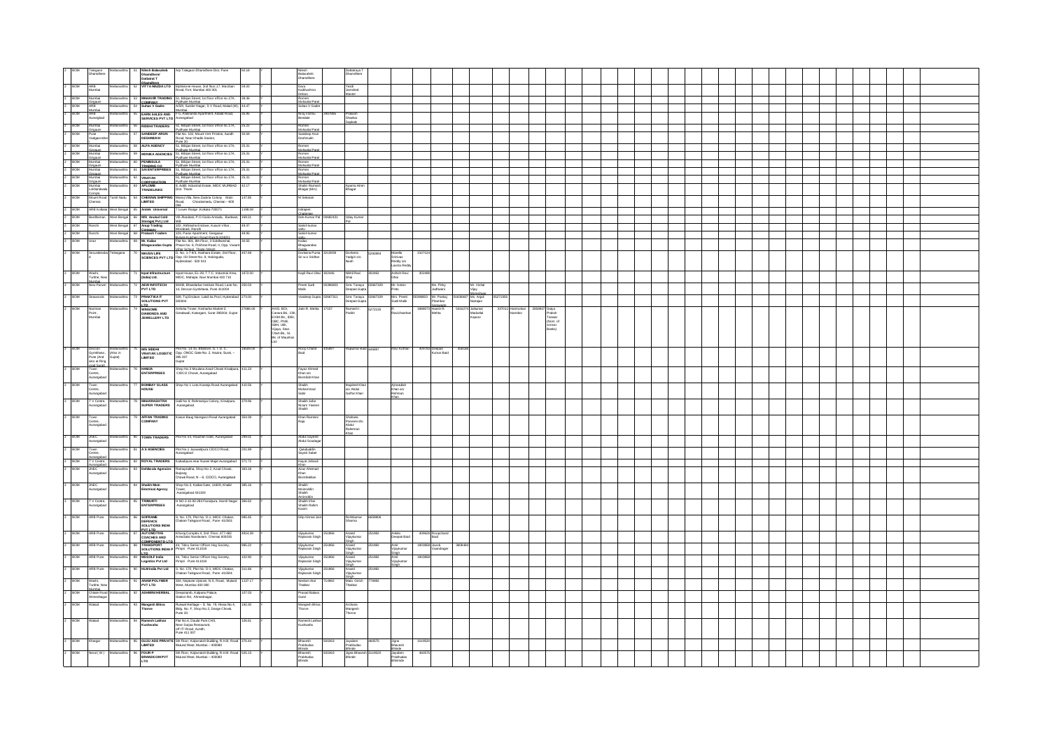| 2 | BOM | Talegaon Dhamdhere | Maharashtra | 51 | Nilesh Balasaheb Dhamdhere/ Dattatray T Dhamdhere | A/p Talegaon Dhamdhere Dist. Pune | 60.18 | Y | | | Nilesh Balasaheb Dhamdhere | | Dattatrya T Dhamdhere | | | | | | | | | | | |
|---|---|---|---|---|---|---|---|---|---|---|---|---|---|---|---|---|---|---|---|---|---|---|---|---|
| 2 | BOM | ARB Mumbai | Maharashtra | 52 | VITTA MAZDA LTD | Elphistone House, 2nd floor,17, Murzban Road, Fort, Mumbai 400 001 | 58.20 | Y | | | Dara Kaikhushroo Debbo | | Yezdi Jamshed Master | | | | | | | | | | | |
| 2 | BOM | Mumbai Girgaum | Maharashtra | 53 | MAHAVIR TRADING COMPANY | 51, Bibjan Street, 1st floor office no.17A, Pydhuni Mumbai | 39.36 | Y | | | Romen Mohanlal Patel | | | | | | | | | | | | | |
| 2 | BOM | ARB Mumbai | Maharashtra | 54 | Suhas V Gadre | 4/6/9, Sunder Nagar, S V Road, Malad (W), Mumbai | 43.47 | Y | | | Suhas V Gadre | | | | | | | | | | | | | |
| 2 | BOM | ARB Aurangabad | Maharashtra | 55 | EARN SALES AND SERVICES PVT LTD | F-5, Asanandh Apartment, Adalat Road, Aurangabad | 35.95 | Y | | | Niraj Vishnu Beadale | 2997085 | Prakash Shaakor Saptale | | | | | | | | | | | |
| 2 | BOM | Mumbai Girgaum | Maharashtra | 56 | RIDDHI TRADERS | 51, Bibjan Street, 1st floor office no.17A, Pydhuni Mumbai | 25.22 | Y | | | Romen Mohanlal Patel | | | | | | | | | | | | | |
| 2 | BOM | Pune Vadgaonsheri | Maharashtra | 57 | SANDEEP ARUN DESHMUKH | Flat No. 103, Mount Vert Pristine, Aundh Road, Near Khadki Station, Pune 20 | 30.59 | Y | | | Sandeep Arun Deshmukh | | | | | | | | | | | | | |
| 2 | BOM | Mumbai Girgaum | Maharashtra | 58 | ALFA AGENCY | 51, Bibjan Street, 1st floor office no.17A, Pydhuni Mumbai | 25.31 | Y | | | Romen Mohanlal Patel | | | | | | | | | | | | | |
| 2 | BOM | Mumbai Girgaum | Maharashtra | 59 | MONIKA AGENCIES | 51, Bibjan Street, 1st floor office no.17A, Pydhuni Mumbai | 25.31 | Y | | | Romen Mohanlal Patel | | | | | | | | | | | | | |
| 2 | BOM | Mumbai Girgaum | Maharashtra | 60 | PENINSULA TRADING CO | 51, Bibjan Street, 1st floor office no.17A, Pydhuni Mumbai | 25.31 | Y | | | Romen Mohanlal Patel | | | | | | | | | | | | | |
| 2 | BOM | Mumbai Girgaum | Maharashtra | 61 | SAI ENTERPRISES | 51, Bibjan Street, 1st floor office no.17A, Pydhuni Mumbai | 25.31 | Y | | | Romen Mohanlal Patel | | | | | | | | | | | | | |
| 2 | BOM | Mumbai Girgaum | Maharashtra | 62 | VINAYAK CORPORATION | 51, Bibjan Street, 1st floor office no.17A, Pydhuni Mumbai | 25.31 | Y | | | Romen Mohanlal Patel | | | | | | | | | | | | | |
| 2 | BOM | Mumbai Lokhandwala Comple | Maharashtra | 63 | APLOMB TRADELINKS | 8, Aditi Industrial Estate, MIDC MURBAD Dist. Thane | 42.17 | Y | | | Shalini Ramesh Bhagat (M/s) | | Aparna Hiren Bhagat | | | | | | | | | | | |
| 2 | BOM | Mount Road Chennai | Tamil Nadu | 64 | CHENNAI SHIPPING LIMITED | Manoj Villa, New Avadia Colony Main Road, Choolaimedu, Chennai – 600 094 | 147.65 | Y | | | M Selvaraj | | | | | | | | | | | | | |
| 2 | BOM | ARB Kolkata | West Bengal | 65 | Antek Universal | 7 Lower Range ,Kolkata-700071 | 1248.05 | Y | | | Indrajeet Chatterjee | | | | | | | | | | | | | |
| 2 | BOM | Burdhaman | West Bengal | 66 | RS Anabul Cold Storage( Pvt ) Ltd | Vill-Jhaulapal, P.O-Gada Annada, Burdwan, WB | 189.25 | Y | | | Deb Kumar Pal | 00682431 | Uday Kumar Pal | | | | | | | | | | | |
| 2 | BOM | Ranchi | West Bengal | 67 | Anup Trading Company | 102, Abhisarika Enclave, Kusum Vihar, Morabadi, Ranchi | 49.37 | Y | | | Satish kumar sahu | | | | | | | | | | | | | |
| 2 | BOM | Ranchi | West Bengal | 68 | Prakash Traders | 103, Paras Apartment, Gangasar Bukani-Kachary Road Ranchi 834001 | 48.95 | Y | | | Satish kumar sahu | | | | | | | | | | | | | |
| 2 | BOM | Uran | Maharashtra | 69 | Mr. Kailas Bhagwandas Gupta | Flat No. 801, 8th Floor, 3 Siddheshwar, Phase No. 6, Pokhran Road, II, Opp. Vasant Vihar School, Thane (West) | 30.55 | Y | | | Kailas Bhagwandas Gupta | | | | | | | | | | | | | |
| 2 | BOM | Secunderabad | Telangana | 70 | MAVEN LIFE SCIENCES PVT LTD | D. No. 1-7-93, Hariharia Estate, 2nd Floor, Opp. IIst Street No. 8, Habsiguda, Hyderabad - 500 013 | 437.69 | Y | | | Donkena Puma Sri w.o Sridhar | 3213509 | Donkena Yadgiri s/o Issah | 5292894 | Moorila Srinivas Reddy s/o Laxma Reddy | 2507124 | | | | | | | | |
| 2 | BOM | Washi, Turbhe, New Mumbai | Maharashtra | 71 | Ispat Infrastructure (India) Ltd. | Ispat House, EL-29, T.T.C. Industrial Area, MIDC, Mahape, Navi Mumbai 400 710 | 1973.00 | Y | | | Kapil Ravi Ghai | 202445 | Nikhil Ravi Ghai | 202462 | Ashish Ravi Ghai | 202498 | | | | | | | | |
| 2 | BOM | New Panvel | Maharashtra | 72 | NEW INFOTECH PVT LTD | 904/6, Bhandarkar Institute Road, Lane No. 14, Deccan Gymkhana, Pune 411004 | 290.03 | Y | | | Preeti Sunil Malik | 02396603 | Smt. Tanaya Deepak Gupta | 02667329 | Mr. Ketan Potu | | Ms. Pinky Jodhwani | | Mr. Vishal Vijay Nimodekar | | | | | |
| 2 | BOM | Secunderabad | Maharashtra | 73 | PRAKTIKA IT SOLUTIONS PVT LTD | 509, Topiundave, Lakdi ka Pool, Hyderabad 500004 | 273.00 | Y | | | Vandeep Gupta | 02667311 | Smt. Tanaya Deepak Gupta | 02667329 | Mrs. Preeti Sunil Malik | 02396603 | Mr. Pankaj Pravinbor Sawwagde | 03036687 | Ms. Anjali Natrajan | 05273356 | | | | |
| 2 | BOM | Nariman Point, Mumbai | Maharashtra | 74 | WINSOME DIAMONDS AND JEWELLERY LTD | Ankuria Tower, Keshariba Market-2, Dorabwadi, Katargam, Surat 395004, Gujrat | 27986.00 | Y | | Axis, BOI, Canara Bk, CBI, EXIM Bk., IDBI, OBC, PNB, SBH, UBI, Vijaya, Stan. Chart Bk., St. Bk. of Mauritius Ltd. | Jatin R. Mehta | 17157 | Ramesh L. Parikh | 52723135 | R. Ravichandran | 3990073 | Harish R. Mehta | 5316273 | Jaikumar Madanlal Kapoor | 237111 | Hasmukhlal Namdev | 2656807 | Satya Prakash Tanwar (Nom. of consor. Banks) | |
| 2 | BOM | Deccan Gymkhana, Pune (And also at Ring road Surat) | Maharashtra (Also in Gujrat) | 75 | SRI SIDDHI VINAYAK LOGISTIC LIMITED | Plot No. 14-15, Bhadiyani, U. T. D. C., Opp.- ONGC Gate No. 2, Hazira, Surat, – 395 007 Gujrat | 18649.00 | Y | | | Roop Chand Baid | 495897 | Rajkumar Baid | 345897 | Ravi Kothari | 405703 | Deepak Kumar Baid | 358156 | | | | | | |
| 2 | BOM | Town Centre, Aurangabad | Maharashtra | 76 | HAMJA ENTERPRISES | Shop No.3 Moulana Azad Chowk Kiradpura, CIDCO Chowk, Aurangabad | 411.23 | Y | | | Fayaz Ahmed Khan s/o Bismillah Khan | | | | | | | | | | | | | |
| 2 | BOM | Town Centre, Aurangabad | Maharashtra | 77 | BOMBAY GLASS HOUSE | Shop No 1 Lota Karanja Road Aurangabad | 410.56 | Y | | | Shaikh Mohammad Sabir | | Majahed Khan s/o. Abdul Gaffar Khan | | Ajhiasullah Khan s/o Rehman Khan | | | | | | | | | |
| 2 | BOM | T V Centre, Aurangabad | Maharashtra | 78 | MAHARASHTRA SUPER TRADERS | Galli No 8, Rehmaniya Colony, Kiradpura, Aurangabad | 379.96 | Y | | | Shaikh Jafar Nizam Yaseen Shaikh | | | | | | | | | | | | | |
| 2 | BOM | Town Centre, Aurangabad | Maharashtra | 79 | AFFAN TRADING COMPANY | Kaiser Baug Naregaon Road Aurangabad | 354.39 | Y | | | Khan Rasheed Raja | | Shahana Parveen d/o Abdul Rahman Khan | | | | | | | | | | | |
| 2 | BOM | JNEC Aurangabad | Maharashtra | 80 | TOWN TRADERS | Plot No 53, Roshan Gate, Aurangabad | 299.01 | Y | | | Abdul Sayeed Abdul Soudagar | | | | | | | | | | | | | |
| 2 | BOM | Town Centre, Aurangabad | Maharashtra | 81 | A S AGENCIES | Plot No 3 Jaswantpura CIDCO Road, Aurangabad | 231.89 | Y | | | Qutubuddin Sayed Saber | | | | | | | | | | | | | |
| 2 | BOM | T V Centre, Aurangabad | Maharashtra | 82 | ROYAL TRADERS | Kabadipura near Nawab Majid Aurangabad | 371.72 | Y | | | Hayat Jafaria Khan | | | | | | | | | | | | | |
| 2 | BOM | JNEC Aurangabad | Maharashtra | 83 | Dehlavala Agencies | Hamejpoldna, Shop No 2, Azad Chowk, Bajiwag, Chowk Road, N – 6, CIDCO, Aurangabad | 363.18 | Y | | | Azaz Ahemad Khan Bismillakhan | | | | | | | | | | | | | |
| 2 | BOM | JNEC Aurangabad | Maharashtra | 84 | Shaikh Moin Electrical Agency | Shop No.3, Kotkal Gate, 11609; Khalid Tower, Aurangabad 431001 | 395.19 | Y | | | Shaikh Moinoddin Shaikh Amirodiin | | | | | | | | | | | | | |
| 2 | BOM | T V Centre, Aurangabad | Maharashtra | 85 | TRIMURTI ENTERPRISES | H NO 2-10-92-284 Fazalpura, Harsh Nagar Aurangabad | 386.62 | Y | | | Shaikh Irfan Shaikh Rahim Kasim | | | | | | | | | | | | | |
| 2 | BOM | ARB Pune | Maharashtra | 86 | SOFRAME DEFENCE SOLUTIONS INDIA PVT LTD | S. No. 170, Plot No. D-1, MIDC Chakan, Chakan-Talegaon Road, Pune -410501 | 985.45 | Y | | | Dilip Kumar Jain | | Rohitkumar Sharma | 6858606 | | | | | | | | | | |
| 2 | BOM | ARB Pune | Maharashtra | 87 | AUTOMOTIVE COACHES AND COMPONENTS LTD | Atharva Complex II, 2nd Floor, 477-482 Annasalai Nandanam, Chennai 600035 | 4414.29 | Y | | | Vijaykumar Rajpasan Singh | 251966 | Anand Vijaykumar Singh | 251982 | Ankita Deepak Baid | 409605 | Roopchand Baid | | | | | | | |
| 2 | BOM | ARB Pune | Maharashtra | 88 | TRANSPORT SOLUTIONS INDIA P LTD | 34, Telco Senior Officer Hsg Society, Pimpri Pune 411018 | 985.22 | Y | | | Vijaykumar Rajpasan Singh | 251966 | Anand Vijaykumar Singh | 251982 | Amit Vijaykumar Singh | 1903868 | Jacob Vasndrager | 3908460 | | | | | | |
| 2 | BOM | ARB Pune | Maharashtra | 89 | RESOLF India Logistics Pvt Ltd | 34, Telco Senior Officer Hsg Society, Pimpri Pune 411018 | 152.90 | Y | | | Vijaykumar Rajpasan Singh | 251966 | Anand Vijaykumar Singh | 251982 | Amit Vijaykumar Singh | 1903868 | | | | | | | | |
| 2 | BOM | ARB Pune | Maharashtra | 90 | HLM India Pvt Ltd | S. No. 170, Plot No. D-1, MIDC Chakan, Chakan-Talegaon Road, Pune -410501 | 311.66 | Y | | | Vijaykumar Rajpasan Singh | 251966 | Anand Vijaykumar Singh | 251982 | | | | | | | | | | |
| 2 | BOM | Washi, Turbhe, New Mumbai | Maharashtra | 91 | ANAM POLYMER PVT LTD | 304, Neptune Uptown, N.S. Road, Mulund West, Mumbai 400 080 | 1137.17 | Y | | | Neelam Atul Thakkar | 714862 | Mala Girish Thakkar | 776992 | | | | | | | | | | |
| 2 | BOM | Chitale Road Ahmednagar | Maharashtra | 92 | ASHWINI HERBAL | Deepsatatlo, Kalpana Palace, Station Rd., Ahmednagar | 137.03 | Y | | | Prasad Balasa Gund | | | | | | | | | | | | | |
| 2 | BOM | Wakad | Maharashtra | 93 | Mangesh Bhiva Thorve | Runwal Heritage – S. No. 78, Hissa No 4, Bldg. No. F, Shop No.2, Dange Chowk, Pune 33. | 180.30 | Y | | | Mangesh Bhiva Thorve | | Archana Mangesh Thorve | | | | | | | | | | | |
| 2 | BOM | Wakad | Maharashtra | 94 | Ramesh Lakhan Kushwaha | Flat No.6, Daulat Park CHS, Near Sarjaa Restaurant, off ITI Road, Aundh, Pune 411 007 | 136.61 | Y | | | Ramesh Lakhan Kushwaha | | | | | | | | | | | | | |
| 2 | BOM | Khargar | Maharashtra | 95 | GUJU ADS PRIVATE LIMITED | 5th Floor, Kalpvruksh Building, R.H.B. Road Mulund West, Mumbai—400080 | 376.43 | Y | | | Bhavesh Prabhudas Bhinde | 500263 | Jayshree Prabhudas Bhinde | 460575 | Jigna Bhavesh Bhinde | 3119520 | | | | | | | | |
| 2 | BOM | Nerul ( W ) | Maharashtra | 96 | FOUR P BRANDCOM PVT LTD | 5th Floor, Kalpvruksh Building, R.H.B. Road Mulund West, Mumbai—400080 | 525.13 | Y | | | Bhavesh Prabhudas Bhinde | 500263 | Jigna Bhavesh Bhinde | 3119520 | Jayshree Prabhudas Bhinde | 460575 | | | | | | | | |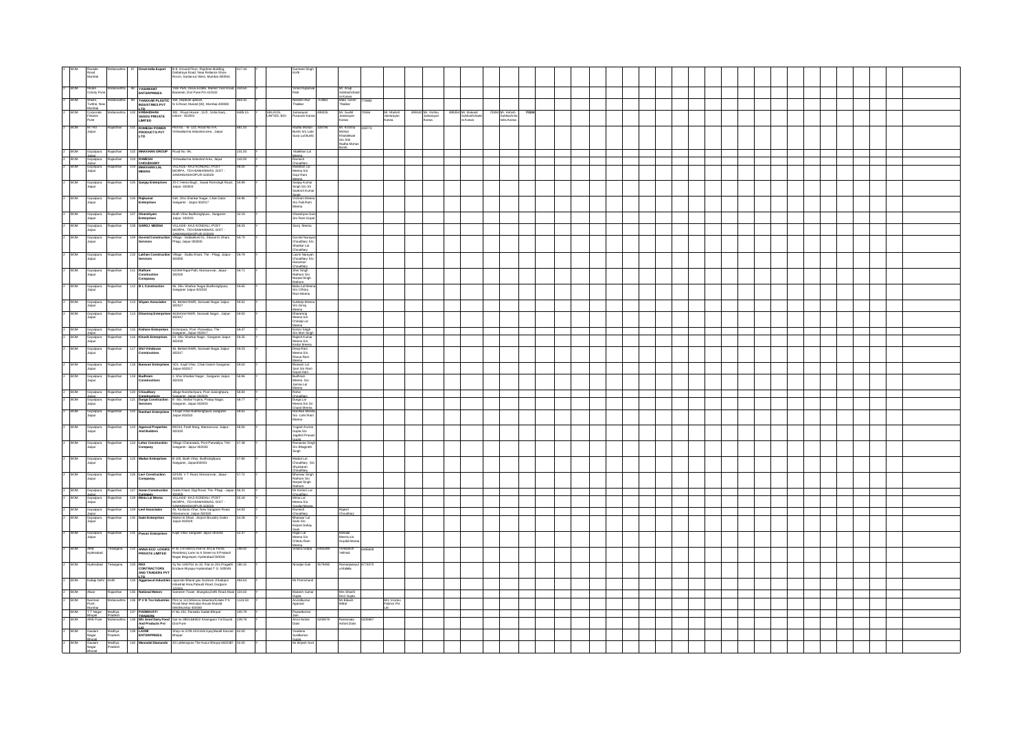| | | | | | | | | | | | | | | | | | | | | | |
|---|---|---|---|---|---|---|---|---|---|---|---|---|---|---|---|---|---|---|---|---|---|
| 2 | BOM | Ranade Road Mumbai | Maharashtra | 97 | Great India Export | B-8, Ground Floor, Rajshree Building, Dattatraya Road, Near Reliance Show Room, Santacruz West, Mumbai 400054. | 417.18 | Y | | Gurmeet Singh Kohli | | | | | | | | | | | |
| 2 | BOM | Model Colony Pune | Maharashtra | 98 | YASHWANT ENTERPRISES | Yash Park, Desai Estate, Market Yard Road, Baramati, Dist Pune Pin 413102 | 443.64 | Y | | Vinod Rupanvar Patil | | Mr. Anup Subhashchandra Kataria | | | | | | | | | |
| 2 | BOM | Wadala Turbhe, New Mumbai | Maharashtra | 99 | THAKKAR PLASTIC INDUSTRIES PVT LTD. | 304, Neptune uptown, N.S.Road, Mulund (W), Mumbai-400080 | 855.53 | Y | | Neelam Atul Thakkar | 713862 | Mans Jainish Thakkar | 776882 | | | | | | | | |
| 2 | BOM | Corporate Finance Pune | Maharashtra | 100 | KRISHIDHAN SEEDS PRIVATE LIMITED | 302, Royal House, 11/3, Usha Ganj, Indore - 452001 | 8605.15 | Y | SBI,AXIS, UNITED, BOI | Jaiwarayan Puranam Karwa | 495035 | Mr. Sushil Jaiwarayan Karwa | 70556 | Mr. Manish Jaiwarayan Karwa | 495143 | Mr. Vishnu Jaiwarayan Karwa | 495354 | Mr. Mukund Subhashchandra Karwa | 70209 | Mr. Ashish Subhashchandra Karwa | 70209 |
| 2 | BOM | M I Rd Jaipur | Rajasthan | 101 | ROMESH POWER PRODUCTS PVT LTD | Plot No. - B- 123, Road No 9 A, Vishwakarma Industrial area, Jaipur | 993.50 | Y | | Radha Mohan Bunhi S/o Late Suva Lal Bunhi | 230786 | Mr. Krishna Mohan Khandelwal S/o Shri Radha Mohan Bunhi | 230773 | | | | | | | | |
| 2 | BOM | Gopalpura Jaipur | Rajasthan | 102 | MAKKHAN GROUP | Road No. 9A | 231.03 | Y | | Makkhan Lal Meena | | | | | | | | | | | |
| 2 | BOM | Gopalpura Jaipur | Rajasthan | 103 | RAMESH CHOUDHARY | Vishwakarma Industrial Area, Jaipur | 142.00 | Y | | Ramesh Choudhary | | | | | | | | | | | |
| 2 | BOM | Gopalpura Jaipur | Rajasthan | 104 | MAKKHAN LAL MEENA | VILLAGE- KAJI KONDALI, POST - MORPA, TEH BAMANWAS, DIST - SAWAIMADHOPUR-322028 | 98.00 | Y | | Makkhan Lal Meena S/o Gopi Ram Meena | | | | | | | | | | | |
| 2 | BOM | Gopalpura Jaipur | Rajasthan | 105 | Sanjay Enterprises | 20-C Heera Bagh, Sawai Ramsingh Road, Jaipur-302004 | 58.99 | Y | | Sanjay Kumar Singh S/o Sh Santosh Kumar Singh | | | | | | | | | | | |
| 2 | BOM | Gopalpura Jaipur | Rajasthan | 106 | Rajkumar Enterprises | 54A, Shiv Shankar Nagar, Chak Gailor Sanganer - Jaipur-302017 | 59.96 | Y | | Vishram Meena S/o Radi Ram Meena | | | | | | | | | | | |
| 2 | BOM | Gopalpura Jaipur | Rajasthan | 107 | Ghanshyam Enterprises | Budh Vihar Budhsinghpura, Sanganer Jaipur-302033 | 32.19 | Y | | Ghanshyam Soni S/o Ram Gopal | | | | | | | | | | | |
| 2 | BOM | Gopalpura Jaipur | Rajasthan | 108 | SAROJ MEENA | VILLAGE- KAJI KONDALI, POST - MORPA, TEH BAMANWAS, DIST - SAWAIMADHOPUR-322028 | 58.33 | Y | | Saroj Meena | | | | | | | | | | | |
| 2 | BOM | Gopalpura Jaipur | Rajasthan | 109 | Govind Construction Services | Village - Dabla khurd 91, Bhawal ki Dhani, Phagi, Jaipur-303005 | 59.79 | Y | | Govind Narayan Choudhary S/o Shankar Lal Choudhary | | | | | | | | | | | |
| 2 | BOM | Gopalpura Jaipur | Rajasthan | 110 | Laxhan Construction Services | Village - Dabla Khurd, The - Phagi, Jaipur-303005 | 59.79 | Y | | Laxmi Narayan Choudhary S/o Hanuman Choudhary | | | | | | | | | | | |
| 2 | BOM | Gopalpura Jaipur | Rajasthan | 111 | Rathore Construction Company | 62/369 Rajat Path, Mansarovar, Jaipur-302020 | 59.71 | Y | | Sher Singh Rathore S/o Narpat Singh Rathore | | | | | | | | | | | |
| 2 | BOM | Gopalpura Jaipur | Rajasthan | 112 | B L Construction | 56, Shiv Shankar Nagar Budhsinghpura, Sanganer Jaipur-302033 | 59.65 | Y | | Babu Lal Meena S/o Chhotu Ram Meena | | | | | | | | | | | |
| 2 | BOM | Gopalpura Jaipur | Rajasthan | 113 | Shyam Associates | 46, Behind NWR, Saraswati Nagar Jaipur-302017 | 59.62 | Y | | Kuldeep Meena S/o Geroj Meena | | | | | | | | | | | |
| 2 | BOM | Gopalpura Jaipur | Rajasthan | 114 | Dharmraj Enterprises | 46,Behind NWR, Saraswati Nagar, Jaipur-302017 | 59.60 | Y | | Dharamraj Meena S/o Chhotu Lal Meena | | | | | | | | | | | |
| 2 | BOM | Gopalpura Jaipur | Rajasthan | 115 | Kishore Enterprises | Kishorpura, Post -Panwaliya, The - Sanganer, Jaipur-302017 | 59.47 | Y | | Kishor Singh S/o Moti Singh | | | | | | | | | | | |
| 2 | BOM | Gopalpura Jaipur | Rajasthan | 116 | Khushi Enterprises | 54, Shiv Shankar Nagar, Sanganer Jaipur-302033 | 59.25 | Y | | Rajesh Kumar Meena S/o Kedar Meena | | | | | | | | | | | |
| 2 | BOM | Gopalpura Jaipur | Rajasthan | 117 | Shri Vrindavan Constructions | 46, Behind NWR, Saraswati Nagar Jaipur-302017 | 59.23 | Y | | Deep Ram Meena S/o Rasua Ram Meena | | | | | | | | | | | |
| 2 | BOM | Gopalpura Jaipur | Rajasthan | 118 | Banwari Enterprises | 501, Kapil Vihar, Chak Gailore Sanganer, Jaipur-302017 | 59.00 | Y | | Banwari Lal Saini S/o Ram Gopal Saini | | | | | | | | | | | |
| 2 | BOM | Gopalpura Jaipur | Rajasthan | 119 | Budhram Constructions | 2, Shiv Shankar Nagar, Sanganer Jaipur-302033 | 58.96 | Y | | Budhram Meena S/o Jamna Lal Meena | | | | | | | | | | | |
| 2 | BOM | Gopalpura Jaipur | Rajasthan | 120 | Choudhary Constructions | village Narottampura, Post Jaisinghpura, Sanganer, Jaipur-302029 | 58.84 | Y | | Rahul Choudhary | | | | | | | | | | | |
| 2 | BOM | Gopalpura Jaipur | Rajasthan | 121 | Durga Construction Services | B-391, Malvia Yojana, Pratap Nagar, Sanganer, Jaipur-302033 | 58.77 | Y | | Durga Lal Meena S/o Sri Chand Meena | | | | | | | | | | | |
| 2 | BOM | Gopalpura Jaipur | Rajasthan | 122 | Ramhari Enterprises | 5 Kapil Vihar Budhsinghpura Sanganer Jaipur-302033 | 58.61 | Y | | Ramhari Meena S/o Lathi Ram Meena | | | | | | | | | | | |
| 2 | BOM | Gopalpura Jaipur | Rajasthan | 123 | Agarwal Properties And Builders | 83/244, Patel Marg, Mansarovar, Jaipur-302020 | 58.50 | Y | | Yogesh Kumar Gupta S/o Jagdish Prasad Gupta | | | | | | | | | | | |
| 2 | BOM | Gopalpura Jaipur | Rajasthan | 124 | Lehar Construction Company | Village Charanwala, Post Panwaliya, Teh-Sanganer, Jaipur-302033 | 57.38 | Y | | Ramavtar Singh S/o Bhagirath Singh | | | | | | | | | | | |
| 2 | BOM | Gopalpura Jaipur | Rajasthan | 125 | Madan Enterprises | B-105, Budh Vihar, Budhsinghpura, Sanganer, Jaipur302033 | 57.80 | Y | | Madan Lal Choudhary S/o Shyonarain Choudhary | | | | | | | | | | | |
| 2 | BOM | Gopalpura Jaipur | Rajasthan | 126 | Lavi Construction Company | 62/181, V T Road, Mansarovar, Jaipur-302020 | 57.72 | Y | | Bhanwar Singh Rathore S/o Narpat Singh Rathore | | | | | | | | | | | |
| 2 | BOM | Gopalpura Jaipur | Rajasthan | 127 | Sonm Construction Company | Dabla Khurd, Digi Road, The. Phagi - Jaipur-303005 | 58.31 | Y | | Mr Kishan Lal Choudhary | | | | | | | | | | | |
| 2 | BOM | Gopalpura Jaipur | Rajasthan | 128 | Mintu Lal Meena | VILLAGE- KAJI KONDALI, POST - MORPA, TEH BAMANWAS, DIST - SAWAIMADHOPUR-322028 | 58.18 | Y | | Mintu Lal Meena S/o Gopilal Meena | | | | | | | | | | | |
| 2 | BOM | Gopalpura Jaipur | Rajasthan | 129 | Lavi Associates | 46, Keshav Vihar, New Sanganer Road, Mansarovar, Jaipur-302020 | 54.93 | Y | | Ramesh Choudhary | | Rajesh Choudhary | | | | | | | | | |
| 2 | BOM | Gopalpura Jaipur | Rajasthan | 130 | Saini Enterprises | Mohan ki Dhani, Airport Boundry Gailor Jaipur-302029 | 54.28 | Y | | Bhanwar Lal Saini S/o Kalyan Sahay Saini | | | | | | | | | | | |
| 2 | BOM | Gopalpura Jaipur | Rajasthan | 131 | Pawan Enterprises | Kapil Vihar Sanganer Jaipur-302033 | 52.37 | Y | | Hajari Lal Meena S/o Chhotu Ram Meena | | Mithilal Meena s/o Gopilal Meena | | | | | | | | | |
| 2 | BOM | Abids Hyderabad | Telangana | 132 | ANNA ECO LOGIKS PRIVATE LIMITED | H No 1-4/Meti/3, Flat no 301,Sri Pavan Residency Lane no 6 Street no 8 Prakash Nagar Begumpet, Hyderabad 500016 | 199.42 | Y | | Srikant Gupta | 6464088 | Venkatesh Yelmati | 6465409 | | | | | | | | |
| 2 | BOM | Hyderabad | Telangana | 133 | REX CONTRACTORS AND TRADERS PVT LTD | Sy No 148,Plot no 32, Flat no 201,Pragathi Enclave Miyapur Hyderabad T G 500049 | 180.15 | Y | | Niranjan Gali | 3579495 | Ramanjaneyulu Mallela | 3774370 | | | | | | | | |
| 2 | BOM | Kalkaji Delhi | Delhi | 134 | Aggarwal Industries | opposite Bharat gas Godown,Khatkpur Industrial Area,Pataudi Road,Gurgaon 122503 | 159.54 | Y | | Mr Premchand | | | | | | | | | | | |
| 2 | BOM | Alwar | Rajasthan | 135 | National Motors | Someshri Tower, Akatpura, Delhi Road Alwar | 124.02 | Y | | Mukesh kumar Gupta | | Mrs Shashi Devi Gupta | | | | | | | | | |
| 2 | BOM | Nariman Point, Mumbai | Maharashtra | 136 | P V R Tex Industries | Plot no 112,Meerva Industrial Estate P K Road Near Hercules House Mulund (W)Mumbai 400080 | 1128.59 | Y | | Arvindkumar Agarwal | | Mr Bikash Mittal | | M/s Vrizies Fabrics Pvt Ltd | | | | | | | |
| 2 | BOM | T T Nagar Bhopal | Madhya Pradesh | 137 | PADMAVATI TRADERS | H No 162, Panwala Sadak Bhopal | 100.79 | Y | | Pawankumar Jain | | | | | | | | | | | |
| 2 | BOM | ARB Pune | Maharashtra | 138 | Mrs Anand Dairy Food And Products Pvt Ltd | Gat no 495/1&495/2 Khangaon Tal Daund Dist Pune | 239.78 | Y | | Arvind Ashok Dalai | 5205978 | Rohinimala Ashok Dalai | 5205967 | | | | | | | | |
| 2 | BOM | Gautam Nagar Bhopal | Madhya Pradesh | 139 | LAXMI ENTERPRISES | Shop no G-59-19 Krishi Upaj Mandi Karond Bhopal | 62.00 | Y | | Vandana Sunilkumar Gupta | | | | | | | | | | | |
| 2 | BOM | Gautam Nagar Bhopal | Madhya Pradesh | 140 | Manorial Diamonds | 93 Lakherapura The Hazul Bhopal 462001 | 52.00 | Y | | Mr Brijesh Soni | | | | | | | | | | | |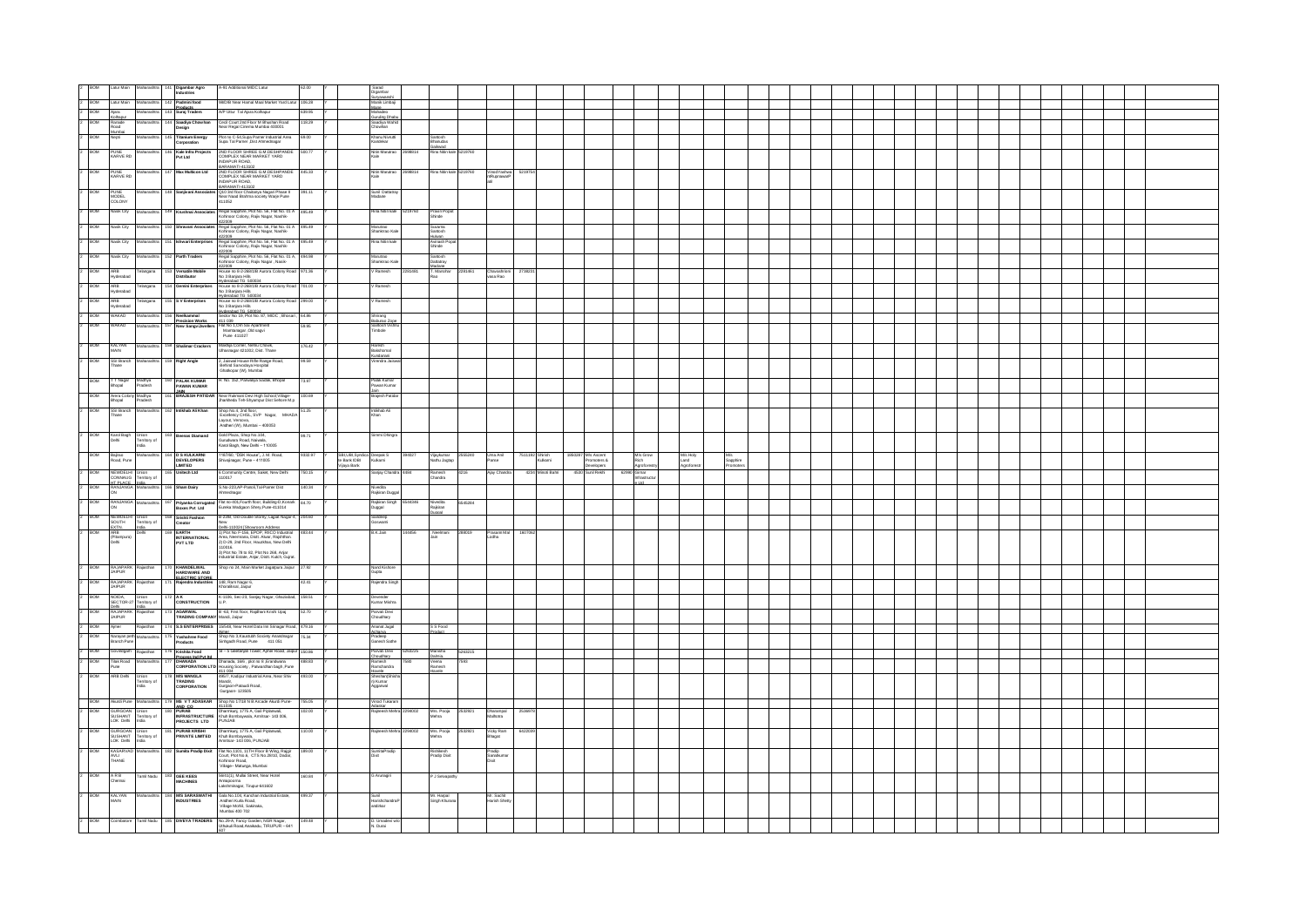| | | | | | | | | | | | | | | | | | | | | | | |
|---|---|---|---|---|---|---|---|---|---|---|---|---|---|---|---|---|---|---|---|---|---|---|
| 2 | BOM | Latur Main | Maharashtra | 141 | Digambar Agro Industries | A-61 Additional MIDC Latur | 62.00 | Y | | Sakad Digambar Suryavanshi | | | | | | | | | | | | |
| 2 | BOM | Latur Main | Maharashtra | 142 | Pratimi food Products | 88D/99 Near Hamal Maal Market Yard Latur | 106.28 | Y | | Manik Limbaji Mane | | | | | | | | | | | | |
| 2 | BOM | Ajara Kolhapur | Maharashtra | 143 | Suraj Traders | A/P Uttur Tal Ajara Kolhapur | 639.95 | Y | | Mahadeo Gundug Dhaba | | | | | | | | | | | | |
| 2 | BOM | Hornale Road Mumbai | Maharashtra | 144 | Saadiya Chowhan Design | Ground Court 2nd Floor M Bhattan Road Near Regal Cinema Mumbai 400001 | 118.29 | Y | | Saadiya Wahid Chowhan | | | | | | | | | | | | |
| 2 | BOM | Nagpur | Maharashtra | 145 | Titanium Energy Corporation | Plot no C-54,Supa Parner Industrial Area Supa Tal Parner Dist Ahmednagar | 69.00 | Y | | Khanu Nivrutti Kavitekar | | Santosh Bhanudas Gaikwad | | | | | | | | | | |
| 2 | BOM | PUNE KARVE RD | Maharashtra | 146 | Kale Infra Projects Pvt Ltd | 2ND FLOOR SHREE G M DESHPANDE COMPLEX NEAR MARKET YARD INDAPUR ROAD, BARAMATI-413102 | 500.77 | Y | | Nitin Manohar Kale | 2808614 | Rina Nitin Kale | 5219760 | | | | | | | | | |
| 2 | BOM | PUNE KARVE RD | Maharashtra | 147 | Max Multicon Ltd | 2ND FLOOR SHREE G M DESHPANDE COMPLEX NEAR MARKET YARD INDAPUR ROAD, BARAMATI-413102 | 445.33 | Y | | Nitin Manohar Kale | 2808614 | Rina Nitin Kale | 5219760 | Vinod Vaishya | 5219753 | | | | | | | |
| 2 | BOM | PUNE MODEL COLONY | Maharashtra | 148 | Sanjeevni Associates | Q02 3rd Floor Chaitanya Nagari Phase II Near Nand Mohini society Warje Pune 411052 | 591.11 | Y | | Sunil Dattatray Madane | | | | | | | | | | | | |
| 2 | BOM | Nasik City | Maharashtra | 149 | Krushnai Associates | Regal Sapphire, Plot No. 58, Flat No. 01 A Kohinoor Colony, Rajiv Nagar, Nashik-422009 | 495.49 | Y | | Rina Nitin Kale | 5219760 | Pravin Popat Shinde | | | | | | | | | | |
| 2 | BOM | Nasik City | Maharashtra | 150 | Shravani Associates | Regal Sapphire, Plot No. 58, Flat No. 01 A Kohinoor Colony, Rajiv Nagar, Nashik-422009 | 495.49 | Y | | Manohar Shankarrao Kale | | Suvarna Santosh Hulwan | | | | | | | | | | |
| 2 | BOM | Nasik City | Maharashtra | 151 | Ishwari Enterprises | Regal Sapphire, Plot No. 58, Flat No. 01 A Kohinoor Colony, Rajiv Nagar, Nashik-422009 | 495.49 | Y | | Rina Nitin Kale | | Avinash Popat Shinde | | | | | | | | | | |
| 2 | BOM | Nasik City | Maharashtra | 152 | Parth Traders | Regal Sapphire, Plot No. 58, Flat No. 01 A Kohinoor Colony, Rajiv Nagar, Nashik-422009 | 494.98 | Y | | Manohar Shankarrao Kale | | Santosh Dattatray Madane | | | | | | | | | | |
| 2 | BOM | ARB Hyderabad | Telangana | 153 | Versatile Mobile Distributor | House no 8-2-268/1/B Aurora Colony Road No 3 Banjara Hills Hyderabad TG 500034 | 971.36 | Y | | V Ramesh | 2201461 | T Manohar Rao | 2201462 | Chaveshnon Vasa Rao | 2738211 | | | | | | | |
| 2 | BOM | ARB Hyderabad | Telangana | 154 | Gemini Enterprises | House no 8-2-268/1/B Aurora Colony Road No 3 Banjara Hills Hyderabad TG 500034 | 701.03 | Y | | V Ramesh | | | | | | | | | | | | |
| 2 | BOM | ARB Hyderabad | Telangana | 155 | S V Enterprises | House no 8-2-268/1/B Aurora Colony Road No 3 Banjara Hills Hyderabad TG 500034 | 299.00 | Y | | V Ramesh | | | | | | | | | | | | |
| 2 | BOM | WAKAD | Maharashtra | 156 | Neelkammal Precision Works | Sector No 10, Plot No. 67, MIDC, Bhosari, 411 026 | 64.96 | Y | | Shrirang Baburao Jope | | | | | | | | | | | | |
| 2 | BOM | WAKAD | Maharashtra | 157 | New Sangu Jewellers | Flat No 1,Om sai Apartment Mumbainagar Old sagvi Pune 411027 | 59.95 | Y | | Santosh Vishnu Timbole | | | | | | | | | | | | |
| 2 | BOM | KALYAN MAIN | Maharashtra | 158 | Shalimar Crackers | Mastiya Corner, Nehru Chowk, Ulhasnagar 421002, Dist. Thane | 176.42 | Y | | Naresh Bakshomal Kundanani | | | | | | | | | | | | |
| 2 | BOM | SSI Branch Thane | Maharashtra | 159 | Right Angle | 2 Jaswati House R/No Ridge Road, Behind Sarvodaya Hospital, Ghatkopar (W), Mumbai | 99.59 | Y | | Virendra Jaiswal | | | | | | | | | | | | |
| 2 | BOM | T T Nagar Bhopal | Madhya Pradesh | 160 | PALAK KUMAR PAWAN KUMAR JAIN | H. No. 152, Panvatiya Stable, Bhopal | 73.97 | Y | | Palak Kumar Pawan Kumar Jain | | | | | | | | | | | | |
| 2 | BOM | Arera Colony Bhopal | Madhya Pradesh | 161 | BRAJESH PATIDAR | Near Hakmani Devi High School Village-Jhariheda Teh Shyampur Dist Sehore M.p | 100.69 | Y | | Brajesh Patidar | | | | | | | | | | | | |
| 2 | BOM | SSI Branch Thane | Maharashtra | 162 | Intkhab Ali Khan | Shop No.4, 2nd floor, Chowdhary CHSL, SVP Nagar, MHADA Layout, Versova, Andheri (W), Mumbai – 400053 | 51.25 | Y | | Intkhab Ali Khan | | | | | | | | | | | | |
| 2 | BOM | Karol Bagh Delhi | Union Territory of India | 163 | Beenas Diamond | Gold Plaza, Shop No 104, Gurudwara Road, Naiwala, Karol Bagh, New Delhi – 110005 | 99.71 | Y | | Seema Dhingra | | | | | | | | | | | | |
| 2 | BOM | Bajirao Road, Pune | Maharashtra | 164 | D S KULKARNI DEVELOPERS LIMITED | 1187/60, "DSK House", J. M. Road, Shivajinagar, Pune – 411005 | 9332.97 | Y | SBI,UBI,Syndicate Bank,IOB, Vijaya Bank | Deepak S Kulkarni | 394027 | Vijaykumar Nathu Jagtap | 2556343 | Usha Anil Panse | 7511392 | Shirish Kulkarni | 3050267 | M/s Ascent Promoters & Developers | | M/s Grow Rich Agroforestry | M/s Holy Land Agroforestry | M/s Sapphire Promoters |
| 2 | BOM | NEWDELHI CONNAUGHT PLACE | Union Territory of India | 165 | Unitech Ltd | 6 Community Centre, Saket, New Delhi 110017 | 790.15 | Y | | Sanjay Chandra | 4494 | Ramesh Chandra | 0216 | Ajay Chandra | 4234 | Minoti Bahri | 6530 | Sunil Keith | 82980 | Sanvar Infrastructure Ltd | | |
| 2 | BOM | RANJANGAON | Maharashtra | 166 | Shiv Dairy | At Np-223,A/P-Paskol Tal-Parner Dist Ahmednagar | 140.36 | Y | | Nivedita Rajaram Duggal | | | | | | | | | | | | |
| 2 | BOM | RANJANGAON | Maharashtra | 167 | Priyanka Corrugated Boxes Pvt Ltd | Flat no-403,Fourth floor, Building-D,Konark Kunena Wadgaon Sheri,Pune-411014 | 84.70 | Y | | Rajaram Singh Duggal | 6545346 | Nivedita Rajaram Duggal | 6545284 | | | | | | | | | |
| 2 | BOM | NEWDELHI SOUTH EXTN | Union Territory of India | 168 | Srishti Fashion Creator | B-2/86, DD Double Storey, Lajpat Nagar-4, New Delhi-110024 (Showroom Address) | 250.00 | Y | | Sandeep Goswami | | | | | | | | | | | | |
| 2 | BOM | ARB (Pitampura) Delhi | Delhi | 169 | EARTH INTERNATIONAL PVT LTD | 1) Plot No F-334, EPCIP, RIICO Industrial Area, Neemrana, Distt. Alwar, Rajasthan. 2) D-29, 2nd Floor, Hauzkhas, New Delhi 110016. 3) Plot No 78 to 82, Plot No 268, Anjar Industrial Estate, Anjar, Distt. Kutch, Gujrat. | 483.44 | Y | | B K Jain | 144950 | Neelmani Jain | 289019 | Prasann Mal Lodha | 1807302 | | | | | | | |
| 2 | BOM | RAJAPARK JAIPUR | Rajasthan | 170 | KHANDELWAL HARDWARE AND ELECTRIC STORE | Shop no 24, Main Market Jagatpura Jaipur | 27.92 | Y | | Nand Kishore Gupta | | | | | | | | | | | | |
| 2 | BOM | RAJAPARK JAIPUR | Rajasthan | 171 | Rajendra Industries | 106, Ram Nagar-6, Khatipura, Jaipur | 42.41 | Y | | Rajendra Singh | | | | | | | | | | | | |
| 2 | BOM | NOIDA SECTOR-37 Delhi | Union Territory of India | 172 | A K CONSTRUCTION | K-110b, Sec-23, Sanjay Nagar, Ghaziabad, U.P. | 159.51 | Y | | Devender Kumar Mishra | | | | | | | | | | | | |
| 2 | BOM | RAJAPARK JAIPUR | Rajasthan | 173 | AGARWAL TRADING COMPANY | B- 63, First floor, Rajdham Krishi Upaj Mandi, Jaipur | 52.70 | Y | | Piyush Devi Choudhary | | | | | | | | | | | | |
| 2 | BOM | Ajmer | Rajasthan | 174 | S.S ENTERPRISES | 156/548, Near Hotel Data Inn Srinagar Road Ajmer | 479.16 | Y | | Anamat Jugal Acharya | | S S Food Product | | | | | | | | | | |
| 2 | BOM | Narayan peth Branch Pune | Maharashtra | 175 | Yashshree Food Products | Shop No 3 Kaustubh Society Anandnagar Sinhgadh Road, Pune – 411 051 | 75.34 | Y | | Pradeep Ganesh Sathe | | | | | | | | | | | | |
| 2 | BOM | Govindgarh | Rajasthan | 176 | Krishna Food Process Ind Pvt ltd | B – 5 Daksmpet Tower, Ajmer Road, Jaipur | 190.86 | Y | | Piyush Devi Chaudhary | 5263225 | Manisha Dubria | 5263215 | | | | | | | | | |
| 2 | BOM | Tilak Road Pune | Maharashtra | 177 | DHARADA CORPORATION LTD | Dharada, 34/8, plot no 8 Dnandwara Housing Society, Patwardhan baugh Pune 411 004 | 486.83 | Y | | Ramesh Ramchandra Hoonle | 7500 | Veena Ramesh Hoonle | 7500 | | | | | | | | | |
| 2 | BOM | ARB Delhi | Union Territory of India | 178 | M/S MANGLA TRADING CORPORATION | 686/7, Kadipur Industrial Area, Near Shiv Mandir, Gurgaon-Pataudi Road, Gurgaon- 122505 | 493.03 | Y | | Shrimati Shikha Kumar Aggarwal | | | | | | | | | | | | |
| 2 | BOM | Akurdi Pune | Maharashtra | 179 | MS V T ADASKAR AND CO | Shop No 17/18 N B Arcade Akurdi Pune 411035 | 795.05 | Y | | Vinod Tukaram Adaskar | | | | | | | | | | | | |
| 2 | BOM | GURGAON SUSHANT LOK Delhi | Union Territory of India | 180 | PUNAB INFRASTRUCTURE PROJECTS LTD | Dhanmaraj, 1775 A, Gali Pipalwali, Khuh Bombayaiwala, Amritsar- 143 006, PUNJAB | 102.00 | Y | | Rajneesh Mehra | 2294002 | Mrs. Pooja Mehra | 2532821 | Dharampal Malhotra | 2548670 | | | | | | | |
| 2 | BOM | GURGAON SUSHANT LOK Delhi | Union Territory of India | 181 | PUNAB KRISHI PRIVATE LIMITED | Dhanmaraj, 1775 A, Gali Pipalwali, Khuh Bombayaiwala, Amritsar- 143 006, PUNJAB | 110.00 | Y | | Rajneesh Mehra | 2294002 | Mrs. Pooja Mehra | 2532821 | Vicky Ram Bhagat | 6422009 | | | | | | | |
| 2 | BOM | KASARVADAVALI THANE | Maharashtra | 182 | Sunita Pradip Dixit | Flat No.1103, 11TH Floor B Wing, Ragal Court, Plot No.8, CTS No.28/10, Dadar, Kohinoor Road, Village– Matunga, Mumbai | 189.00 | Y | | Sunita Pradip Dixit | | Rohitesh Pradip Dixit | | Pradip Nandkumar Dixit | | | | | | | | |
| 2 | BOM | A R B Chennai | Tamil Nadu | 183 | GEE KEES MACHINES | 66/01(1), Mallai Street, Near Hotel Annapoorna Lakshminagar, Tirupur-641602 | 160.84 | Y | | G Arunagiri | | P J Selvapathy | | | | | | | | | | |
| 2 | BOM | KALYAN MAIN | Maharashtra | 184 | M/S SARASWATHI INDUSTRIES | Gala No.10/6, Kanchan Industrial Estate, Khuh Kurla Road, Village Nichol, Saki naka, Mumbai 400 072 | 499.37 | Y | | Sunil Harishchandra Pandekar | | Mr. Harpal Singh Khurana | | Mr. Sachit Harish Shetty | | | | | | | | |
| 2 | BOM | Coimbatore | Tamil Nadu | 185 | DIVEYA TRADERS | No.29-A, Fancy Garden, KNR Nagar, Uthukuli Road,Avinashi, TIRUPUR – 641 607 | 149.48 | Y | | S. Umadevi w/o R. Durai | | | | | | | | | | | | |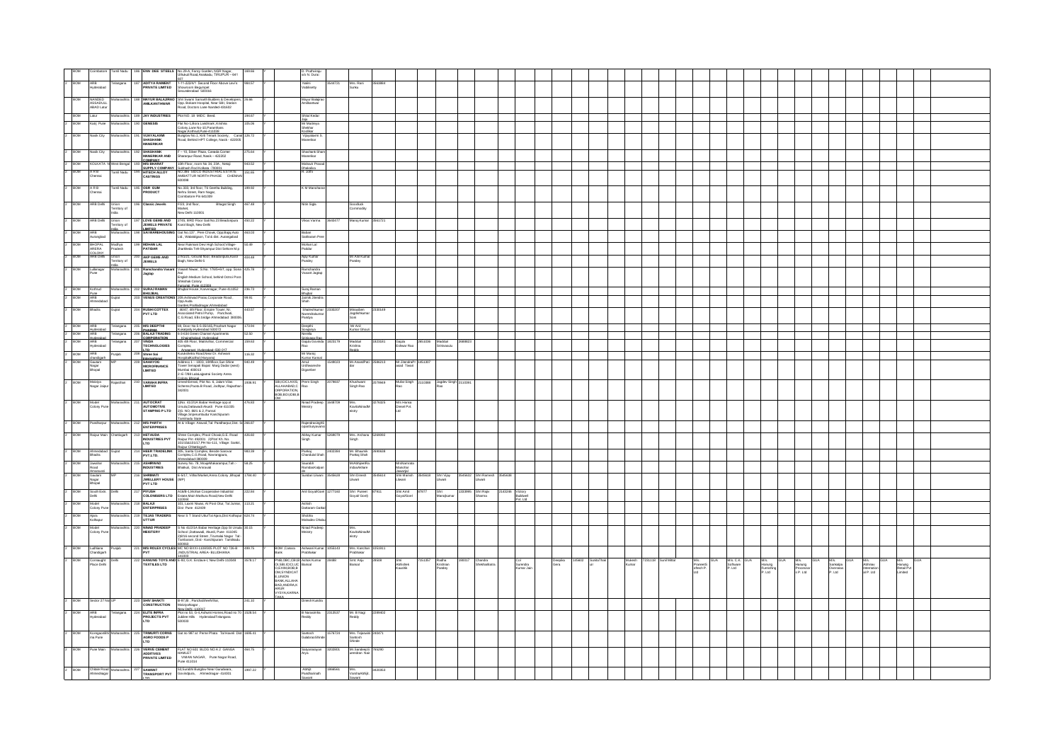| | | | | | | | | | | | | | | | | | | | | | | | | | | | | | | | | | | | | | | | | | | | |
|---|---|---|---|---|---|---|---|---|---|---|---|---|---|---|---|---|---|---|---|---|---|---|---|---|---|---|---|---|---|---|---|---|---|---|---|---|---|---|---|---|---|---|---|
| | BOM | Coimbatore | Tamil Nadu | 186 | EMN DEE STEELS | No.29-A, Fancy Garden, NSR Nagar, Uthukuli Road, Avinashi, TIRUPUR – 641 607 | 169.66 | Y | | D. Prathviraju s/o N. Durai | | | | | | | | | | | | | | | | | | | | | | | | | | | | | | | | | |
| 2 | BOM | ARB Hyderabad | Telangana | 187 | ADITYA RAIMENT PRIVATE LIMITED | 1-7-322/6/1 Second Floor Above Levi's Showroom Begumpet Secunderabad 500016 | 994.57 | Y | | Nalini Vallabaney | 3540721 | Mrs. Hari Surka | 3540804 | | | | | | | | | | | | | | | | | | | | | | | | | | | | | | |
| 2 | BOM | NANDED ASSADUL ABAD Latur | Maharashtra | 188 | MAYUR BALAJIRAO AMILKANTHWAR | Shri Swami Samarth Builders & Developers, Opp. Bokare Hospital, Near SBI, Station Road, Doctors Lane Nanded-431602 | 26.66 | Y | | Mayur Balajirao Amilkanthwar | | | | | | | | | | | | | | | | | | | | | | | | | | | | | | | | | |
| 2 | BOM | Latur | Maharashtra | 189 | JAY INDUSTRIES | Plot NO. 24 MIDC Beed. | 190.67 | Y | | Shaikh Kedar Zuje | | | | | | | | | | | | | | | | | | | | | | | | | | | | | | | | | |
| 2 | BOM | Kotij Pune | Maharashtra | 190 | GENESIS | Flat No-1,Ekora Lawnmark Krishna Colony, Lane No-10, Paramhans Nagar, Kothrud, Pune-411038 | 105.06 | Y | | Mr Maitreya Shekhar Kodlikar | | | | | | | | | | | | | | | | | | | | | | | | | | | | | | | | | |
| 2 | BOM | Nasik City | Maharashtra | 191 | VIJAYALAXMI SHASHANK MANERIKAR | Bungalow No.1, Kirti Tenant Society, Canal Road, Behind HPT College, Nasik - 422005 | 126.72 | Y | | Vijayalaxmi S. Manerikar | | | | | | | | | | | | | | | | | | | | | | | | | | | | | | | | | |
| 2 | BOM | Nasik City | Maharashtra | 192 | SHASHANK MANERIKAR AND COMPANY | F – 76, Silver Plaza, Canada Corner Sharanpur Road, Nasik – 422002 | 275.64 | Y | | Shashank Shankar Manerikar | | | | | | | | | | | | | | | | | | | | | | | | | | | | | | | | | |
| 2 | BOM | KOLKATA M | West Bengal | 193 | M/S BHARAT SUPPLY COMPANY | 10th Floor, room No 16, 23A, Netaji Subhash Road Kolkata -700001 | 943.52 | Y | | Mahavir Prasad Dhandhania | | | | | | | | | | | | | | | | | | | | | | | | | | | | | | | | | |
| 2 | BOM | A R B Chennai | Tamil Nadu | 194 | HITECH ALLOY CASTINGS | NO.486 SIDCO INDUSTRIAL ESTATE AMBATTUR NORTH PHASE CHENNAI 600098 | 151.65 | Y | | R. John | | | | | | | | | | | | | | | | | | | | | | | | | | | | | | | | | |
| 2 | BOM | A R B Chennai | Tamil Nadu | 195 | OSR GUM PRODUCT | No.333, 3rd floor, TK Geetha Building, Nehru Street, Ram Nagar, Coimbatore Pin 641009 | 199.50 | Y | | K M Manoharan | | | | | | | | | | | | | | | | | | | | | | | | | | | | | | | | | |
| 2 | BOM | ARB Delhi | Union Territory of India | 196 | Classic Jewels | F/23, 3rd floor, Bhagat Singh Market, New Delhi 110001 | 317.49 | Y | | Rinki Sujla | | Goodluck Commodity | | | | | | | | | | | | | | | | | | | | | | | | | | | | | | | |
| 2 | BOM | ARB Delhi | Union Territory of India | 197 | LOVE GEMS AND JEWELS PRIVATE LIMITED | 2745, IIIRD Floor Gali No.23 Beadonpura Karol Bagh, New Delhi | 450.22 | Y | | Vikas Varma | 3845477 | Manoj Kumar | 3841721 | | | | | | | | | | | | | | | | | | | | | | | | | | | | | | |
| 2 | BOM | ARB Aurangabad | Maharashtra | 198 | SAI WAREHOUSING | Gat No.137 , Pimri Chowk, Opp.Bajaj Auto Ltd., Walakligaon, Tal & dist. Aurangabad | 463.03 | Y | | Babasi Sakharam Peer | | | | | | | | | | | | | | | | | | | | | | | | | | | | | | | | | |
| 2 | BOM | BHOPAL ARERA COLONY | Madhya Pradesh | 199 | MOHAN LAL PATIDAR | Near Hanuman Devi High School Village-Jhanikheda Teh-Shyampur Dist Sehore M.p | 52.80 | Y | | Mohan Lal Patidar | | | | | | | | | | | | | | | | | | | | | | | | | | | | | | | | | |
| 2 | BOM | ARB Delhi | Union Territory of India | 200 | AKP GEMS AND JEWELS | 2793/31, Ground floor, Bhadonpura, Karol Bagh, New Delhi-5 | 403.48 | Y | | Ajay Kumar Pandey | | Mr Anil Kumar Pandey | | | | | | | | | | | | | | | | | | | | | | | | | | | | | | | |
| 2 | BOM | Lallanagar Pune | Maharashtra | 201 | Ramchandra Vasant Jagtap | Vasant Niwas, S.No. 176/5+6/7, opp. Sonai Aai English Medium School, behind Octroi Post Shivshakti Colony Fursungi, Pune 412308 | 425.78 | Y | | Ramchandra Vasant Jagtap | | | | | | | | | | | | | | | | | | | | | | | | | | | | | | | | | |
| 2 | BOM | Kothrud Pune | Maharashtra | 202 | SURAJ RAMAN BHUJBAL | Bhujbal House, Kanvenagar, Pune 411052 | 236.73 | Y | | Suraj Raman Bhujbal | | | | | | | | | | | | | | | | | | | | | | | | | | | | | | | | | |
| 2 | BOM | ARB Ahmedabad | Gujarat | 203 | VENUS CREATIONS | 206 Ashirwad Paras,Corporate Road, Opp.Audia Garden,Prahladnagar,Ahmedabad | 99.91 | Y | | Janak Jitendra Shah | | | | | | | | | | | | | | | | | | | | | | | | | | | | | | | | | |
| 2 | BOM | Bhadra | Gujarat | 204 | RUSHI COTTEX PVT LTD | 404/7, 4th Floor, Empire Tower, Nr. Associated Petrol Pump, Panchvati, C.G.Road, Ellis bridge Ahmedabad 380006 | 443.57 | Y | | Shaileshkumar Narendrakumar Pandya | 2308207 | Miteshkumar Jagdishkumar Soni | 2330149 | | | | | | | | | | | | | | | | | | | | | | | | | | | | | | |
| 2 | BOM | ARB Hyderabad | Telangana | 205 | M/S DEEPTHI PHARMA | Ek. Door No 5-5-35/165, Prashant Nagar Kukatpally Hyderabad 500072 | 173.64 | Y | | Deepthi Sowjanya | | Mr Anil Kumar Ghouti | | | | | | | | | | | | | | | | | | | | | | | | | | | | | | | |
| 2 | BOM | ARB Hyderabad | Telangana | 206 | BALAJI TRADING CORPORATION | G-3-634 Green Channel Apartments Khairathabad, Hyderabad | 52.50 | Y | | Neerila Sudhakara Rao | | | | | | | | | | | | | | | | | | | | | | | | | | | | | | | | | |
| 2 | BOM | ARB Hyderabad | Telangana | 207 | VINDA TECHNOLOGIES LTD | 336-8B Floor, Manbothla, Commercial Complex, Ameerpet, Hyderabad -500 073 | 159.63 | Y | | Gajula Govinda Rao | 1823179 | Madduri Krishna Reddy | 1823181 | Gajula Kishore Rao | 2654006 | Madduri Srinivasulu | 2588623 | | | | | | | | | | | | | | | | | | | | | | | | | | |
| 2 | BOM | ARB chandigarh | Punjab | 208 | Shree Sai International | Kurukshetra Road,Near Dr. Ashwani Hospital,Kaithal (Haryana) | 116.32 | Y | | Mr Manoj Kumar Kansal | | | | | | | | | | | | | | | | | | | | | | | | | | | | | | | | | |
| 2 | BOM | Gautam Nagar Bhopal | MP | 209 | SANMYOG MICROFINANCE LIMITED | Address 1 - 1001, 10thfloor,Sun Shine Tower Senapati Bapat Marg Dadar (west) Mumbai 400013 2-E-7/69 Lalitagappal Society Arera Colony Bhopal | 580.49 | Y | | Amol Uddhavarao Digambar | 2448023 | Mr. Anand Pavitar | 2448210 | Mr. Jonathan Jacob | 1451397 | | | | | | | | | | | | | | | | | | | | | | | | | | | | |
| 2 | BOM | Malviya Nagar Jaipur | Rajasthan | 210 | VARAHA INFRA LIMITED | Ground Floor, Plot No. 6, Jalam Vilas Scheme,Paota B Road, Jodhpur, Rajasthan 342001 | 1308.91 | Y | SBI,IOCI,AXIS,ALLAHABAD,CORPORATION,BOB,BOI,IDBI,BCBI | Prem Singh Rao | 2078637 | Khushwant Singh Rao | 2579449 | Mulla Singh Rao | 2110388 | Jagdev Singh Rao | 2110391 | | | | | | | | | | | | | | | | | | | | | | | | | | |
| 2 | BOM | Model Colony Pune | Maharashtra | 211 | AUTOCRAT AUTOMOTIVE STAMPING P LTD | 1)No. 41/2/1A Babar Heritage opp.st Ursula,Dattawadi,Akurdi Pune 411035 2)S. NO. 98/1 & 2, Pamzai Village,Siriperumbudur Kanchipuram Tamilnadu State | 476.83 | Y | | Ninad Pradeep Mestry | 1648709 | Mrs. KavitaNinadMestry | 3276325 | M/s Hansa Diesel Pvt Ltd | | | | | | | | | | | | | | | | | | | | | | | | | | | | | |
| 2 | BOM | Pandharpur | Maharashtra | 212 | M/S PARTH ENTERPRISES | At & Village: Kasvati, Tal: Pandharpur,Dist. Solapur | 299.97 | Y | | Rajendrasinghbijaysinghyadav | | | | | | | | | | | | | | | | | | | | | | | | | | | | | | | | | |
| 2 | BOM | Raipur Main | Chattisgarh | 213 | HETAUDA INDUSTRIES PVT LTD | Shree Complex, Phool Chowk,G.E. Road Raipur Pin 492001 2)Plot Kh. No. 101/3&102/1&7,PH No-111, Village: Sankri, Raipur Chhattisgarh | 426.60 | Y | | Abhay Kumar Singh | 5268079 | Mrs. Archana Singh | 5268092 | | | | | | | | | | | | | | | | | | | | | | | | | | | | | | |
| 2 | BOM | Ahmedabad Bhadra | Gujarat | 214 | HEER TRADELINK PVT.LTD | 305, Sarita Complex, Beside Suncour Complex,C.G.Road, Navrangpura, Ahmedabad-380009 | 993.39 | Y | | Pradeep Chandulal Shah | 2903364 | Mr. Bhaumik Pradeep Shah | 2908628 | | | | | | | | | | | | | | | | | | | | | | | | | | | | | | |
| 2 | BOM | Jawahar Road Amravati | Maharashtra | 215 | ASHIRWAD INDUSTRIES | Survey No. 78, MouzeMaksarampur Teh -Bhatkuli, Dist Amravati | 58.25 | Y | | Saurabh Rambalprakash | | MrAshpeetKaur Indasarkhare | | Mrsharmila Manohar Deshpande | | | | | | | | | | | | | | | | | | | | | | | | | | | | | |
| 2 | BOM | Gautam Nagar Bhopal | MP | 216 | SHRIMATI JWELLERY HOUSE PVT LTD | E-5/17, Vittal Market,Arera Colony ,Bhopal (MP) | 1798.40 | Y | | Suntan Litwani | 3545628 | Shri Dinesh Litwani | 3545614 | Shri Manish Litwani | 3545618 | Shri Vijay Litwani | 3545632 | Shri Ramesh Litwani | 3545630 | | | | | | | | | | | | | | | | | | | | | | | | |
| 2 | BOM | South Extn. Delhi | Delhi | 217 | PIYUSH COLONISERS LTD | A16/B-1,Mohan Cooperative Industrial Estate,Main Mathura Road,New Delhi 110044 | 222.84 | Y | | Anil GoyalGoel | 1277160 | Shri Puneet Goyal Goel | 87911 | Shri Amit GoyalGoel | 87977 | Shri Manojkumar | 2333995 | Shri Rajiv Sharma | 2143266 | Victory Buildwell Pvt. Ltd | | | | | | | | | | | | | | | | | | | | | | | |
| 2 | BOM | Model Colony Pune | Maharashtra | 218 | BALAJI ENTERPRISES | 231, Laxmi Niwas, At Post Otur, Tal Junnar, Dist Pune 412409 | 113.21 | Y | | Ashish Dattatram Gadekar | | | | | | | | | | | | | | | | | | | | | | | | | | | | | | | | | |
| 2 | BOM | Ajara Kolhapur | Maharashtra | 219 | TEJAS TRADERS UTTUR | Near S T Stand Uttur,Tal Ajara,Dist Kolhapur | 626.74 | Y | | Shobha Mahadev Dhotu | | | | | | | | | | | | | | | | | | | | | | | | | | | | | | | | | |
| 2 | BOM | Model Colony Pune | Maharashtra | 220 | NINAD PRADEEP MESTRY | S No. 41/2/1A Babar Heritage,Opp.St Ursula School,Dattawadi,Akurdi,Pune 411035 2)W/16 second Street,Tirumalai Nagar Tal-Tambaram, Dist.- Kanchipuram Tamilnadu 600044 | 39.15 | Y | | Ninad Pradeep Mestry | | Mrs. KavitaNinadMestry | | | | | | | | | | | | | | | | | | | | | | | | | | | | | | | |
| 2 | BOM | Ludhiana Chandigarh | Punjab | 221 | M/S ROLEX CYCLES PVT | MIC NO B/XII-1120/500-PLOT NO 726-M INDUSTRIAL AREA -B LUDHIANA 141003 | 399.75 | Y | BOM ,Canara Bank | Ashwani Kumar Prabhakar | 1056143 | Mrs. Kanchan Prabhakar | 1051911 | | | | | | | | | | | | | | | | | | | | | | | | | | | | | | |
| 2 | BOM | Connaught Place Delhi | Delhi | 222 | HANUNG TOYS AND TEXTILES LTD | E-93, G.K. Enclave I, New Delhi-110048 | 1578.17 | Y | PNB,OBC,CBI,IDBI,SBI,IOB,SB,UCO,BOB,BOM,SYNDICATE,UNION BANK,ALLAHABAD,ANDHRA,KARUR VYSYA,KARNATAKA | Amit Kumar Bansal | 29480 | Smt. Anju Bansal | 29508 | Shri Abhishek Kaushik | 7311357 | Radha Krishnan Pandey | 190017 | Chandra Shekhar Mantri | | Col Surendra Kumar Jain | | Deepika Gera | 165602 | Sunita Tibrewal | | Mukesh Kumar | 7235118 | Sunil Mittal | | M/s Pranesh Infotech P. Ltd | GUA | M/s C.K. Software P. Ltd | GUA | M/s Hanung Furnishing P. Ltd | GUA | M/s Hanung Processors P. Ltd | GUA | M/s Sarvodya Overseas P. Ltd | GUA | M/s Abhiney International P. Ltd | GUA | M/s Hanung Retail Pvt Limited | GUA |
| 2 | BOM | Sector 27 Noida | UP | 223 | SHIV SHAKTI CONSTRUCTION | B-97,III , PanchsheelVihar, MaviyaNagar , New Delhi -110017 | 241.10 | Y | | Dinesh Kuksha | | | | | | | | | | | | | | | | | | | | | | | | | | | | | | | | | |
| 2 | BOM | ARB Hyderabad | Telangana | 224 | ELITE INFRA PROJECTS PVT LTD | Plot no 63, G-4 Ashwini Homes Road no 70 Jubilee Hills Hyderabad Telangana 500033 | 1528.54 | Y | | B Narasimha Reddy | 2313537 | Mr. B Naga Reddy | 2269803 | | | | | | | | | | | | | | | | | | | | | | | | | | | | | | |
| 2 | BOM | Koregaon Mundhwa Pune | Maharashtra | 225 | TRIMURTI CORNS AGRO FOODS P LTD | Gat no 987 at Perne Phata , Tal Haveli Dist Pune | 1496.41 | Y | | Santosh GulabraoShinde | 1578723 | Mrs. Tejaswini Santosh Shinde | 2493471 | | | | | | | | | | | | | | | | | | | | | | | | | | | | | | |
| 2 | BOM | Pune Main | Maharashtra | 226 | VERVE CEMENT ADDITIVES PRIVATE LIMITED | FLAT NO 601 BLDG NO A 2 GANGA HAMLET VIMAN NAGAR, Pune Nagar Road, Pune 411014 | 266.75 | Y | | Satyanarayan Arya | 3253901 | Mr. Sandeepkumar Arya | 765290 | | | | | | | | | | | | | | | | | | | | | | | | | | | | | | |
| 2 | BOM | Chitale Road Ahmednagar | Maharashtra | 227 | SAWANT TRANSPORT PVT LTD | 53,Surabhi Bunglow Near Gandhvana, Govindpura, Ahmednagar -414001 | 1697.22 | Y | | Abhijit Prabhakar Sawant | 3896564 | Mrs. VaishaliAbhijit Sawant | 3420053 | | | | | | | | | | | | | | | | | | | | | | | | | | | | | | |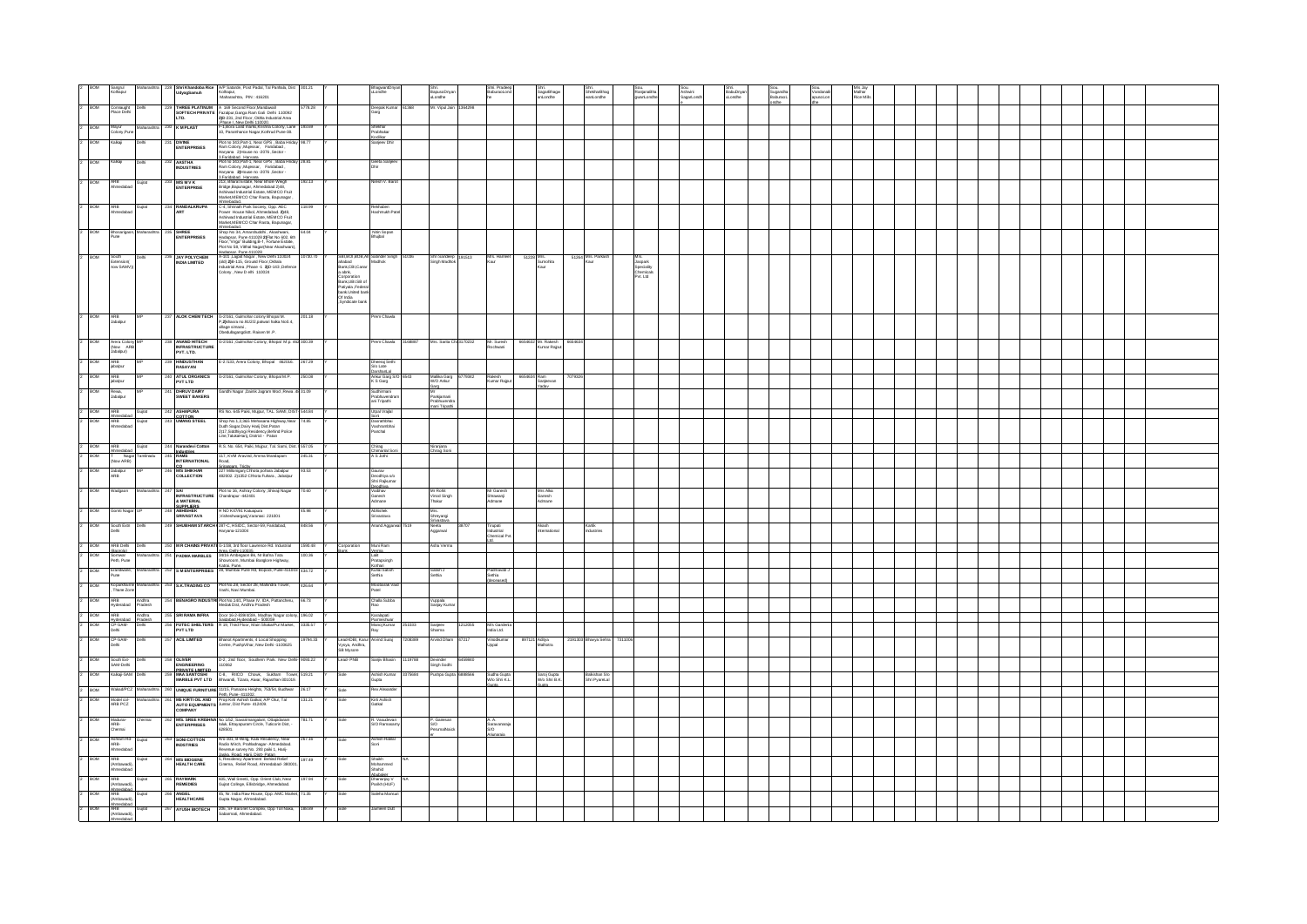| 2 | BOM | Satgaul Kolhapur | Maharashtra | 228 | Shri Khandoba Rice Udyogsamuh | A/P Satarde, Post Padal, Tal Panhala, Dist Kolhapur, Maharashtra, PIN - 416201 | 301.21 | | Y | | | BhagwanDnyanuLondhe | | Shri. BapusoDnyanuLondhe | | Shri. Pradeep Bapuraolondhe | | Shri. SugandhagaonLondhe | | Shri. ShekhaMhag wanLondhe | | Sou. Ranjanabhagwanlondhe | | Sou. Ashwini SagarLondhe | | Shri. BabuDnyanuLondhe | | Sou. Sugandha Babuson Londhe | | Sou. Vandana Bapuson Londhe | | M/s Jay Malhar Rice Mills | | | | | | | | | | | | | | | | | | | | |
|---|---|---|---|---|---|---|---|---|---|---|---|---|---|---|---|---|---|---|---|---|---|---|---|---|---|---|---|---|---|---|---|---|---|---|---|---|---|---|---|---|---|---|---|---|---|---|---|---|---|---|---|---|---|---|---|
| 2 | BOM | Connaught Place Delhi | Delhi | 229 | THREE PLATINUM SOFTECH PRIVATE LTD. | A: 36/8 Second Floor Mandawali Fazalpur,Ganga Ram Gali, Delhi 110092 B: 231, 2nd Floor, Okhla Industrial Area (Phase I, New Delhi 110020 | 5778.26 | | Y | | | Deepak Kumar Garg | 61360 | Mr. Vipul Jain | 1394298 | | | | | | | | | | | | | | | | | | | | | | | | | | | | | | | | | | | | | | | | | |
| 2 | BOM | Majur Colony,Pune | Maharashtra | 230 | K M PLAST | F-1/B/34 Lane Bank Behind Colony, Lane 10, Parvatinanda Nagar Kothrud Pune-38. | 159.69 | | Y | | | Shekhar Pratibatkar Kodikar | | | | | | | | | | | | | | | | | | | | | | | | | | | | | | | | | | | | | | | | | | | | |
| 2 | BOM | Kalkaji | Delhi | 231 | DIVINE ENTERPRISES | Plot no 343,Part-1, Near GPS, Baba Hiday Ram Colony ,Mujesar, Faridabad, Haryana, House no -2079, Sector - 3,Faridabad, Haryana. | 98.77 | | Y | | | Sanjeev Dhir | | | | | | | | | | | | | | | | | | | | | | | | | | | | | | | | | | | | | | | | | | | | |
| 2 | BOM | Kalkaji | Delhi | 232 | AASTHA INDUSTRIES | Plot no 343,Part-1, Near GPS, Baba Hiday Ram Colony ,Mujesar, Faridabad, Haryana, House no -2079, Sector - 3,Faridabad, Haryana. | 28.81 | | Y | | | Geeta Sanjeev Dhir | | | | | | | | | | | | | | | | | | | | | | | | | | | | | | | | | | | | | | | | | | | | |
| 2 | BOM | ARB Ahmedabad | Gujrat | 233 | M/S M V K ENTERPRISE | 211, Bharat Estate, Near Bhimrao Wagri Bridge,Bapunagar, Ahmedabad 2) 69, Ambewal Industrial Estate, NEMCO Fruit Market,NEMCO Char Rasta, Bapunagar, Ahmedabad. | 190.13 | | Y | | | Nilesh V. Barot | | | | | | | | | | | | | | | | | | | | | | | | | | | | | | | | | | | | | | | | | | | | |
| 2 | BOM | ARB Ahmedabad | Gujrat | 234 | RAMDALKRUPA ART | C-4, Shrinath Park Society, Opp. AEC Power House Nikol, Ahmedabad. 2) 69, Ambewal Industrial Estate, NEMCO Fruit Market,NEMCO Char Rasta, Bapunagar, Ahmedabad. | 118.99 | | Y | | | Rekhaben Hashmukh Patel | | | | | | | | | | | | | | | | | | | | | | | | | | | | | | | | | | | | | | | | | | | | |
| 2 | BOM | Bhosarigaon, Pune | Maharashtra | 235 | SHREE ENTERPRISES | Shop No 3/4, Atharvbuddhi, Akashvani, Hadapsar, Pune 411028 (Flat No 402, 4th Floor "Virgo" Building B-I, Fortune Estate, Plot No 58, Vitthal Nagar(Near Akashvani), Hadapsar, Pune 411028 | 64.04 | | Y | | | Nitin Sopan Bhujbal | | | | | | | | | | | | | | | | | | | | | | | | | | | | | | | | | | | | | | | | | | | | |
| 2 | BOM | South Extension( now SAMV) | Delhi | 236 | JAY POLYCHEM INDIA LIMITED | F-252, Lajpat Nagar, New Delhi-110024 (old) B-125, Ground Floor,Okhla Industrial Area Phase-II, B-143 ,Defence Colony , New Delhi 110024 | 19780.79 | | Y | SBI,BOB,BOB,Allahabad Bank,CB (Canara Bank), Corporation Bank,UBI,SB of Patiyala ,Federal bank,United Bank Of India ,Syndicate bank | | Surinder Singh Madhok | 53286 | Shri Sandeep Singh Madhok | 161513 | Mrs. Harmeet Kaur | 51229 | Mrs. Sumohita Kaur | 51250 | Mrs. Paramjit Kaur | | M/s. Jaspam Specialty Chemicals Pvt. Ltd | | | | | | | | | | | | | | | | | | | | | | | | | | | | | | | | | | | |
| 2 | BOM | ARB Jabalpur | MP | 237 | ALOK CHEM TECH | G-2/161, Gulmohar colony Bhopal M. P. Khasra no.91/2/2 patwari halka No0 4, village Ummara , Obedullaganj,distt. Raisen M .P. | 201.18 | | Y | | | Prem Chawla | | | | | | | | | | | | | | | | | | | | | | | | | | | | | | | | | | | | | | | | | | | | |
| 2 | BOM | Arera Colony (New ARB Jabalpur) | MP | 238 | ANAND HITECH INFRASTRUCTURE PVT. LTD. | G-2/161 ,Gulmohar Colony, Bhopal M.p. 462 | 300.09 | | Y | | | Prem Chawla | 3168897 | Mrs. Sarita Ch | 3170202 | Mr. Suresh Rochwani | 6658632 | Mr. Rakesh Kumar Rajput | 6658634 | | | | | | | | | | | | | | | | | | | | | | | | | | | | | | | | | | | | | |
| 2 | BOM | ARB jabalpur | MP | 239 | HINDUSTHAN RASAYAN | E-2 /133, Arera Colony, Bhopal - 462016. | 297.29 | | Y | | | Dheeraj Seth; Smt. Leie Dandwal | | | | | | | | | | | | | | | | | | | | | | | | | | | | | | | | | | | | | | | | | | | | | |
| 2 | BOM | ARB jabalpur | MP | 240 | ATUL ORGANICS PVT LTD | G-2/161, Gulmohar Colony, Bhopal M.P. | 290.08 | | Y | | | Ankur Garg; Shri K S Garg | 6543 | Mallika Garg W/O Ankur Garg | 6779442 | Rakesh Kumar Rajput | 6658634 | Ram Sanjeevan Yadav | 7079329 | | | | | | | | | | | | | | | | | | | | | | | | | | | | | | | | | | | | | |
| 2 | BOM | Rewa, Jabalpur | MP | 241 | DHRUV DAIRY SWEET BAKERS | Gandhi Nagar ,Dainik Jagran Mod ,Rewa ,M | 31.09 | | Y | | | Sudhirnani Prabhuwendr an Tripathi | | Mr. Pushpamati Prabhuwendra mani Tripathi | | | | | | | | | | | | | | | | | | | | | | | | | | | | | | | | | | | | | | | | | | | |
| 2 | BOM | ARB Ahmedabad | Gujrat | 242 | ASHAPURA COTTON | RS No. 645 Patel, Mujpur, TAL. SAMI, DIST. | 548.68 | | Y | | | Utpal Wagjibhai Soni | | | | | | | | | | | | | | | | | | | | | | | | | | | | | | | | | | | | | | | | | | | | |
| 2 | BOM | ARB Ahmedabad | Gujrat | 243 | UMANG STEEL | Shop No.1,2,36/A Mehsaana Highway,New Dudh Sagar,Dairy Harji Dist.Patan 2)17,Siddhiyogi Residency,Behind Police Line,Taluka-Harij, District - Patan | 73.95 | | Y | | | Dasharthbhai Vasharambhai Panchal | | | | | | | | | | | | | | | | | | | | | | | | | | | | | | | | | | | | | | | | | | | | |
| 2 | BOM | ARB Ahmedabad | Gujrat | 244 | Narendera Cotton Industries | R.S. No. 664, Patel, Mujpur, Tal. Sami, Dist. I | 597.05 | | Y | | | Chirag Chimanlal Soni | | Niranjana Chirag Soni | | | | | | | | | | | | | | | | | | | | | | | | | | | | | | | | | | | | | | | | | | | |
| 2 | BOM | T Nagar (New ARB) | Tamilnadu | 245 | RAM INTERNATIONAL CO | 117, KVM Aravind, Amma Mandapam Road, Srirangam, Trichy | 245.31 | | Y | | | A S Joshi | | | | | | | | | | | | | | | | | | | | | | | | | | | | | | | | | | | | | | | | | | | | |
| 2 | BOM | Jabalpur ARB | MP | 246 | M/S SHIKHAR COLLECTION | 227 Mithengani Chhota pohara Jabalpur 482002. 2)1302 Chhota Fuhara , Jabalpur | 93.53 | | Y | | | Saurav Geedhiya s/o Shri Rajkumar Geedhiya | | | | | | | | | | | | | | | | | | | | | | | | | | | | | | | | | | | | | | | | | | | | |
| 2 | BOM | Wadgaon | Maharashtra | 247 | SAI INFRASTRUCTURE & MATERIAL SUPPLIERS | Plot no 16, Ashray Colony ,Shivaji Nagar Chandrapur -442401 | 79.60 | | Y | | | Vaibhav Ganesh Admane | | Mr Rohit Vinod Singh Thakur | | Mr Ganesh Shrawanji Admane | | Mrs Alka Ganesh Admane | | | | | | | | | | | | | | | | | | | | | | | | | | | | | | | | | | | | | | | |
| 2 | BOM | Gomti Nagar | UP | 248 | ABHISHEK SRIVASTAVA | H NO K 67/91 Katuapura Vishweshwarganj,Varanasi 221001 | 41.98 | | Y | | | Abhishek Srivastava | | Mrs. Shreyangi Srivastava | | | | | | | | | | | | | | | | | | | | | | | | | | | | | | | | | | | | | | | | | | | |
| 2 | BOM | South Extn Delhi | Delhi | 249 | SHUBHAM STARCH | 287-C, HSIDC, Sector-59, Faridabad, Haryana-121004 | 848.56 | | Y | | | Anand Aggarwal | 7518 | Neeta Aggarwal | 38707 | Tirupati Industrial Chemical Pvt. Ltd. | | Akash International | | Kartik Industries | | | | | | | | | | | | | | | | | | | | | | | | | | | | | | | | | | | | | |
| 2 | BOM | ARB Delhi (Bacoda) | Delhi | 250 | M R CHAINS PRIVATE | G-108, 3rd floor Lawrence Rd. Industrial Area, Delhi-110035 | 1998.49 | | Y | Corporation Bank | | Muni Ram Verma | | Asha Verma | | | | | | | | | | | | | | | | | | | | | | | | | | | | | | | | | | | | | | | | | | |
| 2 | BOM | Sumadar Peth, Pune | Maharashtra | 251 | PADMA MARBLES | 1011a Ambegaon Kh, Nr Rathis Tata Showroom, Mumbai Banglore Highway, Kothrul, Pune. | 190.56 | | Y | | | Lalit Pratapsingh Kothari | | | | | | | | | | | | | | | | | | | | | | | | | | | | | | | | | | | | | | | | | | | | |
| 2 | BOM | Erandwane, Pune | Maharashtra | 252 | S M ENTERPRISES | 34, Mumbai Pune Rd, Bopodi, Pune-411033 | 416.72 | | Y | | | Kunal Suresh Sethia | | Suresh J Sethia | | Padmavati J Sethia (deceased) | | | | | | | | | | | | | | | | | | | | | | | | | | | | | | | | | | | | | | | |
| 2 | BOM | Kopar Khairne , Thane Zone | Maharashtra | 253 | S.K.TRADING CO | Plot No.28, Sector 26, Mahindra Tower, Vashi, Navi Mumbai. | 426.64 | | Y | | | Mahobatsinh Patel | | | | | | | | | | | | | | | | | | | | | | | | | | | | | | | | | | | | | | | | | | | | |
| 2 | BOM | ARB Hyderabad | Andhra Pradesh | 254 | BENAGRO INDUSTRI | Plot no 1&3, Phase IV, IDA, Patancheru, Medak Dist, Andhra Pradesh | 98.73 | | Y | | | Challa Subba Rao | | Vuppala Sanjay Kumar | | | | | | | | | | | | | | | | | | | | | | | | | | | | | | | | | | | | | | | | | | | |
| 2 | BOM | ARB Hyderabad | Andhra Pradesh | 255 | SRI RAMA INFRA | Door no 2-409/60/A, Madhav Nagar colony, Sadashed Hyderabad – 500039 | 196.02 | | Y | | | Kondapam Purneshwar | | | | | | | | | | | | | | | | | | | | | | | | | | | | | | | | | | | | | | | | | | | | |
| 2 | BOM | CP-SAM-Delhi | Delhi | 256 | FUTEC SHELTERS PVT LTD | R 19, Third Floor, Main ShakarPur Market, | 3305.57 | | Y | | | Manoj Kumar Ray | 251003 | Sanjeev Sharma | 1212955 | M/s Gunitera India Ltd. | | | | | | | | | | | | | | | | | | | | | | | | | | | | | | | | | | | | | | | | | |
| 2 | BOM | CP-SAM-Delhi | Delhi | 257 | ACIL LIMITED | Bharat Apartments, 4 Local Shopping Centre, Pushp Vihar, New Delhi -1100025 | 19794.33 | | Y | Lead-IOB, Karur Vysya, Andhra, SB Mysore | | Arvind Suraj | 7208699 | Arvind Dhani | 97317 | Vinodkumar Uppal | 897121 | Aditya Malhotra | 2391303 | Bhavya Sehra | 7312009 | | | | | | | | | | | | | | | | | | | | | | | | | | | | | | | | | | | |
| 2 | BOM | South Ext-SAM Delhi | Delhi | 258 | OLIVER ENGINEERING PRIVATE LIMITED | D-2, 2nd floor, Southern Park, New Delhi 110062 | 5693.22 | | Y | Lead- PNB | | Sanjiv Bhasin | 1118788 | Devinder Singh Sodhi | 6459840 | | | | | | | | | | | | | | | | | | | | | | | | | | | | | | | | | | | | | | | | | | |
| 2 | BOM | Kalkaji-SAM Delhi | Delhi | 259 | RKA SANTOSHI MARBLE PVT LTD | C-6, RIICO Chowk, Sadhan Town, Bhiwandi, Tizara, Alwar, Rajasthan-301019. | 5109.21 | | Y | Sole | | Ashish Kumar Gupta | 3376464 | Pushpa Gupta | 5888566 | Sudha Gupta W/o Shri K.L. Gupta | | Saroj Gupta W/o Shri B.R. Gupta | | Balkishan S/o Shri Pyarelal | | | | | | | | | | | | | | | | | | | | | | | | | | | | | | | | | | | | | |
| 2 | BOM | Wakad/PCZ | Maharashtra | 260 | UNIQUE FURNITURE | D1/15, Paradise Heights, 75/5/A, Budhwar Peth, Pune- 411002 | 29.17 | | Y | Sole | | Rex Alexander | | | | | | | | | | | | | | | | | | | | | | | | | | | | | | | | | | | | | | | | | | | | |
| 2 | BOM | Model col-ARB PCZ | Maharashtra | 261 | HS KIRTI OIL AND AUTO EQUIPMENTS COMPANY | Prop Kirti Ashish Gaikal, A/P Otur, Tal Junnar, Dist Pune- 412409 | 131.21 | | Y | Sole | | Kirti Ashish Gaikal | | | | | | | | | | | | | | | | | | | | | | | | | | | | | | | | | | | | | | | | | | | |
| 2 | BOM | Madurai-ARB-Chennai | Chennai | 262 | M/S. SREE KRISHNA ENTERPRISES | No 1/52, Sourashtragalam, Ottapidaram taluk, Ettayapuram Circle, Tuticorin Dist. - 628901. | 781.71 | | Y | Sole | | R. Vasudevan S/O Ramasamy | | P. Saleesan S/O Perumalkalk al | | A. A. Saravanaraja S/O Annamalai | | | | | | | | | | | | | | | | | | | | | | | | | | | | | | | | | | | | | | | | | |
| 2 | BOM | Ashram Rd-ARB-Ahmedabad | Gujrat | 263 | SONI COTTON INDSTRIES | RS-301, B Wing, Kala Residency, Near Radio Malch, Postbatnagar, Ahmedabad. Revenue survey No. 283 plot 1, Harij-Jaska Road, Harij Distt- Patan | 297.34 | | Y | Sole | | Ashish Rohat Soni | | | | | | | | | | | | | | | | | | | | | | | | | | | | | | | | | | | | | | | | | | | | |
| 2 | BOM | ARB (Ambawadi), Ahmedabad | Gujrat | 264 | M/S BIOGENE HEALTH CARE | 6, Residency Apartment, Behind Relief Cinema, Relief Road, Ahmedabad 380001. | 197.49 | | Y | Sole | | Shaikh Mohammed Shahid Ahmedani | NA | | | | | | | | | | | | | | | | | | | | | | | | | | | | | | | | | | | | | | | | | | | |
| 2 | BOM | ARB (Ambawadi), Ahmedabad | Gujrat | 265 | RAYMARK REMEDIES | 605, Wall Street, Opp. Orient Club, Near Gujrat College, Ellisbridge, Ahmedabad. | 197.64 | | Y | Sole | | Dhananjay V. Parikh (HUF) | NA | | | | | | | | | | | | | | | | | | | | | | | | | | | | | | | | | | | | | | | | | | | |
| 2 | BOM | ARB (Ambawadi), Ahmedabad | Gujrat | 266 | ANGEL HEALTHCARE | 45, Nr. India Rau House, Opp. AMC Market, Gupta Nagar, Ahmedabad. | 71.35 | | Y | Sole | | Saleha Momari | | | | | | | | | | | | | | | | | | | | | | | | | | | | | | | | | | | | | | | | | | | | |
| 2 | BOM | ARB (Ambawadi), Ahmedabad | Gujrat | 267 | AYUSH BIOTECH | 205, Sri Banmali Complex, Opp Tin Nalia, Sabarmati, Ahmedabad. | 198.89 | | Y | Sole | | Jasmeet Dutt | | | | | | | | | | | | | | | | | | | | | | | | | | | | | | | | | | | | | | | | | | | | |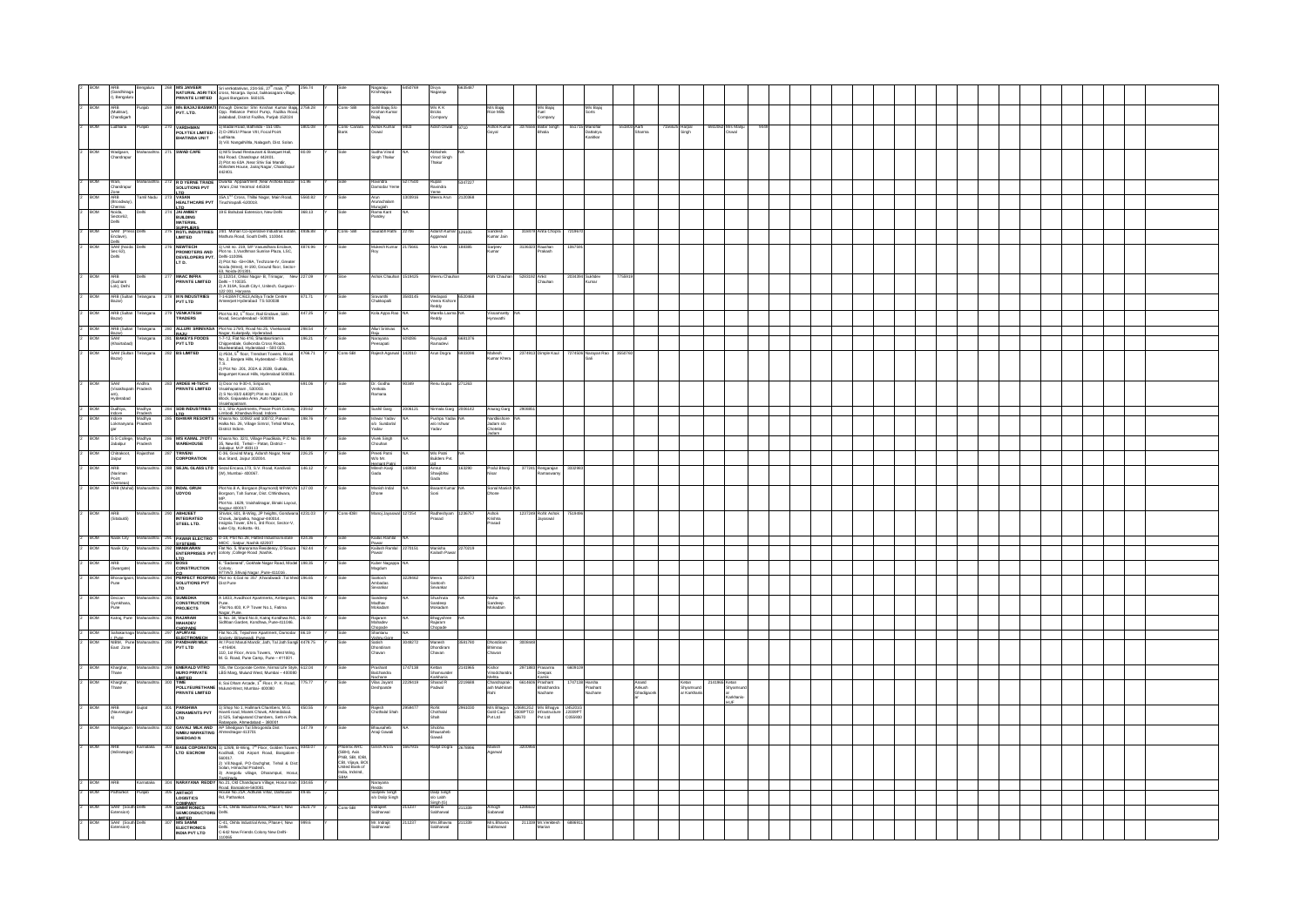| | | | | | | | | | | | | | | | | | | | | | | | | | |
|---|---|---|---|---|---|---|---|---|---|---|---|---|---|---|---|---|---|---|---|---|---|---|---|---|---|
| 2 | BOM | ARB (Gandhinagar), Bengaluru | Bengaluru | 268 | MRS JAYKEER NATURAL AGRITEX PRIVATE LIMITED | Sri venkateshwara, 210/1E, 27th road, 7th cross, Nanjappa layout, ... village, Jigani Bangalore 560105 | 256.74 | Y | Sole | Nagaraju Krishnappa | 6458769 | Divya Nagaraju | 6839887 | | | | | | | | | | | | |
| 2 | BOM | ARB (Muktsar), Chandigarh | Punjab | 269 | M/s BAJAJ BASMATI PVT. LTD. | through Director Shri Krishan Kumar Bajaj, Opp. Reliance Petrol Pump, Fazilka Road, Jalalabad, District Fazilka, Punjab 152024 | 2758.26 | Y | Cons- SBI | Sushil Bajaj S/o Krishan Kumar Bajaj | | M/s K K Bricks Company | | M/s Bajaj Rice Mills | | M/s Bajaj Fuel Company | | M/s Bajaj Sons | | | | | | | |
| 2 | BOM | Ludhiana | Punjab | 270 | VARDHMAN POLYTEX LIMITED - BHATINDA UNIT | 1) Basant Road, Bathinda – 151 005. 2) D-265/1 Phase VIII, Focal Point Ludhiana. 3) Vill. Naraganhilla, Nalagarh, Dist. Solan | 1803.00 | Y | Cons- Canara Bank | Ashok Kumar Oswal | 9803 | Adish Oswal | 9710 | Ashok Kumar Goyal | 3974098 | Balbir Singh Bhatia | 902715 | Manohar Dattatrya Kardikar | 6729629 | Aarti Sharma | 7738925 | Harjeet Singh | 6962892 | Mrs. Manju Oswal | 9939 |
| 2 | BOM | Wadgaon, Chandrapur | Maharashtra | 271 | SWAD CAFE | 1) M/S Swad Restaurant & Banquet Hall, Moil Road, Chandrapur 442401. 2) Plot no 63A ,Near Shiv Sai Mandir, Abhishek House, Jairaj Nagar, Chandrapur 442401 | 65.09 | Y | Sole | Sudha Vinod Singh Thakur | NA | Abhishek Vinod Singh Thakur | NA | | | | | | | | | | | | |
| 2 | BOM | Wani, Chandrapur Zone | Maharashtra | 272 | R D YERNE TRADE SOLUTIONS PVT LTD | Swarna Appartment ,Near Ambika Bazar Wani Dist Yeotmal 445304 | 51.96 | Y | Sole | Ravindra Damodar Yerne | 5277500 | Rujata Ravindra Yerne | 5347227 | | | | | | | | | | | | |
| 2 | BOM | ARB (Broadway), Chennai | Tamil Nadu | 273 | VASAN HEALTHCARE PVT LTD | 19A 1st Cross, Thillai Nagar, Main Road, Tiruchirapalli 620018 | 5668.82 | Y | Sole | Arun Arumuham Murugan | 1803966 | Meera Arun | 2120968 | | | | | | | | | | | | |
| 2 | BOM | Noida Sector62, Delhi | Delhi | 274 | JAI AMBEY BUILDING MATERIAL SUPPLIERS | 39 E Bahubali Extension, New Delhi | 360.13 | Y | Sole | Roma Kant Pandey | NA | | | | | | | | | | | | | | |
| 2 | BOM | SAM (Preet Vihar Enclave), Delhi | Delhi | 275 | RGTL INDUSTRIES LIMITED | 281, Mohan Co-operative Industrial Estate, Mathura Road, South Delhi 110044 | 4936.89 | Y | Cons- SBI | Saurabh Rathi | 23789 | Adarsh Kumar Aggarwal | 126335 | Sundeep Kumar Jain | 319979 | Anita Chopra | 7218975 | | | | | | | | |
| 2 | BOM | SAM (Noida Sec 62), Delhi | Delhi | 276 | NEWTECH PROMOTERS AND DEVELOPERS PVT. LTD. | 1) Unit No. 219, SP Vasundhara Enclave, Plot no. 1, Vardhman Sunrise Plaza, LSC, Delhi-110096. 2) Plot No.- GH-09A, Techzone-IV, Greater Noida (West), H-190, Ground floor, Sector-63, Noida 201301 | 4874.96 | Y | Sole | Mukesh Kumar Roy | 2176661 | Alok Vats | 186085 | Sanjeev Kumar | 3136633 | Raushan Prakash | 1867991 | | | | | | | | |
| 2 | BOM | ARB (Sushant Lok), Delhi | Delhi | 277 | IMAC INFRA PRIVATE LIMITED | 1) 13/314, Onkar Nagar B, Trinagar, New Delhi – 110035. 2) A 319/K, South City-I, Unitech, Gurgaon - 122 001, Haryana | 227.09 | Y | Sole | Ashok Chauhan | 1519425 | Meenu Chauhan | | Abhi Chauhan | 5261592 | Ankit Chauhan | 2034394 | Sukhdev Kumar | 7758019 | | | | | | |
| 2 | BOM | ARB (Saifabad) | Telangana | 278 | M N INDUSTRIES PVT LTD | 7-1-6/8/ATC/4,5,6 Aditya Trade Centre Ameerpet Hyderabad TS 500038 | 971.71 | Y | Sole | Sravanthi Chalasani | 3563145 | Medapati Veera Kishore Reddy | 6620868 | | | | | | | | | | | | |
| 2 | BOM | ARB (Saifabad) | Telangana | 279 | VENKATESH TRADERS | Plot no 82, 1st floor, Rail Enclave, Sikh Road, Secunderabad - 500009. | 447.25 | Y | Sole | Kola Appa Rao | NA | Mamilla Laxma Reddy | NA | Vasamsetty Hymavathi | NA | | | | | | | | | | |
| 2 | BOM | ARB (Saifabad) | Telangana | 280 | ALLURI SRINIVASA RAJU | Plot No.179/3, Road No.25, Vivekanand Nagar, Kukatpally, Hyderabad | 290.54 | Y | Sole | Alluri Srinivas Raju | NA | | | | | | | | | | | | | | |
| 2 | BOM | SAM (Khairtabad) | Telangana | 281 | BAKEYS FOODS PVT LTD | 7-7-12, Flat No 406, Shantaniketan's Chippendale, Golkonda Cross Roads, Musheerabad, Hyderabad – 500 020 | 195.21 | Y | Sole | Narayana Peesapati | 605096 | Rajagopal Ramadevi | 6863376 | | | | | | | | | | | | |
| 2 | BOM | SAM (Sultan Bazar) | Telangana | 282 | BS LIMITED | 1) #504, 5th floor, Trendset Towers, Road No. 2, Banjara Hills, Hyderabad – 500034, T.S. 2) Plot No. 201, 202A & 202B, Gutala, Begumpet Kasul Hills, Hyderabad 500081. | 4766.71 | Y | Cons- SBI | Rajesh Agarwal | 142010 | Arun Dogra | 6833098 | Mahesh Kumar Khera | 2374913 | Dimple Kaur | 7274509 | Narayan Rao Goli | 3563760 | | | | | | |
| 2 | BOM | SAM (Visakhapatnam), Hyderabad | Andhra Pradesh | 283 | ARDEE HI-TECH PRIVATE LIMITED | 1) Door no 9-80-4, Siripuram, Visakhapatnam - 530003. 2) S No 80/3 &80(P) Plot no 13 &41B, D Block, Expansion Area, Auto Nagar, Visakhapatnam | 881.05 | Y | Sole | Dr. Sindha Venkata Ramana | 90369 | Renu Gupta | 371263 | | | | | | | | | | | | |
| 2 | BOM | Dudhiya, Indore | Madhya Pradesh | 284 | SDB INDUSTRIES LTD | 12-1, Shiv Apartments, Prestige Point Colony, Limbodi, Khandwa Road, Indore | 239.62 | Y | Sole | Sudhir Garg | 2906125 | Nirmala Garg | 2906142 | Anurag Garg | 2909951 | | | | | | | | | | |
| 2 | BOM | Indore Laxmipuram | Madhya Pradesh | 285 | SHIKHAR RESORTS | Khasra No. 109/2 and 100/2, Patwari Halka No. 26, Village Simrol, Tehsil Mhow, District Indore | 190.76 | Y | Sole | Ishwar Yadav s/o Sundarlal Yadav | NA | Pushpa Yadav w/o Ishwar Yadav | NA | Nandkishore Jadam s/o Chotelal Jadam | NA | | | | | | | | | | |
| 2 | BOM | G S College, Jabalpur | Madhya Pradesh | 286 | M/S KAMAL JYOTI WAREHOUSE | Khasra No. 32/1, Village Paudikala, P.C. No. 28, New 83, Tehsil – Patan, District – Jabalpur, M.P. 482113 | 60.90 | Y | Sole | Vivek Singh Chouhan | NA | | | | | | | | | | | | | | |
| 2 | BOM | Chitrakoot, Jaipur | Rajasthan | 287 | TRIVENI CORPORATION | C-39, Govind Marg, Adarsh Nagar, Near Bus Stand, Jaipur 302004 | 226.25 | Y | Sole | Preeti Pahi W/o Mr. Somesh Pahi | NA | M/s Pride Builders Pvt. Ltd. | NA | | | | | | | | | | | | |
| 2 | BOM | ARB (Nariman Point Overseas) | Maharashtra | 288 | SEJAL GLASS LTD | Sejal Encasa, 173, S.V. Road, Kandivali (W), Mumbai-400067 | 145.12 | Y | Sole | Mitesh Kirpy Gada | 180834 | Amrut Shivjibhai Gada | 163290 | Praful Bhanji Nisar | 377241 | Rengarajan Ramaswamy | 2532983 | | | | | | | | |
| 2 | BOM | ARB (Mahal) | Maharashtra | 289 | INDAL GRUH UDYOG | Plot No.8 A, Borgaon (Raymond) MPAKVN, Borgaon, Teh Sausar, Dist. Chhindwara, MP. Plot No. 1629, Vaishalinagar, Binaki Layout, Nagpur-440017 | 127.00 | Y | Sole | Manish Indal Dhane | NA | Basant Kumar Soni | NA | Sonal Manish Dhone | NA | | | | | | | | | | |
| 2 | BOM | ARB (Sitabuldi) | Maharashtra | 290 | ABHIJEET INTEGRATED STEEL LTD. | Shivani, 601, B-Wing, JP heights, Gondwana Chowk, Jaripatka, Nagpur-440014. Kingston Tower, EN-1, 3rd Floor, Sector-V, Lake City, Kolkata -91. | 4231.03 | Y | Cons- IDBI | Manoj Jayaswal | 127354 | Radheshyam Prasad | 1236757 | Ashok Krishna Prasad | 1227249 | Rohit Ashok Jayaswal | 7616956 | | | | | | | | |
| 2 | BOM | Nasik City | Maharashtra | 291 | PAWAR ELECTRO SYSTEMS | D-16, Plot No.26, Pathadi Industrial Estate MIDC , Satpur, Nashik 422007 | 424.36 | Y | Sole | Kailas Ramlal Pawar | NA | | | | | | | | | | | | | | |
| 2 | BOM | Nasik City | Maharashtra | 292 | NAMKARAN ENTERPRISES PVT LTD | Flat No. 3, Manorama Residency, D'Souza colony ,College Road ,Nashik. | 782.44 | Y | Sole | Kailash Ramlal Pawar | 2270156 | Manisha Kailash Pawar | 2270219 | | | | | | | | | | | | |
| 2 | BOM | ARB (Swargate) | Maharashtra | 293 | BOSS CONSTRUCTION CO. | 5, "Sadanand" Gokhale Nagar Road, Model Colony, 977/6/3 ,Shivaji Nagar ,Pune-411016 | 189.35 | Y | Sole | Kuber Nagappa Nagelam | NA | | | | | | | | | | | | | | |
| 2 | BOM | Bhosarigaon, Pune | Maharashtra | 294 | PERFECT ROOFING SOLUTIONS PVT LTD | Plot no 4,Gat no 357 ,Kharabwadi ,Tal Khed Dist Pune | 186.66 | Y | Sole | Santosh Ambadas Sevankar | 3229452 | Meera Santosh Sevankar | 3229473 | | | | | | | | | | | | |
| 2 | BOM | Deccan Gymkhana, Pune | Maharashtra | 295 | SUMEDHA CONSTRUCTION PROJECTS | A 1403, Avadhoot Apartments, Ambegaon, Pune ; Flat No.403, K P Tower No.1, Fatima Nagar, Pune | 492.96 | Y | Sole | Sandeep Madhav Mokadam | NA | Shushruta Sandeep Mokadam | NA | Nisha Sandeep Mokadam | NA | | | | | | | | | | |
| 2 | BOM | Katraj, Pune | Maharashtra | 296 | RAJARAM MAHADEV CHAVAN | S. No. 34, Ward No.8, Katraj Kondhwa Rd., Golbhan Garden, Kondhwa, Pune-411046 | 26.00 | Y | Sole | Rajaram Mahadev Chavan | NA | Bhagyshree Rajaram Chavan | NA | | | | | | | | | | | | |
| 2 | BOM | Sahakarnagar, Pune | Maharashtra | 297 | APURVAE ELECTROMECH | Flat No.25, Tejashree Apartment, Damodar Society, Bibwewadi, Pune | 65.19 | Y | Sole | Shantanu Vishnu Gore | NA | | | | | | | | | | | | | | |
| 2 | BOM | NBSM Pune East Zone | Maharashtra | 298 | PANDHARI MILK PVT LTD | At / Post Mouje Mandki, Juh, Tal Indapur, Pune – 413106. 1101, 1st Floor, Arora Towers, West Wing, M. G. Road, Pune Camp, Pune – 411001 | 4478.75 | Y | Sole | Satish Dhondiram Chavan | 3048072 | Mahesh Dhondiram Chavan | 3641760 | Dhondiram Bhimrao Chavan | 3659440 | | | | | | | | | | |
| 2 | BOM | Khargar, Thane | Maharashtra | 299 | EMERALD VITRIO MURO PRIVATE LIMITED | 703, the Corporate Centre, Nirmal Life Style, LBS Marg, Mulund West, Mumbai – 400080 | 3122.06 | Y | Sole | Prashant Balchandra Nachane | 1747138 | Ketan Shamsunder Kukarni | 2149966 | Kishor Vinodchandra Mehta | 2971663 | Prasanna Deepak Kumbh | 6609109 | | | | | | | | |
| 2 | BOM | Khargar, Thane | Maharashtra | 300 | TIME POLLYEURETHANE PRIVATE LIMITED | 6, Sai Dham Arcade, 1st Floor, P. K. Road, Mulund West, Mumbai- 400080 | 775.77 | Y | Sole | Vilas Jayant Deshpande | 2229419 | Sharad R Padwal | 2219988 | Chandrayan Mahimkar | 6614606 | Prashant Bhalchandra Nachane | 1747138 | Harsha Prashant Nachane | | Anand Atkesh Ghadigaonkar | | Ketan Shyamsundar Kulkarni | 2141966 | Ketan Shyamsundar Kulkarni HUF | |
| 2 | BOM | ARB (Navrangpura) | Gujarat | 301 | PARSHWA ORNAMENTS PVT LTD | 1) Shop No.1, Hallmark Chambers, M.G. Haveli road, Manek Chowk, Ahmedabad. 2) 625, Sahajanand Chambers, Sethi's Pole, Ratanpole, Ahmedabad – 380001 | 450.55 | Y | Sole | Rajesh Chettalal Shah | 2958477 | Rohit Chettalal Shah | 2960030 | M/s Bhagya Gold Cast Pvt Ltd | U36911GJ2006PTC049070 | M/s Bhagya Infrastructure Pvt Ltd | U45201GJ2009PTC055660 | | | | | | | | |
| 2 | BOM | Manjalgaon | Maharashtra | 302 | GAVALI MILK AND NIMBU MARKETING SHEDGAON | AP Shedgaon Tal Shrigonda Dist Ahmednagar-413701 | 147.79 | Y | Sole | Bhausaheb Anaji Gavali | | Shobha Bhausaheb Gavali | | | | | | | | | | | | | |
| 2 | BOM | ARB (Vidhanagar) | Karnataka | 303 | BASE CORPORATION LTD ESCROW | 1) 326/B, B-Wing, 7th Floor, Golden Towers, Kodihalli, Old Airport Road, Bangalore 560017. 2) Vill Nagali, PO Oachghat, Tehsil & Dist Solan, Himachal Pradesh. 3) Anegodu village, Dhenkanikottai, Hosur, Tamilnadu | 9983.07 | Y | Phoenix ARC (SBH), Axis, PNB, SBI, IDBI, CBI, Vijaya, BOI, United Bank of India, Indimid, SBM | Girish Arora | 1867935 | Ranjit Dogra | 2678866 | Mukesh Agarwal | 3205966 | | | | | | | | | | |
| 2 | BOM | ARB | Karnataka | 304 | NARAYANA REDDY | No.23, Old Chandapura Village, Hosur Main Road, Bangalore-560081 | 334.65 | Y | Sole | Narayana Reddy | | | | | | | | | | | | | | | |
| 2 | BOM | Pathankot | Punjab | 305 | ARTHOT LOGISTICS COMPANY | House No.224, Adhuak Vihar, Dalhousie Rd, Pathankot | 39.45 | Y | Sole | Sarabjeet Singh s/o Dalip Singh | | Dalip Singh s/o Labh Singh (G) | | | | | | | | | | | | | |
| 2 | BOM | SAM (South Extension) | Delhi | 306 | SIMBTRONICS SEMICONDUCTORS LIMITED | C-41, Okhla Industrial Area, Phase-I, New Delhi. | 2620.79 | Y | Cons- SBI | Inderjeet Sabharwal | 251237 | Bhawna Sabharwal | 211339 | Anirudh Sabharwal | 1288622 | | | | | | | | | | |
| 2 | BOM | SAM (South Extension) | Delhi | 307 | M/S SAMMI ELECTRONICS INDIA PVT LTD | C-41, Okhla Industrial Area, Phase-I, New Delhi. C-6/2 New Friends Colony New Delhi-110065 | 999.6 | Y | Sole | Mr. Inderjit Sabharwal | 251237 | Mrs. Bhawna Sabharwal | 211339 | Mrs Bhawna Sabharwal | 211339 | Mr. Venkatesh Manian | 6898611 | | | | | | | | |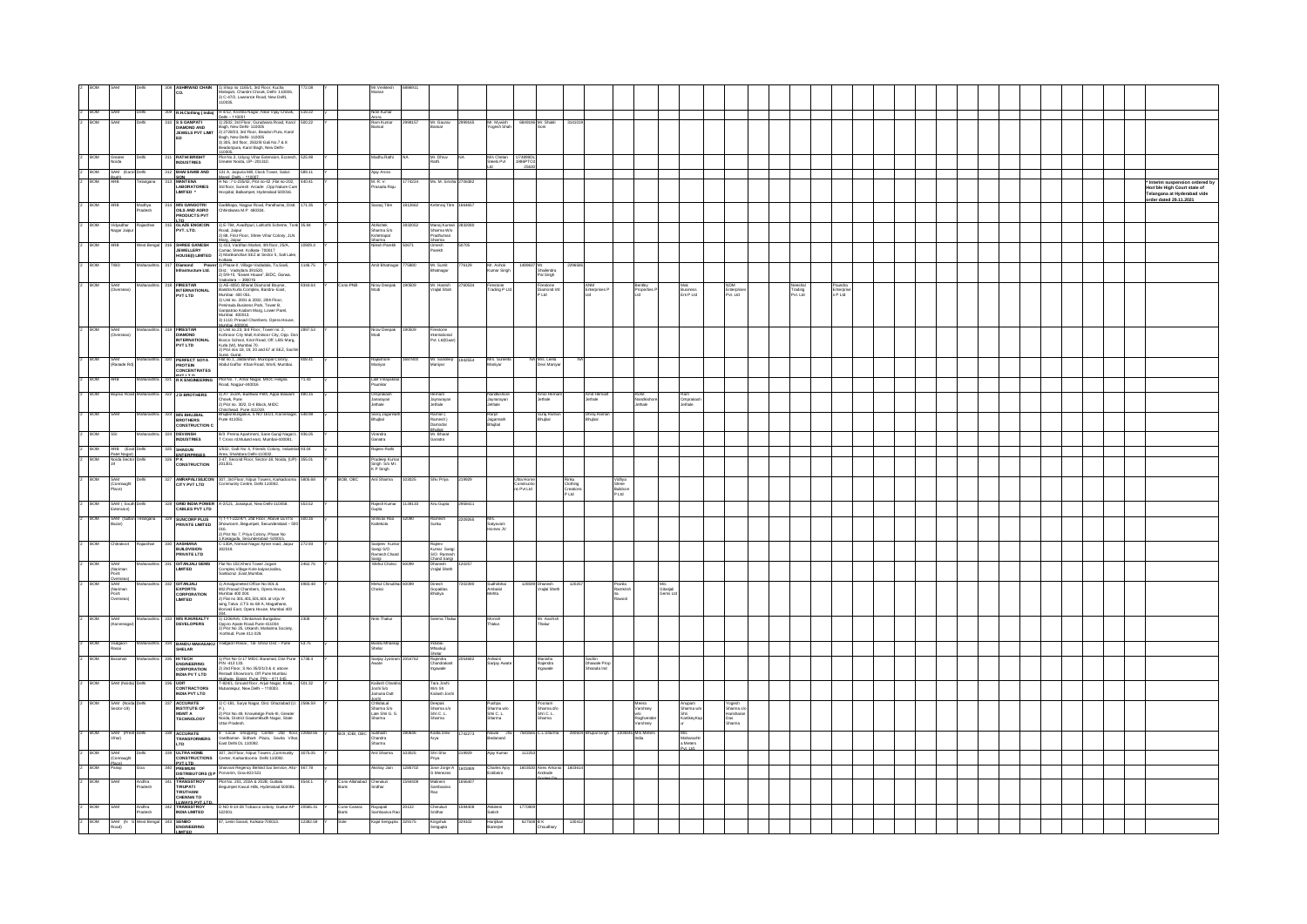| | | | | | | | | | | | | | | | | | | | | |
|---|---|---|---|---|---|---|---|---|---|---|---|---|---|---|---|---|---|---|---|---|
| 2 | BOM | SAM | Delhi | 308 | ASHIRWAD CHAIN CO. | 1) Shop no 1166/1, 3rd Floor, Kucha Mahajani, Chandni Chowk, Delhi 110006. 2) C-4/12, Lawrance Road, New Delhi, 110035. | 772.08 | Y | | Mr Venkesh Marwa 6898011 | | | | | | | | | | |
| 2 | BOM | SAM | Delhi | 309 | R.H.Clothing (India) | H-4/32, Krishna Nagar, Near Vijay Chowk, Delhi – 110051 | 538.22 | Y | | Nitin Kumar Arora | | | | | | | | | | |
| 2 | BOM | SAM | Delhi | 310 | S S GANPATI DIAMOND AND JEWELS PVT LIMITED | 1) 2502, 3rd Floor, Gurudwara Road, Karol Bagh, New Delhi 110005 2) 2736/23, 3rd Floor, Beadon Pura, Karol Bagh, New Delhi 110005 3) 305, 3rd floor, 2602/6 Gali No.7 & 8 Beadonpura, Karol Bagh New Delhi-110005 | 500.22 | Y | | Ravi Kumar Bansal 2999157 | Mr. Gaurav Bansal 2999166 | Mr. Myesh Yogesh Shah 6609198 | Mr. Shakti Soni 3143319 | | | | | | | |
| 2 | BOM | Greater Noida | Delhi | 311 | RATHI BRIGHT INDUSTRIES | Plot No.3, Udyog Vihar Extension, Ecotech, Greater Noida, UP- 201310 | 525.98 | Y | | Madhu Rathi NA | Mr. Dhruv Rathi NA | M/s Chetan Steels Pvt Ltd U74899DL1986PTC025630 | | | | | | | | |
| 2 | BOM | SAM (Karol Bagh) | Delhi | 312 | BHAI SAHIB AND SON | 131 A, Jagjuta Mill, Clock Tower, Subzi Mandi, Delhi - 110007 | 589.11 | Y | | Ajay Arora | | | | | | | | | | |
| 2 | BOM | ARB | Telangana | 313 | PANTERA LABORATORIES LIMITED * | H No. 7-1-209/32, Plot no -32, Flat no-202, 3rd floor, Suresh Arcade, Opp Nature Cure Hospital, Balkampet, Hyderabad 500016. | 140.41 | Y | | M. R. V. Prasada Raju 1774224 | Ms. M. Smitha 2706382 | | | | | | | | | * Interim suspension ordered by Hon'ble High Court state of Telangana at Hyderabad vide order dated 29.11.2021 |
| 2 | BOM | ARB | Madhya Pradesh | 314 | M/S GANGOTRI OILS AND AGRO PRODUCTS PVT LTD | Gadikhapa, Nagpur Road, Pandhurna, Distt. Chhindwara M.P. 480334. | 171.35 | Y | | Suraj Tirn 1812662 | Kelarpy Tirn 1664667 | | | | | | | | | |
| 2 | BOM | Vidyadhar Nagar Jaipur | Rajasthan | 315 | GLAZE ENGICON PVT. LTD. | 1) E-784, Avadhpuri, Lalkothi Scheme, Tonk Road, Jaipur 2) 88, First Floor, Shree Vihar Colony, JLN Marg, Jaipur | 35.94 | Y | | Abhishek Sharma S/o Kshetrapal Sharma 2830052 | Manoj Kumar Sharma W/o Pradhuman Sharma 2832066 | | | | | | | | | |
| 2 | BOM | ARB | West Bengal | 316 | SHREE GANESH JEWELLERY HOUSE(I) LIMITED | 1) 613, Vardhan Market, 4th floor, 25/A, Camac Street, Kolkata- 700017 2) Manikanchan SEZ at Sector 5, Salt Lake, Kolkata | 13029.6 | Y | | Nilesh Parekh 60671 | Umesh Parekh 60705 | | | | | | | | | |
| 2 | BOM | TBED | Maharashtra | 317 | Diamond Power Infrastructure Ltd. | 1) Phase-II, Village-Vadadala, Ta.Savli, Dist. Vadodara 391520. 2) 5th Fl, 'Essen House', BIDC, Gorwa, Vadodara – 390016 | 1166.75 | Y | | Amit Bhatnagar 775880 | Mr. Sumit Bhatnagar 776129 | Mr. Ashok Kumar Singh 1409627 | Mr. Shailendra Pal Singh 2296969 | | | | | | | |
| 2 | BOM | SAM (Overseas) | Maharashtra | 318 | FIRESTAR INTERNATIONAL PVT LTD | 1) A1-4050, Bharat Diamond Bourse, Bandra Kurla Complex, Bandra East, Mumbai - 400 051. 2) Unit no. 2001 & 2002, 20th Floor, Peninsula Business Park, Tower B, Ganpatrao Kadam Marg, Lower Parel, Mumbai 400013. 3) 1110, Prasad Chambers, Opera House, Mumbai 400004 | 9344.54 | Y | Cons-PNB | Nirav Deepak Modi 190509 | Mr. Haresh Vrajlal Shah 3750524 | Firestone Trading P Ltd | Firestone Diamond Intl P Ltd | ANM Enterprises P Ltd | Bentley Properties P Ltd | Max Business Ent P Ltd | NDM Enterprises Pvt. Ltd | Neeshal Trading Pvt. Ltd | Pearlite Enterprises P Ltd | |
| 2 | BOM | SAM (Overseas) | Maharashtra | 319 | FIRESTAR DIAMOND INTERNATIONAL PVT LTD | 1) Unit no.23, 3rd Floor, Tower no. 2, Kohinoor City Mall, Kohinoor City, Opp. Don Bosco School, Kirol Road, Off. LBS Marg, Kurla (W), Mumbai 70. 2) Plot no 18, 19, 20 and 67 at SEZ, Sachin, Surat, Gujrat. | 2697.53 | Y | | Nirav Deepak Modi 190509 | Firestone International Pvt. Ltd(Guar) | | | | | | | | | |
| 2 | BOM | SAM (Ranade Rd) | Maharashtra | 320 | PERFECT SOYA PROTEIN CONCENTRATES PVT LTD | Flat no.1, Jabarkhan, Municipal Colony, Abdul Gaffar Khan Road, Worli, Mumbai. | 699.41 | Y | | Rajendra Maniyar 1647600 | Mr. Sandeep Maniyar 1842014 | M/S. Sunanda Maniyar NA | Mrs. Leela Devi Maniyar NA | | | | | | | |
| 2 | BOM | ARB | Maharashtra | 321 | R K ENGINEERING | Plot No. 7, Ansar Nagar, MIDC Hingna Road, Nagpur-440016 | 71.92 | Y | | Lalit Vinayakrao Pourkar | | | | | | | | | | |
| 2 | BOM | Bajirao Road | Maharashtra | 322 | J D BROTHERS | 1) A7 202A, Badhwar Park, Appa Balwant Chowk, Pune 2) Plot no. 30/3, D II Block, MIDC Chinchwad, Pune 411019 | 490.15 | Y | | Omprakash Jaisingram Jethale | Hemant Jaynarayan Jethale | Kamleshwar Jaynarayan Jethale | Amol Hemant Jethale | Amit Hemant Jethale | Rohit Nandkishore Jethale | Ram Omprakash Jethale | | | | |
| 2 | BOM | SAM | Maharashtra | 323 | M/S BHUJBAL BROTHERS CONSTRUCTION C | Bhujbal Bungalow, S NO 14/1/1, Karvenagar, Pune 411052. | 530.98 | Y | | Sudam Jagannath Bhujbal | Ruman (Ramesh) Damodar Bhujbal | Ranjit Jagannath Bhujbal | Suraj Ramesh Bhujbal | Dhiraj Ramesh Bhujbal | | | | | | |
| 2 | BOM | SSI | Maharashtra | 324 | DEVANSH INDUSTRIES | 6/3, Prerna Apartment, Sane Guruji Nagar, T Cross rd, Mulund east, Mumbai-400081. | 596.05 | Y | | Virendra Ganatra | Mr. Bharat Ganatra | | | | | | | | | |
| 2 | BOM | ARB (East Patel Nagar) | Delhi | 325 | SHAGUN ENTERPRISES | 1/6/32, Gali No.6, Friends Colony, Industrial Area, Shahdara Delhi-110032. | 63.04 | Y | | Rajeev Rathi | | | | | | | | | | |
| 2 | BOM | Noida Sector 19 | Delhi | 326 | P K CONSTRUCTION | J-47, Second Floor, Sector-18, Noida, (UP) 201301 | 395.05 | Y | | Pradeep Kumar Singh S/o Mr. K P Singh | | | | | | | | | | |
| 2 | BOM | SAM (Connaught Place) | Delhi | 327 | AMRAPALI SILICON CITY PVT LTD | 307, 3rd Floor, Nipun Towers, Karkardooma Community Centre, Delhi 110092. | 5805.60 | Y | BOB, OBC | Anil Sharma 103025 | Shiv Priya 219929 | Ultra Home Construction Pvt Ltd | Rimu Clothing Creations P Ltd | Vidhya Shree Buildcon P Ltd | | | | | | |
| 2 | BOM | SAM (South Delhi Extension) | Delhi | 328 | GRID INDIA POWER CABLES PVT LTD | A-3/121, Janakpuri, New Delhi-110058. | 533.52 | Y | | Rajesh Kumar Gupta 1139133 | Anu Gupta 2958811 | | | | | | | | | |
| 2 | BOM | SAM (Saifabad) | Telangana | 329 | SUNCORP PLUS PRIVATE LIMITED | 1) T-T-T-232/4/5, 2nd Floor, Above LaSYS Showroom, Begumpet, Secunderabad - 500 016. 2) Plot No 7, Priya Colony, Phase No 1, Kakaguda, Secunderabad -500015. | 590.16 | Y | | Srinivas Rao Kailekula 52080 | Ramesh Sunka 2229265 | M/s. Satyavani Homes JV | | | | | | | | |
| 2 | BOM | Chitrakoot | Rajasthan | 330 | AASHIANA BUILDVISION PRIVATE LTD | C-130A, Nirman Nagar Ajmer road, Jaipur 302019. | 272.83 | Y | | Sanjeev Kumar Sangi S/O Ramesh Chand Sangi | Rajeev Kumar Sangi S/O Ramesh Chand Sangi | | | | | | | | | |
| 2 | BOM | SAM (Nariman Point Overseas) | Maharashtra | 331 | GITANJALI GEMS LIMITED | Plot No 102, Khira Town Jogani Complex, Village Kole kalyan, kalina, Santacruz, East Mumbai. | 2462.76 | Y | | Mehul Choksi 60099 | Dhanesh Vrajlal Sheth 120257 | | | | | | | | | |
| 2 | BOM | SAM (Nariman Point Overseas) | Maharashtra | 332 | GITANJALI EXPORTS CORPORATION LIMITED | 1) Amalgamated Office No 601 & 602, Prasad Chambers, Opera House, Mumbai 400 004. 2) Plot no 301,401,501,601 at Urja Wing, Tatva, CTS no 68 A, Magathane, Borivali East, Opera House, Mumbai 400 004. | 4993.45 | Y | | Mehul Chinubhai Choksi 60099 | Dinesh Gopaldas Bhatiya 7322390 | Sudhirbhai Ambalal Mehta 126999 | Dhanesh Vrajlal Sheth 120257 | Pranita Rambhau Rawool | M/s Gitanjali Gems Ltd | | | | | |
| 2 | BOM | SAM (Karvenagar) | Maharashtra | 333 | M/S RAJREALTY DEVELOPERS | 1) 12/9A/4A, Chintamani Bungalow, Opp.to Ajanta Road, Pune-411004 2) Plot No. 25, Utkarsh, Mahatma Society, Kothrud, Pune 411 029. | 2308 | Y | | Nitin Thakur | Seema Thakur | Monish Thakur | Mr. Aashish Thakur | | | | | | | |
| 2 | BOM | Wadgaon Rasai | Maharashtra | 334 | BANDU MAHASAKU SHELAR | Wadgaon Rasai, Tal- Shirur Dist – Pune | 53.75 | Y | | Bandu Mhasku Shelar | Vilas Mhasku Shelar | | | | | | | | | |
| 2 | BOM | Baramati | Maharashtra | 335 | HI TECH ENGINEERING CORPORATION INDIA PVT LTD | 1) Plot No G-17 MIDC Baramati, Dist Pune PIN -413 133. 2) 3rd Floor, S.No 35/3/1/3 & 6, above Renault Showroom, Off Pune Mumbai Highway, Baner, Pune, PIN – 411 045. | 1738.4 | Y | | Sanjay Jyotiram Awate 2254762 | Rajendra Chandrakant Ingawale 2254682 | Ashwini Sanjay Awate | Manisha Rajendra Ingawale | Sachin Bhavale Prop Shevala Ind | | | | | | |
| 2 | BOM | SAM (Noida) | Delhi | 336 | UDIT CONTRACTORS INDIA PVT LTD | T-40/61, Ground floor, Arjun Nagar, Kotla Mubarakpur, New Delhi – 110003. | 341.32 | Y | | Kailash Chandra Joshi S/o Jamuna Dutt Joshi | Tara Joshi W/o Sh. Kailash Joshi | | | | | | | | | |
| 2 | BOM | SAM (Noida Sector-19) | Delhi | 337 | ACCURATE INSTITUTE OF MGMT & TECHNOLOGY | 1) C-181, Surya Nagar, Dist. Ghaziabad (U.P.) 2) Plot No 49, Knowledge Park-III, Greater Noida, District Gautambudh Nagar, State Uttar Pradesh | 2386.59 | Y | | Chhotelal Sharma S/o Late Shri G. S. Sharma | Deepak Sharma s/o Shri C. L. Sharma | Pushpa Sharma w/o Shri C. L. Sharma | Poonam Sharma d/o Shri C. L. Sharma | Meera Varshney w/o Raghunandan Varshney | Anupam Sharma s/o Shri Kanhaiya Lal | Yogesh Sharma s/o Harishankar Das Sharma | | | | |
| 2 | BOM | SAM (Preet Vihar) | Delhi | 338 | ACCURATE TRANSFORMERS LTD | D Local Shopping Centre 2nd floor Vardhman Sidharth Plaza, Savita Vihar East Delhi Dl 110092 | 20560.55 | Y | BOI, IDBI, OBC | Subhash Chandra Sharma 290846 | Kavita Devi Arya 1742273 | Rawat Jai Bedanand 7803835 | C L Sharma 280430 | Bhupal Singh 1304661 | M/s Meters India | M/s Maharashtra Meters Pvt. Ltd. | | | | |
| 2 | BOM | SAM (Connaught Place) | Delhi | 339 | ULTRA HOME CONSTRUCTION PVT LTD | 307, 3rd Floor, Nipun Towers, Community Centre, Karkardooma Delhi 110092. | 3075.05 | Y | | Anil Sharma 103025 | Shiv Shiv Priya 219929 | Ajay Kumar 312253 | | | | | | | | |
| 2 | BOM | Ponda | Goa | 340 | PREMIUM DISTRIBUTORS (I) P Ltd | Sharvani Regency Behind Sai Service, Alto-Porvorim, Goa-403 521 | 447.78 | Y | | Akshay Jain 1205702 | Jose Jorge A G Menezes 1823489 | Charles Ajay Estibeiro 1603500 | Amer Antonio Andrade Gomes Da 1803919 | | | | | | | |
| 2 | BOM | SAM | Andhra Pradesh | 341 | TRANSSTROY TIRUPATI TIRUTHANI CHENNAI TOLLWAYS PVT LTD | Plot No. 201, 202A & 202B, Guttala Begumpet Kavuri Hills, Hyderabad 500081. | 4544.1 | Y | Cons-Allahabad Bank | Cherukuri Sridhar 1994008 | Malineni Sambasiva Rao 1656407 | | | | | | | | | |
| 2 | BOM | SAM | Andhra Pradesh | 342 | TRANSSTROY INDIA LIMITED | D NO 6-10-29 Tobacco colony, Guntur AP 522001. | 20946.01 | Y | Cons-Canara Bank | Rayapati Sambasiva Rao 20122 | Cherukuri Sridhar 1994008 | Akkineni Satish 1770808 | | | | | | | | |
| 2 | BOM | SAM (R. S. Road) | West Bengal | 343 | SIMBO ENGINEERING LIMITED | 67, Lenin Sarani, Kolkata-700013. | 12382.58 | Y | Sole | Kajal Sengupta 329175 | Kingshuk Sengupta 329102 | Haripal Banerjee 627508 | B K Choudhary 130412 | | | | | | | |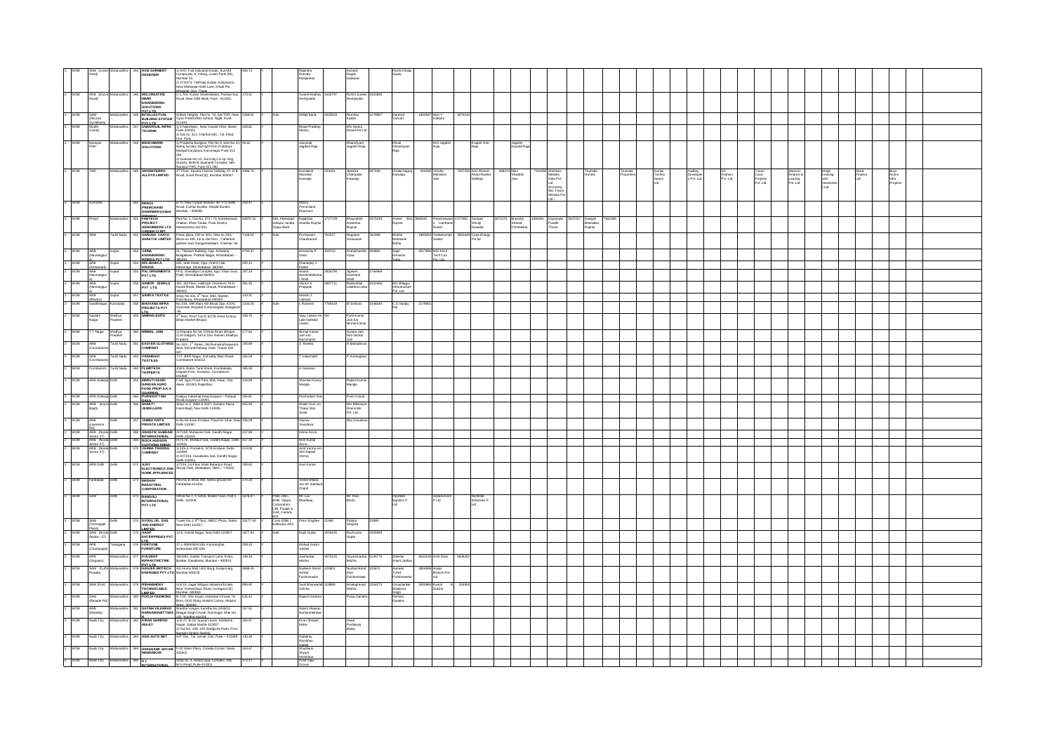| 2 | BOM | SAM (Lower Parel) | Maharashtra | 344 | AXIS GARMENT DESIGNER | 1) A/67 Todi Industrial Estate, Sun Mill Compound, S J Marg, Lower Parel (W), Mumbai 13. 2) 472/473, TelPada Estate, KataSaoo, Near Mahavaja Hotel Lane, Khadi Par, Bhiwandi, Dist. Thane | 600.73 | Y | | | Rajendra Dhondu Manjarekar | | Avinash Dagdu Gaikwad | | Rashmi Baiju Gupta | | | | | | | | | | | | | | | | | | | | | | | | | |
|---|---|---|---|---|---|---|---|---|---|---|---|---|---|---|---|---|---|---|---|---|---|---|---|---|---|---|---|---|---|---|---|---|---|---|---|---|---|---|---|---|---|
| 2 | BOM | ARB (Karve Road) | Maharashtra | 345 | RSL CREATIVE MARK ENGINEERING SOLUTIONS PVT LTD | C-1-704, Kumar Shashtraleelen, Pashan-Sus Road, Near IDBI Bank, Pune - 411021. | 173.35 | Y | | | Suresh Madhav Deshpande | 1629797 | Ruchira Suresh Deshpande | 3120448 | | | | | | | | | | | | | | | | | | | | | | | | | | | |
| 2 | BOM | SAM (Deccan Gymkhana) | Maharashtra | 346 | INTELLECTUAL BUILDING SYSTEM PVT LTD | Artbest Heights, Plot no. 74, Sec 70R, Near Dyan Prabhodhini School, Nigdi, Pune-411044 | 2358.91 | Y | Sole | | Abhijit Band | 2504603 | Rushdas Kedari | 1179967 | Haresh Varvani | 1903947 | Nitin Y Kulkarni | 3079213 | | | | | | | | | | | | | | | | | | | | | | | |
| 2 | BOM | Model Colony | Maharashtra | 347 | UNIVERSAL INFRA TECHNIK | 1) N Nakshatra, Near Vasant Vihar, Baner, Pune 420015. 2) Gat no. 313, Charholi (Bt), Tal. Khed, Dist. Pune | 429.61 | Y | | | Ninad Pradeep Mestry | | M/s. Hanes Diesel Pvt Ltd | | | | | | | | | | | | | | | | | | | | | | | | | | | |
| 2 | BOM | Narayan Peth | Maharashtra | 348 | BENCHMARK SOLUTIONS | 1) Prasanna Banglow, Plot No 9, S.no No 10 Nalraj Society, 2nd right from Pradhnya Mangal Karyalaya, Karvenagar Pune 411 052. 2) Godown No 10, Sai Kunj Co-op. Hsg Society, Behind Jayanand Complex, Sikri Narayan Peth, Pune 411 030 | 35.82 | Y | | | Jasumati Jagdish Raja | | Ghanshyam Jagdish Raja | | Dhruti Ghanshyam Raja | | Kirti Jagdish Raja | | Krupali Kirti Raja | | Jagdish Dayalal Raja | | | | | | | | | | | | | | | | | | | |
| 2 | BOM | TMC | Maharashtra | 349 | SHRIM FERRO ALLOYS LIMITED | 2nd Floor, Apsara Cinema building, Dr. D.B. Road, Grant Road (E), Mumbai 400007. | 3398.76 | Y | | | Kamalesh Manohar Kanungo | 223391 | Jitendra Champalal Kanungo | 647436 | Hiralal Nagraj Kanungo | 426256 | Vinisha Mahendra Jain | 7257226 | Anis Ahmed Abdul Rashid Siddiqui | 398278 | Nitin Shantilal Jain | 7302203 | Stainless Metales India Pvt Ltd (Formerly M/s Trisun Metales Pvt Ltd.) | | Tirumala Homes | | Tirumala Properties | | Siarba Techno Space Ltd. | | Aadhay Developers Pvt. Ltd | | DS Fashion Pvt. Ltd. | | Trison Casa Projects Pvt. Ltd. | | Winsom Finance & Leasing Pvt. Ltd. | | Megh Leasing and Investment Ltd. | | Mono Finance Ltd. | | Buzz Active Infra Projects |
| 2 | BOM | Kurnoline | | 350 | MANOJ PREMCHAND DHARMANI (United Distributors) | B-70, New Vyapar Bhavan, 49, P D Mello Road, Carnac Bunder, Masjid Bunder, Mumbai - 400009. | 258.47 | Y | | | Manoj Premchand Dharmani | | | | | | | | | | | | | | | | | | | | | | | | | | | | | |
| 2 | BOM | Pimpri | Maharashtra | 351 | PARTECH PROJECT &ENGINEERS LTD (UNDER CLRP) | Plot No. 1, Gat No. 272 / 73, Nanekarwadi, Chakan, Khed Taluka, Pune District, Maharashtra 410 501. | 34670.15 | Y | | SBI, Allahabad, Solapur Janata, Vijaya Bank | Rajabhau Ananda Ruprar | 1727729 | Bhausaheb Anandrao Ruprar | 2370193 | Ameen Bin Abdulla Rupnar | 7866233 | Parameswara n Hariharan Nutani | 1727306 | Sampat Shivaji Gawade | 2671275 | Manisha Sharad Chimbatkar | 1865991 | Dayaneed Pundlik Thorat | 2647227 | Deepak Bhanudas Rupnar | 7842266 | | | | | | | | | | | | | | |
| 2 | BOM | ARB | Tamil Nadu | 352 | GARUDA VAAYU SHAKTHI LIMITED | Pama plaza, Old no 201, New no 30/1, Block no 106, 1st & 2nd floor, Cathedral garden road, Nungambakkam, Chennai -34. | 7185.52 | Y | Sole | | Ponnusami Chandramali | 761527 | Nagarjun Srinivasan | 761589 | Mohini Mahaveer Bafna | 1863250 | Venkataraman Sankar | 2682449 | Cage Energy Pvt ltd | | | | | | | | | | | | | | | | | | | | | | |
| 3 | BOM | ARB (Navrangpura) | Gujarat | 353 | VARIA ENGINEERING WORKS PVT LTD | 21, Titanium Building, Opp. Ashutoaj Bungalows, Prahlad Nagar, Ahmedabad - 380015 | 4793.87 | Y | | | Himanshu P Varia | 309753 | Prafullchandra Varia | 309802 | Sejal Himanshu Varia | 2517894 | M/s Kreti Tech Con Pvt. Ltd. | | | | | | | | | | | | | | | | | | | | | | | | |
| 3 | BOM | ARB (Ambawadi) | Gujarat | 354 | M/s ZENECA DRUGS | 605, Wall Street, Opp. Orient Club, Ellisbridge, Ahmedabad- 380009 | 200.11 | Y | | | Sharanjay V Paulch | | | | | | | | | | | | | | | | | | | | | | | | | | | | | |
| 3 | BOM | ARB (Navrangpura) | Gujarat | 355 | PAL ORNAMENTS PVT LTD | F/4/2, Shardalya Complex, opp. Vikas Gruh, Paldi, Ahmedabad-380007. | 197.14 | Y | | | Anand Hemendrakuma r Shah | 2926786 | Jigitesh Umichand Shah | 1764908 | | | | | | | | | | | | | | | | | | | | | | | | | | |
| 3 | BOM | ARB (Navrangpura) | Gujarat | 356 | SAMOR JEWELS PVT LTD. | 301, 3rd Floor, Hallmark Chambers, H.G. Haveli Road, Manek Chowk, Ahmedabad - 380001 | 391.35 | Y | | | Vikram K Prajapati | 2967711 | Baldevbhai Lalabhai Laher | 2141456 | M/s Bhagya Infrastructure Pvt Ltd | | | | | | | | | | | | | | | | | | | | | | | | | |
| 3 | BOM | ARB (Bhadra) | Gujarat | 357 | SAMIYA TEXTILE | Shop No 431, 4th floor, BBC Market, Panchkuva, Ahmedabad 380002 | 143.31 | Y | | | Mastish J Lakuani | | | | | | | | | | | | | | | | | | | | | | | | | | | | | |
| 2 | BOM | Gandhinagar | Karnataka | 358 | BHUVANA INFRA PROJECTS PVT LTD | No.233, 16th Main, 6th block, Opp. KSRC Ayurveda Hospital, Koramangala, Bangalore 95. | 1238.26 | Y | Sole | | L Ramesh | 7769419 | M Srinivas | 1406543 | C D Sanjay Raj | 2279801 | | | | | | | | | | | | | | | | | | | | | | | | |
| 2 | BOM | Gautam Nagar | Madhya Pradesh | 359 | SIMRAN SUITS | 1st floor, Roof Top E-5/178 Arera Colony, Bittan Market Bhopal. | 183.76 | Y | | | Vijay Lilwani s/o Late Harbans Lilwani | NA | Punit Kumar Jain S/o Nirmal Kumar | | | | | | | | | | | | | | | | | | | | | | | | | | | |
| 2 | BOM | T T Nagar | Madhya Pradesh | 360 | NIRMAL JAIN | 1) Khasara No.54, Chhola Road, Bhopal. 2) At Gaigarh, Teh & Dist. Raisen, Madhya Pradesh. | 177.62 | Y | | | Nirmal Kumar Jain S/o Ramcharan | | Sumasi Jain W/o Nirmal Jain | | | | | | | | | | | | | | | | | | | | | | | | | | | |
| 2 | BOM | ARB (Coimbatore) | Tamil Nadu | 361 | EASTER CLOTHING COMPANY | No.32/1, 1st Street, Old Ramakrishnapuram, Near Second Railway Gate, Tirupur 641 607. | 193.69 | Y | | | G. Reetha | | R.Mahadevan | | | | | | | | | | | | | | | | | | | | | | | | | | | |
| 2 | BOM | ARB (Coimbatore) | Tamil Nadu | 362 | VAISHNAVI TEXTILES | 7/77, BKR Nagar, 2nd utility Main Road, Coimbatore 641012. | 192.59 | Y | | | T Valarmathi | | P Arumugham | | | | | | | | | | | | | | | | | | | | | | | | | | | |
| 2 | BOM | Coimbatore | Tamil Nadu | 363 | FLAIRTECH TEXPERTS | 2/941, Water Tank Street, Kombakadu, Ichipatti Post, Somanur, Coimbatore-641668. | 165.38 | Y | | | A Ganesan | | | | | | | | | | | | | | | | | | | | | | | | | | | | | |
| 2 | BOM | ARB (Kalkaji) | Delhi | 364 | MARUTI KESRI NANDAN AGRO FOOD PROP S.K A GGARWAL | F-68, Agro Food Park, MIA, Alwar, Dist Alwar -301001 Rajasthan. | 418.98 | Y | | | Shantan Kumar Mangla | | Rajesh Kumar Mangla | | | | | | | | | | | | | | | | | | | | | | | | | | | |
| 2 | BOM | ARB (Kalkaji) | Delhi | 365 | PURSHOTTAM DASS | Kadipur Industrial Area,Gurgaon - Pataudi Road,Gurgaon 122001. | 335.91 | Y | | | Purshottam Das | | Prem Chand | | | | | | | | | | | | | | | | | | | | | | | | | | | |
| 2 | BOM | ARB (Karol Bagh) | Delhi | 366 | SHAKTI JEWELLERS | Shop no.2, 2686 & 2687, Solitaire Plaza, Karol Bagh, New Delhi 110005. | 455.93 | Y | | | Shakti Soni s/o Thakur Mal Sonar | | M/s Millenium Diamonds Pvt. Ltd. | | | | | | | | | | | | | | | | | | | | | | | | | | | |
| 2 | BOM | ARB (Laurence Rd) | Delhi | 367 | JAMBU KNITS PRIVATE LIMITED | H.No-66 Astar Enclave, Paschim Vihar, New Delhi 110067. | 336.09 | Y | | | Gaurav Vasudeva | | Ritu Vasudeva | | | | | | | | | | | | | | | | | | | | | | | | | | | |
| 2 | BOM | ARB (Noida Sector 27) | Delhi | 368 | SWASTIK SUBHAM INTERNATIONAL | 2/17136, Mahaveer Gali, Gandhi Nagar, Delhi-110031. | 317.98 | Y | | | Ishma Arora | | | | | | | | | | | | | | | | | | | | | | | | | | | | | |
| 2 | BOM | ARB (Noida Sector 27) | Delhi | 369 | ROCK HUDSON CLOTHING INDIA | 2/17174, Mahavir Gali, Gandhi Nagar, Delhi 110031. | 317.19 | Y | | | Nitin Kumar Arora | | | | | | | | | | | | | | | | | | | | | | | | | | | | | |
| 2 | BOM | ARB (Noida Sector 27) | Delhi | 370 | VERMA TRADING COMPANY | 1) 103-A, Pocket-E, GTB Enclave, Delhi-110093. 2) 8/7213, Gurudwara Gali, Gandhi Nagar, Delhi-110031. | 416.09 | Y | | | Amit Verma s/o Shri Rajesh Verma | | | | | | | | | | | | | | | | | | | | | | | | | | | | | |
| 2 | BOM | ARB Delhi | Delhi | 371 | AJAY ELECTRONICS AND HOME APPLIANCES | 1/7223, 1st Floor Moti Bahanpur Road, Shivaji Park, Shahadara, Delhi – 110032. | 199.62 | Y | | | Arun Kumar | | | | | | | | | | | | | | | | | | | | | | | | | | | | | |
| 2 | BOM | Faridabad | Delhi | 372 | MADHAV INDUSTRIAL CORPORATION | Plot No 8-5/16, 8G, Nehru ground NIT Faridabad-121001. | 170.29 | Y | | | Viveen khanna S/o Mr Subhash Chand | | | | | | | | | | | | | | | | | | | | | | | | | | | | | |
| 2 | BOM | SAM | Delhi | 373 | RANGOLI INTERNATIONAL PVT LTD | Office No 7, F-50/52, Model Town, Part-1, Delhi -110009. | 1676.97 | Y | | PNB, OBC, BOB, Vijaya, Corporation, CBI, Punjab & Sind, Canara, BOI | Mr. Lav Bhardwaj | | Mr. Kian Bhola | | Piyuhaiti logistics P Ltd | | Sahara Kunti P Ltd | | Richbalaji Industries P Ltd | | | | | | | | | | | | | | | | | | | | | | |
| 2 | BOM | SAM (Connaught Place) | Delhi | 374 | SVOGL OIL GAS AND ENERGY LIMITED | Tower No 2, 5th floor, NBCC Plaza, Saket, New Delhi 110017. | 33177.44 | Y | | Cons-IDBI / Edelweiss ARC | Prem Singhee | 21962 | Padam Singhee | 21965 | | | | | | | | | | | | | | | | | | | | | | | | | | |
| 2 | BOM | SAM (Noida Sector- 27) | Delhi | 375 | AADIT ENTERPRISES PVT LTD | 12-E, Kamla Nagar, New Delhi 110007 | 1877.84 | Y | Sole | | Kapil Gupta | 3256105 | Raj Kumar Gupta | 3256993 | | | | | | | | | | | | | | | | | | | | | | | | | | |
| 2 | BOM | ARB (Chanrapeet) | Telangana | 376 | FORTUNE FURNITURE | 17-1-382/K/9/A/182, Karmanghat, Hyderabad 500 059. | 259.12 | Y | | | Mohsat Gulam Jeelani | | | | | | | | | | | | | | | | | | | | | | | | | | | | | |
| 2 | BOM | ARB (Girgaum) | Maharashtra | 377 | KULDEEP INFRASTRUCTURE PVT LTD | 201/202, Sumeet Transport Lane, Kolsa Bunder, Danabunda, Mumbai – 400010. | 148.16 | Y | | | Jeetsirarar Mishra | 3072215 | Ghyanshamkar Mishra | 5165778 | Shekhar Anant Jadhav | 6643135 | Amit Shah | 6836262 | | | | | | | | | | | | | | | | | | | | | | |
| 2 | BOM | SAM (Cuffe Parade) | Maharashtra | 378 | HALDER BIOTECH ENERGIES PVT LTD | 831 Hutha Mall, Link Marg, Kanjarmarg, Mumbai-400078 | 3968.45 | Y | | | Nadeem Mohd. Ashraf Furniturewala | 125801 | Nuzhat Mohd. Irfan Furniturewala | 125872 | Aameer Tohid Furniturewala | 2806998 | Haalqe Biotech Pvt. Ltd | | | | | | | | | | | | | | | | | | | | | | | |
| 2 | BOM | SAM (Fort) | Maharashtra | 379 | RISHABHDEV TECHNOCABLE LIMITED | Unit 53, Jagat Singapura Industrial Estate, Near Vishveshwar Road, Goregaon (E), Mumbai -400063. | 896.92 | Y | | | Sunil Bhanwarlal Golcha | 318889 | Amalaprasad Mishra | 2254272 | Umashankar Madhoap Singh | 2805948 | Kumar B Golcha | 318953 | | | | | | | | | | | | | | | | | | | | | | |
| 2 | BOM | SAM (Ranade Rd) | Maharashtra | 380 | POOJA FASHIONS | B-71/4, Shiv Krupa, Hindustan Chowk, Ne Bom, GGS Marg, Mulund Colony, Mulund West, 400082. | 535.41 | Y | | | Rajesh Ganatra | | Pooja Ganatra | | | | | | | | | | | | | | | | | | | | | | | | | | | |
| 2 | BOM | ARB (Worli) | Maharashtra | 381 | SATISH VILASRAO NARHARSHETTIWA R | Wardha Vyapari Sanstha No 2019/12, Bhagat Singh Chowk, Ramnagar Ghar No 192, Wardha 442001. | 157.51 | Y | | | Satish Vilasrao Narharshettiwar | | | | | | | | | | | | | | | | | | | | | | | | | | | | | |
| 2 | BOM | Nasik City | Maharashtra | 382 | KIRAN SHRIPAD MULEY | 1) B-07, B-10, Sujopil Leven, Mantelma Nagar, Gadgar Nashik 422007. 2) Gat No. 108, 109, Badgichta Pada, Post-Nagzari, Ekalari Nashik. | 188.97 | Y | | | Kiran Shripad Muley | | Swati Pushkaraj Muley | | | | | | | | | | | | | | | | | | | | | | | | | | | |
| 2 | BOM | Nasik City | Maharashtra | 383 | ASIA AUTO NET | A/P Ojar, Tal. Jumad, Dist. Pune – 412405. | 130.98 | Y | | | Dattatray Rambhau Gaibal | | | | | | | | | | | | | | | | | | | | | | | | | | | | | |
| 2 | BOM | Nasik City | Maharashtra | 384 | SHASHANK SHYAM MANERIKAR | P-10 Silver Plaza, Canada Corner, Nasik 422002. | 163.47 | Y | | | Shashank Shyam Manerikar | | | | | | | | | | | | | | | | | | | | | | | | | | | | | |
| 2 | BOM | Nasik City | Maharashtra | 385 | S L INTERNATIONAL | Shop no. 3, Ambra Vijay Complex, 226, M.G.Road, Pune-411001. | 372.17 | Y | | | Punit Vijay Gosavi | | | | | | | | | | | | | | | | | | | | | | | | | | | | | |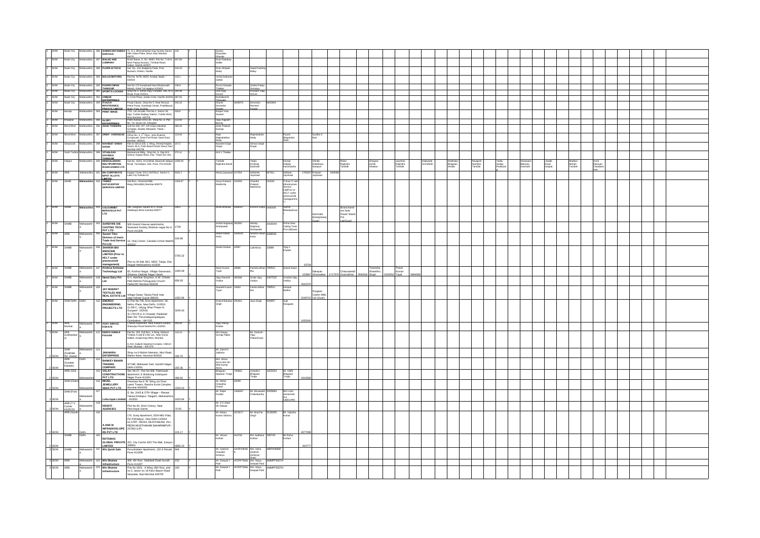| | | | | | | | | | | | | | | | | | | | | | | | | |
|---|---|---|---|---|---|---|---|---|---|---|---|---|---|---|---|---|---|---|---|---|---|---|---|---|
| 2 | BOM | Nasik City | Maharashtra | 386 | SUMAN DNYANDEO DHAVALE | 71, G-1, Bhimashankar Hsg Society Sector 3rd Uttam Plaza, Nerul, Navi Mumbai 400701 | 120 | Y | Suman Dnyandeo Dhavale | | | | | | | | | | | | | | | |
| 2 | BOM | Nasik City | Maharashtra | 387 | WALKE AND COMPANY | Hotel Status, Sr. No. 86/6/2, Plot No. 7+8+9, Near Pupiya Nursery, Trimbak Road, Satpur, Nashik 422007 | 337.80 | Y | Kiran Dattatray Walke | | | | | | | | | | | | | | | |
| 2 | BOM | Nasik City | Maharashtra | 388 | FLORA HI TECH | Gat. No. 116, Badgicha Pada, Post Nanashi, District Nashik | 315.33 | Y | Kiran Shripati Maley | | Swati Pushkraj Maley | | | | | | | | | | | | | |
| 2 | BOM | Nasik City | Maharashtra | 389 | BALAJI MOTORS | Plot No. 56/76, MIDC Ambad, Nasik – 422010 | 143.1 | Y | Vishal Dattatram Gaikai | | | | | | | | | | | | | | | |
| 2 | BOM | Nasik City | Maharashtra | 390 | POORVI DIPAK THAKKAR | Gat No 175 Konarkwdi Near Bhairavnath Mandir, Kheti Tal Igatpuri 422402 | 136.9 | Y | Poorvi Deepak Thakkar | | Sneha Pratap Somaiya | | | | | | | | | | | | | |
| 2 | BOM | Nasik City | Maharashtra | 391 | SPORTS LOCKER | Shop No 3, Ashok Vijay Complex, 326, M.G. Road, Pune 411011 | 282.88 | Y | Vinit Vijay Grover | | Prakash Vijay Grover | | | | | | | | | | | | | |
| 2 | BOM | Nasik City | Maharashtra | 392 | UNIQUE ENTERPRISES | 3, Circle Plaza, Sarda Circle, Nashik 422001 | 287.65 | Y | Kamalaksh B Tibrewala | | | | | | | | | | | | | | | |
| 2 | BOM | Nasik City | Maharashtra | 393 | ITOUCH INFOTRONICS PRIVATE LIMITED | Pooja Classic, Shop No 5, Near Mourya Petrol Pump, Santoshaji Chowk, Pradhikaran, Nigdi, Pune 411044 | 345.42 | Y | Dharak Devendra Parekh | 8649975 | Devendra Ramesh Parekh | 8632849 | | | | | | | | | | | | |
| 2 | BOM | Vasai | Maharashtra | 394 | PRINT IMAGE | 7/7A, Om Arcade, Plot No.1, Sector 20, Opp. Turbhe Railway Station, Turbhe West, Navi Mumbai 400703 | 328.6 | Y | Ranjan Vilas Sawant | | | | | | | | | | | | | | | |
| 2 | BOM | Kharghar | Maharashtra | 395 | GLORY ENTERPRISES | Prem Avenue Chs Ltd., Shop No. 4, Plot No. 70, Sector-20, Kharghar | 122.89 | Y | Vijay Augustin Barcey | | | | | | | | | | | | | | | |
| 2 | BOM | Nerul West | Maharashtra | 396 | ASHA TRADERS | Unit No 206, 207, A/6 Krupa Industrial Complex, Sonale, Bhiwandi, Thane – 421302 | 380.44 | Y | Asha Prakash Kanojia | | | | | | | | | | | | | | | |
| 2 | BOM | Nerul West | Maharashtra | 397 | ORBIT OVERSEAS | Office No. 3, 1st Floor, John Roberts Compound, Sewri Fort Road, Sewri East, Mumbai 400015 | 124.94 | Y | Rajiv Rajendrabhai Mody | | Rajendrabhai Mody | | Piyush Bhupendra Shah | | Sunitha S Nair | | | | | | | | | |
| 2 | BOM | Seawoods | Maharashtra | 398 | NAVNEET SINGH GOGIA | Flat no 404 & 505, C Wing, Shreeji Heights, Sector 46 A, Palm Beach Road, Nerul, Navi Mumbai 400706 | 247.2 | Y | Navneet Singh Gogia | | Simran Singh Gogia | | | | | | | | | | | | | |
| 2 | BOM | Vashi Turbhe | Maharashtra | 399 | VITHALDAS GOVINDJI THAKKAR | Manisarovar Bldg., Shop No. 6, Opp M H School, Kalyan West, Dist. Thane 421 301 | 370.11 | Y | Kirti V Thakker | | | | | | | | | | | | | | | |
| 2 | BOM | Indapur | Maharashtra | 400 | MANGALSIDDHI MULTIPURPOSE N.SAHAKAREH LTD | Gat No. 1602/, At-Gokhali, Baramati Indapur Road, Tal-Indapur, Dist.-Pune, Pin-413106 | 1566.09 | Y | Tambole Rajendra Manik | Yadav Krishnaji Dashrath | Devkar Kalidas Harichandra | Shinde Dattatraya Narayan | Rahul Rajendra Tambole | Bhogare Ashok Shankar | Jayshree Rajendra Tambole | Nalawade Anil Manik | Madhukar Bhagwan Shinde | Mangesh Narndra Tambole | Yadav Sanjay Pandurang | Nanaware Babsaso Dashrath | Jawale Kusai Ganpat | Madhukar Mohan Tambole | Amol Narayan Chavan | |
| 2 | BOM | ARB | Maharashtra | 401 | M/s CORPORATE ISPAT ALLOYS LIMITED | Insignia Tower, 6/N-1,3rd Floor, Sector-V, Lake City Kolkata-91 | 9343.1 | Y | Manoj Jayaswal | 127354 | Abhishek Jayaswal | 587911 | Abhijeet Jayaswal | 1769327 | Prakash Jayaswal | 1893066 | | | | | | | | |
| 2 | BOM | SAMB | Maharashtra | 402 | TRIMAX DATACENTER SERVICES LIMITED | 2nd floor, Universal Mills Marg,Vikhroli(W) Mumbai-400079 | 1256.67 | Y | Surya Prakash Madrecha | 231283 | Chandra Prakash Madrecha | 231232 | Trimax IT and Infrastructure Service Ltd(Prior to NCLT under previous/old management) | | | | | | | | | | | |
| 2 | BOM | SAMB | Maharashtra | 403 | COLOURMET INFRATECH PVT LTD | 306, Sanghvi Square M.G. Road Ghatkopar West mumbai-400077 | 948.5 | Y | Nisha Bhavsar | 5494027 | Kishore Gupta | 5494009 | Sachin Bhavsar(Guar) | | Kenmark Enterprises(Guar) | | Bhanchambers Auto Power Stand Pvt Ltd(Guar) | | | | | | | |
| 2 | BOM | SAMB | Maharashtra | 404 | SUREFIRE DIE CASTING TECH PVT LTD | 505 Govind Gaurav apartments, Swanand Society, Shankar nagar No-2, Pune-411009 | 1728 | Y | Ashish Raghuraj Deshpande | 392392 | Akshay Raghuraj Deshpande | 3410344 | Prima Gear Cutting Tools Pvt Ltd(Guar) | | | | | | | | | | | |
| 2 | BOM | ARB | Maharashtra | 405 | Swami Tiles Division of Irwin Trade And Service Pvt Ltd. | 16, Viraj Corner, Canada Corner,Nashik 422002 | 193.96 | Y | Hitesh Kalidas Karia | 6398241 | Nutan Hitesh Karia | 6398581 | | | | | | | | | | | | |
| 2 | BOM | SAMB | Maharashtra | 406 | SHARON BIO MEDICINE LIMITED (Prior to NCLT under previous/old management) | Plot no W-34& 34/1, MIDC Taloja, Dist-Raigad Maharashtra-410208 | 5765.32 | Y | Savita Gadiya | 42957 | Lalit Misra | 33689 | Vijay L Kripani | | | | | | | | | | | |
| 2 | BOM | SAMB | Maharashtra | 407 | Krishna Knitwear Technology Ltd | 65, Krishna Nagar, Village Samravani, Silvassa ,Dadra& Nagar Haveli | 1845.58 | Y | Navin Kumar Tayal | 48686 | Parmila Bihari Rai | 780521 | Anand Zawar | 33759 | Narayan Ghumatkar | 233967 | Chaturawedi Govindbhai | 1717978 | Trivendra Shambhu Singh | 2942026 | Pravin Kumar Tayal | 5240352 | 6894568 | |
| 2 | BOM | SAMB | Maharashtra | 408 | Nanai Dairy Pvt Ltd | G-1, Aakshar Empress, K.W. Chhale Path,Behind Portuguese Church Dadar(W) Mumbai-400028 | 659.59 | Y | Vijay Ramesh Vaidya | 3823996 | Smita Vijay Vaidya | 2467532 | Vrushali Vijay Vaidya | 2842378 | | | | | | | | | | |
| 2 | BOM | SAMB | Maharashtra | 409 | JAY BHARAT TEXTILES AND REAL ESTATE Ltd | Village-Saviar Taluka Pardi near vapi,Valsad Gujrat-396191 | 1032.96 | Y | Saurabh Kumar Tayal | 15684 | Pardma Bihari Rai | 780521 | Deepak Mathur | 2346715 | Pulgaon Cotton Mills Ltd (Guar) | | | | | | | | | |
| 2 | BOM | SAM Delhi | Delhi | 410 | ENERGO ENGINEERING PROJECTS LTD | 1) Flat No.706, Eros Apartment, 56, Nehru Place, New Delhi 110019. 2) 249 C, Udyog Vihar Phase IV, Gurgaon- 122016 3) 175/176 K G Chawadi, Palakkad Main Rd. Thirumalayampalayam, Coimbatore – 641105 | 3246.43 | Y | Dinesh Bahadur Singh | 290461 | Jaya Singh | 634957 | Sujit Dasgupta | 1055545 | | | | | | | | | | |
| 2 | BOM | ARB Mumbai | Maharashtra | 411 | VIJAY SHIVAJI KOKATE | 1 Nisha Apartment, Near Kulkarni Garden, Sharanpur Road Nashik Pin 422005 | 330.53 | Y | Vijay Shivaji Kokate | | | | | | | | | | | | | | | |
| 2 | BOM | ARB (Lokhandwala) | Maharashtra | 412 | DEEPA SOMAJI PALKAR | Flat No. 203, 3rd floor, A Wing, Mahavir Trinkets A and B CHS Ltd, Near Huma Adlabs, Kanjurmarg West, Mumbai. G 210, Kailash Industrial Complex, Vikhroli West, Mumbai – 400 079 | 144.14 | Y | Mrs Deepa Somaji Palkar | | Mr. Santosh Vijay Palkar(Guar) | | | | | | | | | | | | | |
| 2 | BOM | SAM (Gokhale Rd, Dadar) | Maharashtra | 413 | JAKHARIA ENTERPRISE | Shop no 6 Mohini Mansion, Mori Road, Mahim West, Mumbai-400016 | 428.76 | Y | Mr. Jitesh H Jakharia | | | | | | | | | | | | | | | |
| 2 | BOM | ARB (Greater Kailash) | Delhi | 414 | BANKEY BIHARI TRADING COMPANY | 4/7188, Mahaveer Gali, Gandhi Nagar, Delhi-110031 | 200.36 | Y | Mrs. Ishwa Arora Mrs Mr. Nitin Kumar Arora | | | | | | | | | | | | | | | |
| 2 | BOM | ARB (SSI) | Maharashtra | 415 | VALAY CONSTRUCTIONS PVT LTD | Sec No 07, Flat No-508, Padmavati Apartment, E Building Indrayani Nagar Pune-411034 | 466.65 | Y | Bhagwan Appasaw Tonge | 786865 | Ushadevi Bhagwan Tonge | 3823324 | Mr. Nikhil Bhagwan Tonge | 1815668 | | | | | | | | | | |
| 2 | BOM | SAM (Overseas) | Maharashtra | 416 | BEZEL JEWELLERY INDIA PVT LTD | Premises No-6 "B" Wing 1st Floor Laxmi Towers, Bandra Kurla Complex Mumbai-400051 | 2259.43 | Y | Mr. Mehul Chaudhari Chheda | 60399 | | | | | | | | | | | | | | |
| 2 | BOM | SAM (Fort) | Maharashtra | 417 | Loha Ispat Limited | S. No. 294/5 & OTH Village – Ransai Taluka Khalapur, Raigarh, Maharashtra 410203 | 1620.64 | Y | Mr. Rajesh Poddar | 1394067 | Mr. Bevanath Chakraborthy | 5305864 | M/s Loha Investment Pvt Ltd(GUAR) | | | | | | | | | | | |
| 2 | BOM | ARB (T V Center HUDCO) | Maharashtra | 418 | KRANTI AGENCIES | Plot No.45, Anish Colony, Near Panchayat Samiti, | 70.85 | Y | Mr. S K Abed SK Dilawar | | | | | | | | | | | | | | | |
| 2 | BOM | ARB (South) | Delhi | 419 | A AND M INFRADEVELOPERS PVT LTD | 174, Suraj Apartment, DDA MIG Flats, Pul Pehladpur, New Delhi-110044. SL.STRT, REDHI, MUSTHAKAM, VILL. REDHI MUSTHAKAM SAHARANPUR – 247662 (UP) | 105.17 | Y | Mr. Manoj Kumar Sharma | 2673577 | Mr. Braj Pal Singh | 5133200 | Mr. Vijendra Kumar | 2677098 | | | | | | | | | | |
| 2 | BOM | SAMB | Delhi | 420 | ROTOMAC GLOBAL PRIVATE LIMITED | 201, City Center 63/2 The Mall, Kanpur-208001 | 4685.23 | Y | Mr. Vikram Kothari | 454706 | Mrs Sadhana Kothari | 195743 | Mr Rahul Kothari | 454777 | | | | | | | | | | |
| 2 | BOM | SAMB | Maharashtra | 421 | M/s Quick Sale | Purushottam Apartment, 132 A Parvati Pune 411009 | 944 | Y | Mr. Santosh Vasudeo Acharya | AAOPA9040E | Mrs. Neha Santosh Acharya(Guar) | ABIPA3688F | | | | | | | | | | | | |
| 2 | BOM | ARB | Maharashtra | 422 | M/s Dhartee Infrastructure | 404, 4th floor, Seffated Road Aundh Pune 411007 | 150 | Y | Mr. Deepak Y Patil | AFZPP7504L | Mrs. Maya Deepak Patil | AMMPP9527H | | | | | | | | | | | | |
| 2 | BOM | ARB | Maharashtra | 423 | M/s Dhartee Infrastructure | Flat No 1801, A Wing 18th floor, plot no 2, sector no 19 Palm Beach Road Sanpada, Navi Mumbai 400705 | 240 | Y | Mr. Deepak Y Patil | AFZPP7504L | Mrs. Maya Deepak Patil | AMMPP9527H | | | | | | | | | | | | |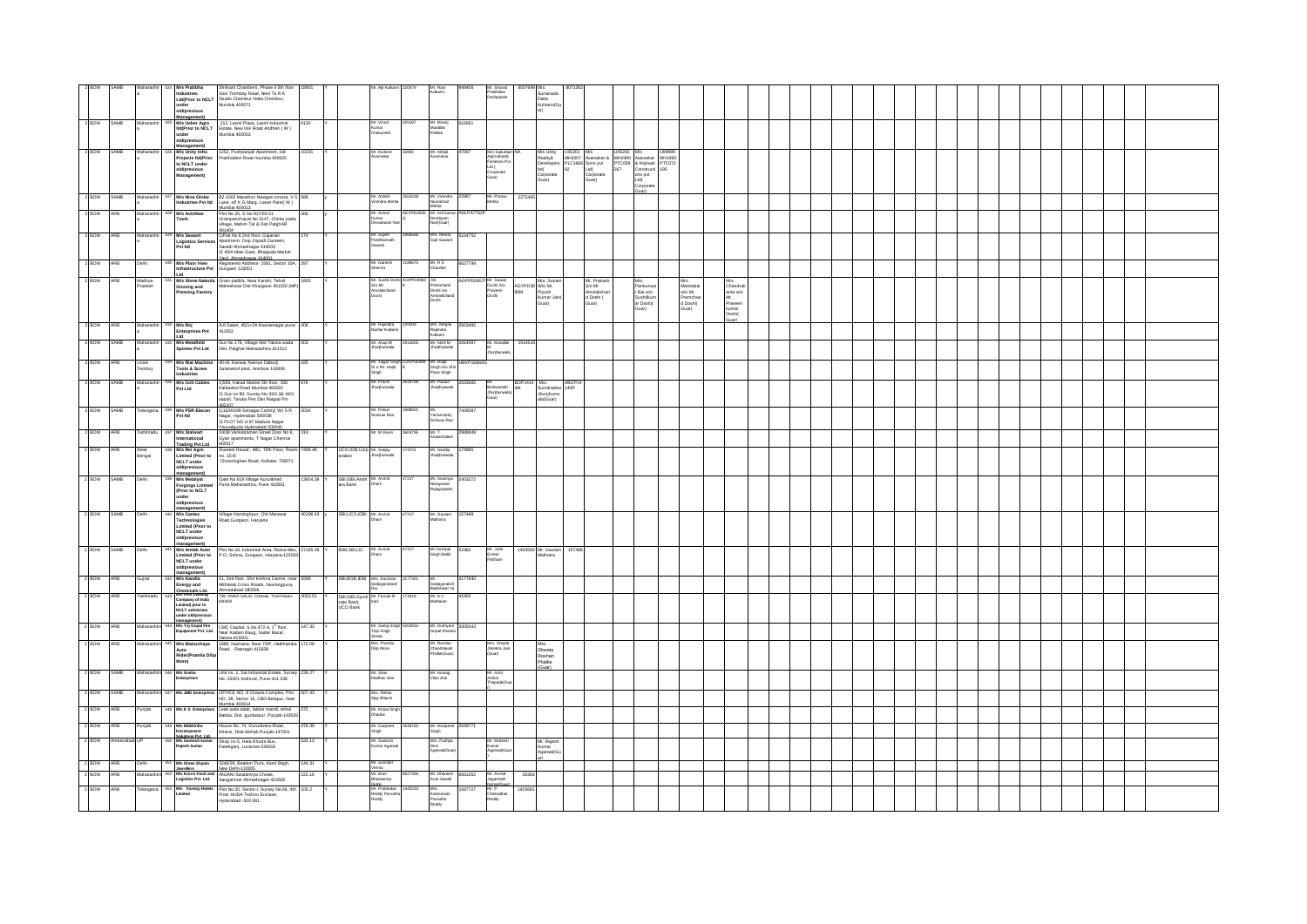| | | | | | | | | | | | | | | | | | | | | | | | | | |
|---|---|---|---|---|---|---|---|---|---|---|---|---|---|---|---|---|---|---|---|---|---|---|---|---|---|
| 2 | BOM | SAMB | Maharashtra | 424 | M/s Pratibha Industries Ltd(Prior to NCLT under old/previous Management) | Shrikant Chambers, Phase II 5th floor Sion Trombay Road, Next To R K Studio Chembur Naka Chembur, Mumbai 400071 | 18901 | Y | | Mr. Ajit Kulkarni | 220678 | Mr. Ravi Kulkarni | 948406 | Mr. Sharad Prabhakar Deshpande | 6507898 | Mrs. Sunanada Datta Kulkarni(Guar) | 8071392 | | | | | | | | |
| 2 | BOM | SAMB | Maharashtra | 425 | M/s Usher Agro ltd(Prior to NCLT under old/previous Management) | 212, Laxmi Plaza, Laxmi Industrial Estate, New link Road Andheri ( W ) Mumbai 400053 | 8130 | Y | | Mr. Vinod Kumar Chaturvedi | 325197 | Mr. Manoj Mandlal Pathak | 616061 | | | | | | | | | | | | |
| 2 | BOM | SAMB | Maharashtra | 426 | M/s Unity Infra Projects ltd(Prior to NCLT under old/previous Management) | 1252, Pushpanjali Apartment, old Prabhadevi Road mumbai 400025 | 10231 | Y | | Mr. Kishore Avarsekar | 16692 | Mr. Abhijit Avarsekar | 47067 | M/s Suburban Agricultural & Fisheries Pvt Ltd ( Corporate Guar) | NA | M/s Unity Realty& Developers ltd( Corporate Guar) | U45201MH2007PLC166692 | M/s Avarsekar & Sons pvt Ltd( Corporate Guar) | U45200MH1990PTC058267 | M/s Avarsekar & Kejriwal Construction pvt Ltd( Corporate Guar) | U99999MH1993PTC072195 | | | | |
| 2 | BOM | SAMB | Maharashtra | 427 | M/s Nine Globe Industries Pvt ltd | B2-1002 Marathon Neoigen innova, V S Lane, off K G Marg, Lower Parel( W ) Mumbai 400013 | 688 | y | | Mr. Ashish Virendra Mehta | 2504208 | Mr. Virendra Navramal Mehta | 22867 | Mr. Pranav Mehta | 2272465 | | | | | | | | | | |
| 2 | BOM | ARB | Maharashtra | 428 | M/s Avishkar Tools | Plot No 25, S No 91/7/53-G1 Grampanchayat No 3147, Chintu pada village, Mahim Tal & Dist Palghar 401404 | 366 | y | | Mr. Ankoos Kumar Devadasan Nair | AKXPD4545Q | Ms. Amrkumari Devadasan Nair(Guar) | AHLPA7752P | | | | | | | | | | | | |
| 2 | BOM | ARB | Maharashtra | 429 | M/s Sawant Logistics Services Pvt ltd | 1)Flat No 6 2nd floor, Gajanan Apartment, Oop Zapadi Canteen, Savedi Ahmednagar 414003 2) 40/A Main Gate, Bhajipala Market Yard, Ahmednagar 414001 | 174 | Y | | Mr. Sujeet Prabhunath Sawant | 3868848 | Mrs. Meena Sujit Sawant | 3154752 | | | | | | | | | | | | |
| 2 | BOM | ARB | Delhi | 430 | M/s Plain View Infrastructure Pvt Ltd | Registered Address- 1581, Sector 10A, Gurgaon 122001 | 297 | Y | | Mr. Ganesh Sharma | 1108675 | Mr. R S Chauhan | 6627799 | | | | | | | | | | | | |
| 2 | BOM | ARB | Madhya Pradesh | 431 | M/s Shree Nakoda Ginning and Pressing Factory | Gram padlia, Near Kanahi, Tehsil Maheshwar Dist Khargaon 451220 (MP) | 1005 | Y | | Mr. Sushil Doshi S/o Mr. Amolakchand Doshi | AGPPD0893K | Mr. Premchand Doshi s/o Amolakchand Doshi | AGPPD0957F | Mr. Sawan Doshi S/o Praveen Doshi | AGYPD3890M | Mrs. Sonam W/o Mr. Piyush Kumar Jain( Guar) | | Mr. Prakash S/o Mr. Amolakchand Doshi ( Guar) | | Mrs. Pankuvwai Bai w/o Sushilkumar Doshi( Guar) | | Mrs. Mamtabai w/o Mr. Premchand Doshi( Guar) | | Mrs. Chandrakanta w/o Mr. Praveen kumar Doshi( Guar) | |
| 2 | BOM | ARB | Maharashtra | 432 | M/s Roj Enterprises Pvt Ltd | A/8 Saket, 45/1+2A Kaxevanagar pune 411052 | 906 | Y | | Mr. Rajendra Narhar Kulkarni | 129939 | Mrs. Megha Rajendra Kulkarni | 2623495 | | | | | | | | | | | | |
| 2 | BOM | SAMB | Maharashtra | 433 | M/s Metalfield Spintex Pvt Ltd | Gut No 179, Village Met Taluka wada Dist. Palghar Maharashtra 421312 | 503 | Y | | Mr. Anup M Jhunjhunwala | 1914505 | Mr. Nikhil M Jhunjhunwala | 1914597 | Mr. Murarilal M Jhunjhunwala | 1914518 | | | | | | | | | | |
| 2 | BOM | ARB | Union Territory | 434 | M/s Riat Machine Tools & Screw Industries | 40-41 Kanwar Avenue Daburji Sultanwind pind, Amritsar 143006 | 185 | Y | | Mr. Jagjot Singh Sr & Mr. Harjit Singh | DZKPS4688B | Mr. Harjit Singh S/o Shri Pooran Singh | HBKPS6601G | | | | | | | | | | | | |
| 2 | BOM | SAMB | Maharashtra | 435 | M/s Colt Cables Pvt Ltd | 1)509, Kaksid Market 5th floor, 306 Kalbadevi Road Mumbai 400002 2) Gut no 90, Survey No 43/2,3& 44/3 sapoli, Taluka Pen Dist Raigad Pin 402107 | 676 | Y | | Mr. Pravin Jhunjhunwala | 2633798 | Mr. Pawan Jhunjhunwala | 2633666 | Mr. Bishwanath Jhunjhunwala( Guar) | BDPJ4144M | Mrs. Sumitradevi Jhunjhunwala(Guar) | ABOPJ4143R | | | | | | | | |
| 2 | BOM | SAMB | Telangana | 436 | M/s PSR Elecon Pvt ltd | 1)1024/249 Srinagar Colony( W) S R Nagar, Hyderabad 500038 2) PLOT NO cl-97 Maduna Nagar Rayadurg Hyderabad 500045 | 2034 | Y | | Mr. Pokuri Srinivas Rao | 1989821 | Mr. Yarramsetty Srinivas Rao | 7428087 | | | | | | | | | | | | |
| 2 | BOM | ARB | Tamilnadu | 437 | M/s Stalwart International Trading Pvt Ltd | 19/36 Venkatraman Street Door No 8, Gyan apartments, T Nagar Chennai 600017 | 319 | Y | | Mr. M Kevin | 3604786 | Ms. T Arunachalam | 2988849 | | | | | | | | | | | | |
| 2 | BOM | ARB | West Bengal | 438 | M/s Rei Agro Limited (Prior to NCLT under old/previous management) | 'Everest House', 46C, 15th Floor, Room no. 15-B Chowringhee Road, Kolkata- 700071 | 7468.48 | Y | UCO,IDBI,Corporation | Mr. Sanjay Jhunjhunwala | 174701 | Mr. Sandip Jhunjhunwala | 174665 | | | | | | | | | | | | |
| 2 | BOM | SAMB | Delhi | 439 | M/s Metalyst Forgings Limited (Prior to NCLT under old/previous management) | Gate No 614 Village Kuruli Khed Pune,Maharashtra, Pune 410501 | 13654.39 | Y | SBI,IDBI,Andhra Bank | Mr. Anand Dhani | 47217 | Mr. Sowmya Narayanan Rajagopalan | 2403272 | | | | | | | | | | | | |
| 2 | BOM | SAMB | Delhi | 440 | M/s Castex Technologies Limited (Prior to NCLT under old/previous management) | Village Narsinghpur, Old Manesar Road,Gurgaon, Haryana | 40196.43 | y | SBI,UCO,IOB | Mr. Anand Dhani | 47217 | Mr. Gautam Malhotra | 157488 | | | | | | | | | | | | |
| 2 | BOM | SAMB | Delhi | 441 | M/s Amtek Auto Limited (Prior to NCLT under old/previous management) | Plot No.16, Industrial Area, Rozka Meo, P.O. Sohna, Gurgaon, Haryana-122103 | 27185.29 | Y | IDBI,SBI,UC | Mr. Anand Dhani | 47217 | Mr Deshpal Singh Malik | 52362 | Mr. John Ernest Flintham | 1463500 | Mr. Gautam Malhotra | 157488 | | | | | | | | |
| 2 | BOM | ARB | Gujrat | 442 | M/s Kandla Energy and Chemicals Ltd. | 11, 2nd floor, Shri krishna Centre, near Mithakali Cross Roads, Navrangpura, Ahmedabad-380009 | 5588 | Y | SBI,BOB,IDBI | Mrs. Kanchan Sanjaykumar Rai | 2177351 | Mr. Sanjaykumar Baleshwar rai | 2177830 | | | | | | | | | | | | |
| 2 | BOM | ARB | Tamilnadu | 443 | M/s Fire Fighting Company of India Limited( prior to NCLT admission under old/previous management) | 749, ANNA SALAI, Chennai, Tamil Nadu-600002 | 3053.51 | Y | SBI,IDBI,Syndicate Bank, UCO Bank | Mr. Ponnan M Inani | 174018 | Mr. A C Muthaiah | 41905 | | | | | | | | | | | | |
| 2 | BOM | ARB | Maharashtra | 444 | M/s Tej Gopal Fire Equipment Pvt. Ltd. | CMC Capital, S No.472 A, 1st floor, Near Kadam Baug, Sadar Bazar, Satara-415001 | 147.32 | Y | | Mr. Sudhir Singh Teja Singh Sirsek | 5203915 | Mr. Dudhyant Gopal Khuntia | 3305043 | | | | | | | | | | | | |
| 2 | BOM | ARB | Maharashtra | 445 | M/s Matruchaya Auto Rider(Pramila Dilip More) | 1085, Nachane, Near TRP, Hakhamba Road, Ratnagiri 415639 | 172.08 | Y | | Mrs. Pramila Dilip More | | Mr. Roshan Chandrakant Phalke(Guar) | | Mrs. Sheela Jitendra Jain (Guar) | | Mrs. Shweta Roshan Phalke (Guar) | | | | | | | | | |
| 2 | BOM | SAMB | Maharashtra | 446 | M/s Sneha Enterprises | Unit no. 1, Sai Industrial Estate, Survey No.-15/6/1,Kothrud, Pune-411 038 | 239.27 | Y | | Mr. Vilas Madhav Atal | | Mr. Anurag Vilas Atal | | Mr. Amit Ashok Tirpade(Guar) | | | | | | | | | | | |
| 2 | BOM | SAMB | Maharashtra | 447 | M/s JMD Enterprises | OFFICE NO. 3 Chawla Complex, Plot NO. 38, Sector 15, CBD Belapur, Navi Mumbai 400614 | 507.43 | Y | | Mrs. Reena Ajay Bhasin | | | | | | | | | | | | | | | |
| 2 | BOM | ARB | Punjab | 448 | M/s K S Enterprises | Leak wala tabab, takkar mandi, tehsil Batala, Dist. gurdaspur. Punjab-143505 | 375 | Y | | Mr. Kirpal Singh Dhadda | | | | | | | | | | | | | | | |
| 2 | BOM | ARB | Punjab | 449 | M/s Mitti Infra Development Solutions Pvt. Ltd. | House No. 74, Gurudwara Road, Kharar, Distt.Mohali,Punjab-147001 | 478.36 | Y | | Mr. Gurpreet Singh | 2639760 | Mr. Manpreet Singh | 2639771 | | | | | | | | | | | | |
| 2 | BOM | Ahmedabad | UP | 450 | M/s Santosh kumar Rajesh kumar | Shop no 5, Hata Khuda Bux, Fatehganj, Lucknow-226018 | 532.12 | Y | | Mr. Santosh Kumar Agarwal | | Mrs. Pushpa Devi Agarwal(Guar) | | Mr. Mahesh Kumar Agarwal(Guar) | | Mr. Rajesh Kumar Agarwal(Guar) | | | | | | | | | |
| 2 | BOM | ARB | Delhi | 451 | M/s Shree Shyam Jewellers | 2246/29, Beadon Pura, Karol Bagh, New Delhi-110005 | 144.31 | Y | | Mr. Surinder Verma | | | | | | | | | | | | | | | |
| 2 | BOM | ARB | Maharashtra | 452 | M/s Krsna Food and Logistics Pvt. Ltd. | ANJANI Swatantrya Chowk, Sangamner Ahmednagar-422605 | 222.16 | Y | | Mr. Ishan Bhandarkar Gupta | 6627456 | Mr. Dhanesh Arun Gawali | 8931262 | Mr. Arvind Jagannath Ningel(Guar) | 35363 | | | | | | | | | | |
| 2 | BOM | ARB | Telangana | 453 | M/s Viceroy Hotels Limited | Plot No.20, Sector-I, Survey No.64, 4th Floor HUDA Techno Enclave, Hyderabad -500 081 | 105.2 | Y | | Mr. Prabhakar Reddy Panodha Reddy | 1403203 | Mrs. Kamreswari Panodha Reddy | 1587727 | Mr. P Chakradhar Reddy | 1425661 | | | | | | | | | | |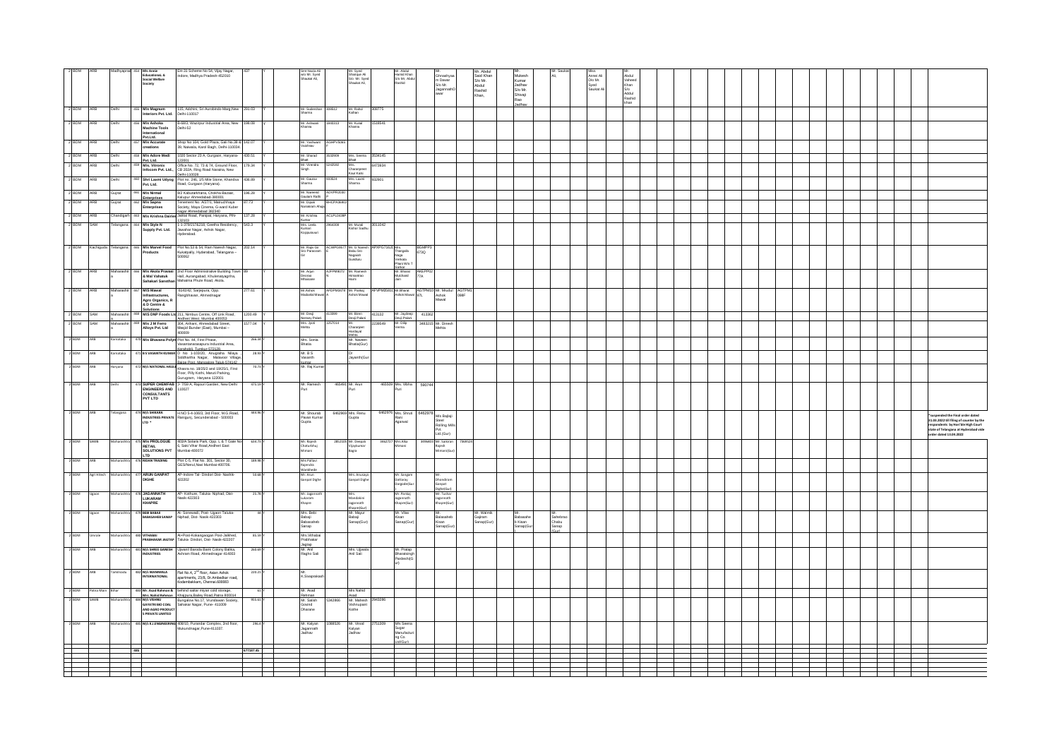| | | | | | | | | | | | | | | | | | | | | | | | | | |
|---|---|---|---|---|---|---|---|---|---|---|---|---|---|---|---|---|---|---|---|---|---|---|---|---|---|
| 2 | BOM | ARB | Madhyapradesh | 454 | M/s Annie Educational & Social Welfare Society | EH-31 Scheme No 54, Vijay Nagar, Indore, Madhya Pradesh-452010 | 427 | Y | Smt Nazia Ali w/o Mr. Syed Shaukat Ali | | Mr. Syed Shafique Ali S/o. Mr. Syed Shaukat Ali | | Mr. Abdul Hamid Khan S/o Mr. Abdul Rashid | | Mr. Ghnsahyam Dawar S/o Mr. JagannathDawar | | Mr. Abdul Said Khan S/o Mr. Abdul Rashid Khan. | | Mr. Mukesh Kumar Jadhav S/o Mr. Shivaji Rao Jadhav | | Mr. Saukat Ali, | | Miss Ainee Ali D/o Mr. Syed Saukat Ali | | Mr. Abdul Waheed Khan S/o Abdul Rashid khan | |
| 2 | BOM | ARB | Delhi | 455 | M/s Magnum Interiors Pvt. Ltd. | 115, Adchini, Sri Aurobindo Marg,New Delhi-110017 | 291.03 | Y | Mr. Sudershan Sharma | 308512 | Mr. Rahul Kathan | 308775 | | | | | | | | | | | | | | |
| 2 | BOM | ARB | Delhi | 456 | M/s Ashoka Machine Tools International Pvt.Ltd. | B-68/3, Wazirpur Industrial Area, New Delhi-52 | 196.09 | Y | Mr. Ashwani Khanna | 1840313 | Mr. Kunal Khanna | 1518541 | | | | | | | | | | | | | | |
| 2 | BOM | ARB | Delhi | 457 | M/s Accurate creations | Shop No 334, Gold Plaza, Gali No.38 & 39, Naiwala, Karol Bagh, Delhi-110024 | 142.07 | Y | Mr. Yashwant Vaishnav | AGHPV5065P | | | | | | | | | | | | | | | | |
| 2 | BOM | ARB | Delhi | 458 | M/s Adore Medi Pvt. Ltd. | 1020 Sector 23 A, Gurgaon, Haryana-122001 | 430.51 | Y | Mr. Sharad Bhatt | 3533509 | Mrs. Seema Bhatt | 3534145 | | | | | | | | | | | | | | |
| 2 | BOM | ARB | Delhi | 459 | M/s. Vitronis Infocom Pvt. Ltd., | Office No. 72, 73 & 74, Ground Floor, CSI 202A, Ring Road Naraina, New Delhi-110028 | 175.34 | Y | Mr. Virendra Singh | 6242592 | Mrs. Charanpreet Kaur Kalsi | 6473934 | | | | | | | | | | | | | | |
| 2 | BOM | ARB | Delhi | 460 | Shri Laxmi Udyog Pvt. Ltd. | Plot no. 346, 1/5 Mile Stone, Khandsa Road, Gurgaon (Haryana) | 436.99 | Y | Mr. Gaurav Sharma | 933624 | Mrs. Laxmi Sharma | 932601 | | | | | | | | | | | | | | |
| 2 | BOM | ARB | Gujrat | 461 | M/s Nirmal Enterprises | 8/2 Kabutarkhana, Chokha Bazaar, Kalupur Ahmedabad-380001 | 106.28 | Y | Mr. Nareesh Gautam Patel | ADVPP2030P | | | | | | | | | | | | | | | | |
| 2 | BOM | ARB | Gujrat | 462 | M/s Sapna Enterprises | Tenement No. A/37/1, Matruchhaya Society, Maya Cinema, G-ward Kuber nagar Ahmedabad 382340 | 97.73 | Y | Mr. Dipak Narsidram Ahuja | BHCPA3686Q | | | | | | | | | | | | | | | | |
| 2 | BOM | ARB | Chandigarh | 463 | M/s Krishna Dairies | Jattal Road, Panipat, Haryana, PIN-132103 | 137.26 | Y | Mr. Krishna Kumar | ACLPL0418P | | | | | | | | | | | | | | | | |
| 2 | BOM | SAM | Telangana | 464 | M/s Style N Supply Pvt. Ltd. | 1-1-379/23/76216, Geetha Residency, Jawahar Nagar, Ashok Nagar, Hyderabad. | 543.3 | Y | Mrs. Leela Kumari Kuppuswam | 2964308 | Mr. Murali Kishor Sadhu | 3013042 | | | | | | | | | | | | | | |
| 2 | BOM | Kachiguda | Telangana | 465 | M/s Marvel Food Products | Plot No.53 & 54, Ram Naresh Nagar, Kukatpally, Hyderabad, Telangana – 500062 | 202.14 | Y | Mr. Rajiv Giri Siro Paramsm Giri | ACMPG8577E | Mr. G Nagesh Babu S/o Nagaiah Gundlaiu | APXPG7162E | Mrs. Thangella Naga Venkata Phani W/o T Sankar | BGMPP3873Q | | | | | | | | | | | | |
| 2 | BOM | ARB | Maharashtra | 466 | M/s Akola Prawasi & Mal Vahatuk Sahakari Sansthan | 2nd Floor Administrative Building Town Hall, Aurangabad, Khuleraayagrha, Mahatma Phule Road, Akola. | 86 | Y | Mr. Arjun Devrao Mhaisane | AJFPM8072N | Mr. Ramesh Hiralalrao Nazni | | Mr. Bharat Motilalji Jain | AKFPP0277A | | | | | | | | | | | | |
| 2 | BOM | ARB | Maharashtra | 467 | M/S Mawal Infrastructures, Agro Organics, R & D Centre & Solutions | 614/142, Sarjepura, Opp. Rangbhavan, Ahmednagar | 277.61 | Y | Mr Ashok Madanlal Mawal | AFDPM3478A | Mr. Pankaj Ashok Mawal | AFVPM0581 | Mr.Bharat Ashok Mawal | AGTPM1097L | Mr. Mrudul Ashok Mawal | AGTPM1088F | | | | | | | | | | |
| 2 | BOM | SAM | Maharashtra | 468 | M/S DNP Foods Ltd | 211, Nimbus Centre, Off Link Road, Andheri West, Mumbai 400053 | 1200.49 | Y | Mr. Deep Nemey Palani | 413368 | Mr. Biren Devji Palani | 413132 | Mr. Jaydeep Devji Palani | 413362 | | | | | | | | | | | | |
| 2 | BOM | SAM | Maharashtra | 469 | M/s J M Ferro Alloys Pvt. Ltd | 304, Arihant, Ahmedabad Street, Masjid Bunder (East), Mumbai – 400009 | 1177.04 | Y | Mrs. Jyoti Mehta | 1257516 | Mr. Charanjeet Hardayal Mehta | 2236549 | Mr. Dilip Verma | 3483215 | Mr. Dinesh Mehta | | | | | | | | | | | |
| 2 | BOM | ARB | Karnataka | 470 | M/s Bhavana Polymers | Plot No. 44, First Phase, Veerambanarasapura Industrial Area, Karahalli, Tumkur-572128 | 266.34 | Y | Mrs. Sonia Bhatia | | Mr. Naveen Bhatia(Gur) | | | | | | | | | | | | | | | |
| 2 | BOM | ARB | Karnataka | 471 | B S VASANTH KUMAR | D. No. 1-100/20, Anugraha Nilaya Siddhartha Nagar, Malavoor Village, Bajpe Post, Mangalore Taluk-574142 | 28.93 | Y | Mr. B S Vasanth Kumar | | Dr Jayanth(Gur) | | | | | | | | | | | | | | | |
| 2 | BOM | ARB | Haryana | 472 | M/s NATIONAL HAULERS | Khasra no. 18/25/2 and 19/25/1, First Floor, Pilly Kothi, Maruti Parking, Gurugram, Haryana 122001 | 70.73 | Y | Mr. Raj Kumar | | | | | | | | | | | | | | | | | |
| 2 | BOM | ARB | Delhi | 473 | SUPER CHEMFAB ENGINEERS AND CONSULTANTS PVT LTD | J- 7/59 A, Rajouri Garden, New Delhi 110027 | 475.19 | Y | Mr. Ramesh Puri | 465491 | Mr. Arun Puri | 465509 | Mrs. Vibha Puri | 590744 | | | | | | | | | | | | |
| 2 | BOM | ARB | Telangana | 474 | M/S SHIKARA INDUSTRIES PRIVATE LTD * | H.NO 5-4-193/3, 3rd Floor, M.G.Road, Ranigunj, Secunderabad - 500003 | 444.96 | Y | Mr. Shourab Pawan Kumar Gupta | 6462969 | Mrs. Renu Gupta | 6462976 | Mrs. Shruti Rani Agarwal | 6462978 | M/s Bajraj Steel Rolling Mills Pvt. Ltd (Gur) | | | | | | | | | | | *suspended the Final order dated 31.03.2022 till filing of counter by the respondents by Hon'ble High Court state of Telangana at Hyderabad vide order dated 13.04.2022 |
| 2 | BOM | SAME | Maharashtra | 475 | M/s PROLOGUE RETAIL SOLUTIONS PVT LTD | 603/A Solaris Park, Opp. L & T Gate No 6, Saki Vihar Road,Andheri East Mumbai-400072 | 634.73 | Y | Mr. Rajesh Chaturbhuj Mimani | 2852105 | Mr. Deepak Vijaykumar Bagla | 3462727 | Mrs. Alka Mimani | 3899433 | Mr. Sanskar Rajesh Mimani(Gur) | 7384519 | | | | | | | | | | |
| 2 | BOM | ARB | Maharashtra | 476 | REGAN TRADING | Plot C-6, Flat No. 301, Sector 30, GES/Nerul,Navi Mumbai-400706. | 189.98 | Y | Mrs Pallavi Rajendra Wankhede | | | | | | | | | | | | | | | | | |
| 2 | BOM | Agri Hitech | Maharashtra | 477 | ARUN GANPAT DIGHE | AP- Indore Tal- Dindori Dist- Nashik-422202 | 50.68 | Y | Mr. Arun Ganpat Dighe | | Mrs. Anusaya Ganpat Dighe | | Mr. Sangram Dattaray Dagade(Gur) | | Mr. Dhondiram Ganpat Dighe(Gur) | | | | | | | | | | | |
| 2 | BOM | Ugaon | Maharashtra | 478 | JAGANNATH LUKARAM KHAPRE | AP- Kotbure, Taluka- Niphad, Dist- Nasik-422303 | 25.76 | Y | Mr. Jagannath Lukaram Khapre | | Mrs. Mandakini Jagannath Khapre(Gur) | | Mr. Pankaj Jagannath Khapre(Gur) | | Mr. Tushar Jagannath Khapre(Gur) | | | | | | | | | | | |
| 2 | BOM | Ugaon | Maharashtra | 479 | BEBI BABAJI BABASAHEB SANAP | At- Sonewadi, Post- Ugaon Taluka- Niphad, Dist- Nasik-422303 | 48 | Y | Mrs. Bebi Babaji Babasaheb Sanap | | Mr. Mayur Babaji Sanap(Gur) | | Mr. Vilas Kisan Sanap(Gur) | | Mr. Walmik Gajiram Sanap(Gur) | | Mr. Balasaheb Kisan Sanap(Gur) | | Mr. Babasaheb Kisan Sanap(Gur) | | Mr. Sahebrao Chabu Sanap (Gur) | | | | | |
| 2 | BOM | Umrale | Maharashtra | 480 | VITHABAI PRABHAKAR JAGTAP | At-Post-Kokangaogan Post-Jadkhed, Taluka- Dindori, Dist- Nasik-422207 | 85.59 | Y | Mrs.Vithabai Prabhakar Jagtap | | | | | | | | | | | | | | | | | |
| 2 | BOM | ARB | Maharashtra | 481 | M/s SHREE GANESH INDUSTRIES | Ujwanl Baroda Bank Colony Balika Ashram Road, Ahmednagar 414003 | 264.60 | Y | Mr. Anil Ragho Sali | | Mrs. Ujjwala Anil Sali | | Mr. Pratap Bharatsingh Pardeshi(Gur) | | | | | | | | | | | | | |
| 2 | BOM | ARB | Tamilnadu | 482 | M/s MAMMALA INTERNATIONAL | Flat No.A, 2nd floor, Asian Ashok apartments, 23/8, Dr.Ambedkar road, Kodambakkam, Chennai-600083 | 220.21 | Y | Mr. K.Sivaprakash | | | | | | | | | | | | | | | | | |
| 2 | BOM | Patna Main | Bihar | 483 | Mr. Asad Rahman & Mrs. Nahid Rehman | behind sattar miyan cold storage, Khajpura,Bailey Road,Patna 800014 | 61 | Y | Mr. Asad Rehman | | Mrs Nahid Asad | | | | | | | | | | | | | | | |
| 2 | BOM | SAME | Maharashtra | 484 | M/s VISHNU GAYATRI BIO COAL AND AGRO PRODUCTS PRIVATE LIMITED | Bungalow No.17, Vrundavan Society, Sahakar Nagar, Pune- 411009 | 955.61 | Y | Mr. Satish Govind Dhavane | 3242866 | Mr. Mahesh Vishnupant Kothe | 2943236 | | | | | | | | | | | | | | |
| 2 | BOM | ARB | Maharashtra | 485 | M/s K J ENGINEERING | 408/10, Purandar Complex, 2nd floor, Mukundnagar, Pune-411037. | 296.4 | Y | Mr. Kalyan Jagannath Jadhav | 1088526 | Mr. Vinod Kalyan Jadhav | 2751309 | M/s Seema Sugar Manufacturing Co. Ltd(Gur) | | | | | | | | | | | | | |
| | | | | 485 | | | 677267.45 | | | | | | | | | | | | | | | | | | | |